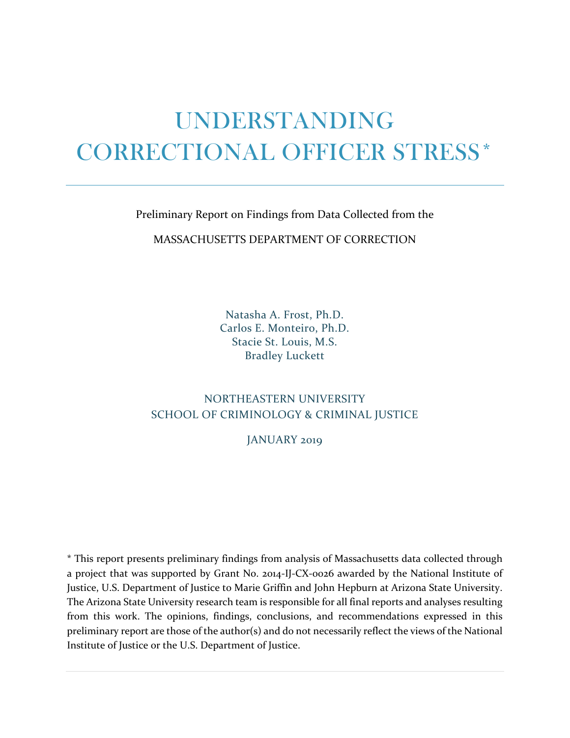# UNDERSTANDING CORRECTIONAL OFFICER STRESS*

Preliminary Report on Findings from Data Collected from the

MASSACHUSETTS DEPARTMENT OF CORRECTION

Natasha A. Frost, Ph.D.
Carlos E. Monteiro, Ph.D.
Stacie St. Louis, M.S.
Bradley Luckett

NORTHEASTERN UNIVERSITY
SCHOOL OF CRIMINOLOGY & CRIMINAL JUSTICE

JANUARY 2019

* This report presents preliminary findings from analysis of Massachusetts data collected through a project that was supported by Grant No. 2014-IJ-CX-0026 awarded by the National Institute of Justice, U.S. Department of Justice to Marie Griffin and John Hepburn at Arizona State University. The Arizona State University research team is responsible for all final reports and analyses resulting from this work. The opinions, findings, conclusions, and recommendations expressed in this preliminary report are those of the author(s) and do not necessarily reflect the views of the National Institute of Justice or the U.S. Department of Justice.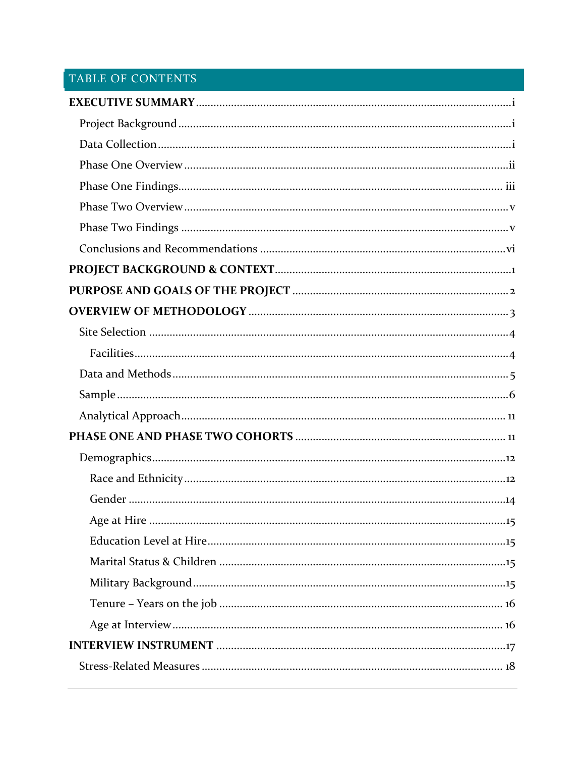## TABLE OF CONTENTS

**EXECUTIVE SUMMARY** .......... i

- Project Background .......... i
- Data Collection .......... i
- Phase One Overview .......... ii
- Phase One Findings .......... iii
- Phase Two Overview .......... v
- Phase Two Findings .......... v
- Conclusions and Recommendations .......... vi

**PROJECT BACKGROUND & CONTEXT** .......... 1

**PURPOSE AND GOALS OF THE PROJECT** .......... 2

**OVERVIEW OF METHODOLOGY** .......... 3

- Site Selection .......... 4
  - Facilities .......... 4
- Data and Methods .......... 5
- Sample .......... 6
- Analytical Approach .......... 11

**PHASE ONE AND PHASE TWO COHORTS** .......... 11

- Demographics .......... 12
  - Race and Ethnicity .......... 12
  - Gender .......... 14
  - Age at Hire .......... 15
  - Education Level at Hire .......... 15
  - Marital Status & Children .......... 15
  - Military Background .......... 15
  - Tenure – Years on the job .......... 16
  - Age at Interview .......... 16

**INTERVIEW INSTRUMENT** .......... 17

- Stress-Related Measures .......... 18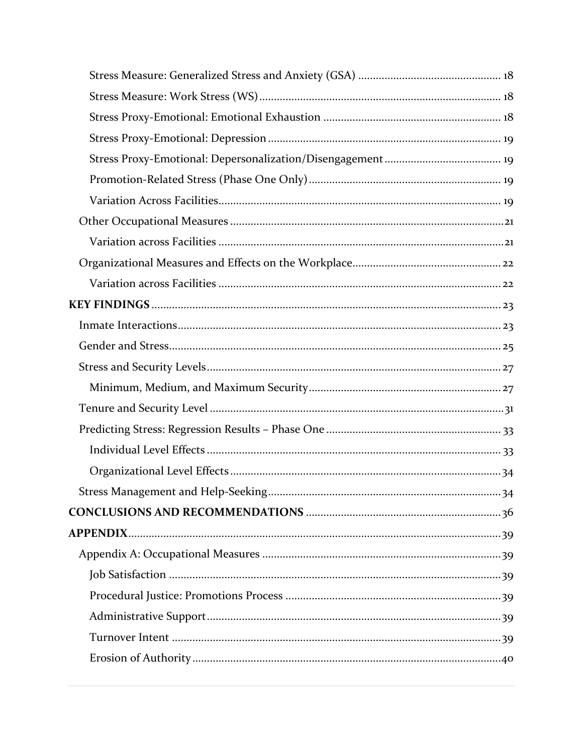Stress Measure: Generalized Stress and Anxiety (GSA) ................................................ 18

Stress Measure: Work Stress (WS) ................................................................................ 18

Stress Proxy-Emotional: Emotional Exhaustion ............................................................ 18

Stress Proxy-Emotional: Depression .............................................................................. 19

Stress Proxy-Emotional: Depersonalization/Disengagement ........................................ 19

Promotion-Related Stress (Phase One Only) ................................................................ 19

Variation Across Facilities .............................................................................................. 19

Other Occupational Measures ............................................................................................ 21

Variation across Facilities ................................................................................................ 21

Organizational Measures and Effects on the Workplace .................................................. 22

Variation across Facilities ................................................................................................ 22

**KEY FINDINGS** ................................................................................................................ 23

Inmate Interactions ............................................................................................................. 23

Gender and Stress ................................................................................................................ 25

Stress and Security Levels ................................................................................................... 27

Minimum, Medium, and Maximum Security ................................................................ 27

Tenure and Security Level .................................................................................................. 31

Predicting Stress: Regression Results – Phase One .......................................................... 33

Individual Level Effects ................................................................................................... 33

Organizational Level Effects ........................................................................................... 34

Stress Management and Help-Seeking .............................................................................. 34

**CONCLUSIONS AND RECOMMENDATIONS** ................................................................ 36

**APPENDIX** ........................................................................................................................ 39

Appendix A: Occupational Measures ................................................................................ 39

Job Satisfaction ................................................................................................................ 39

Procedural Justice: Promotions Process ......................................................................... 39

Administrative Support ................................................................................................... 39

Turnover Intent ............................................................................................................... 39

Erosion of Authority ........................................................................................................ 40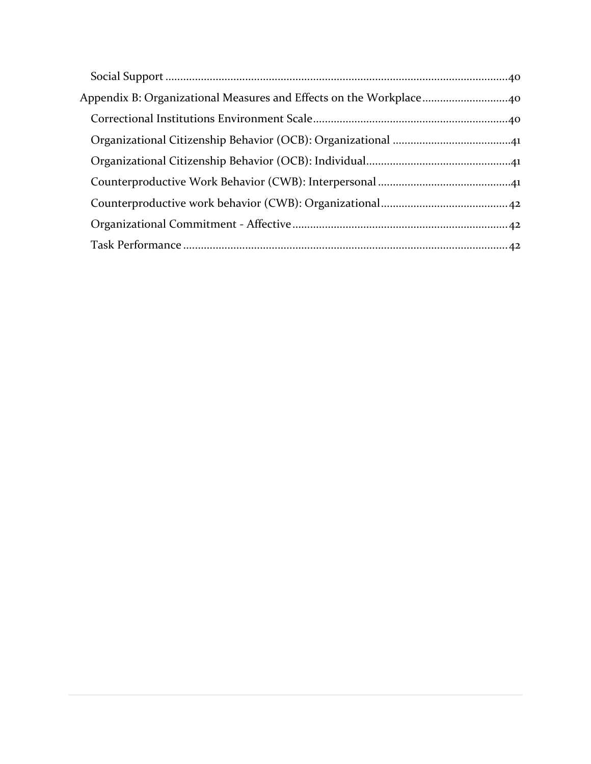Social Support ....................................................................................................................40

Appendix B: Organizational Measures and Effects on the Workplace.............................40

Correctional Institutions Environment Scale..................................................................40

Organizational Citizenship Behavior (OCB): Organizational ........................................41

Organizational Citizenship Behavior (OCB): Individual.................................................41

Counterproductive Work Behavior (CWB): Interpersonal .............................................41

Counterproductive work behavior (CWB): Organizational...........................................42

Organizational Commitment - Affective.........................................................................42

Task Performance ............................................................................................................42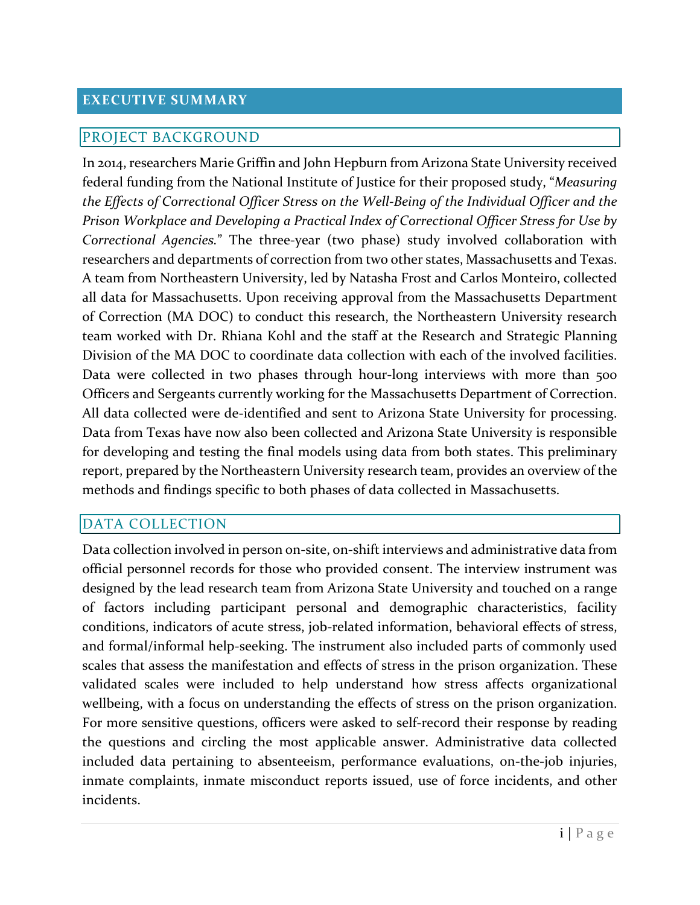# EXECUTIVE SUMMARY

## PROJECT BACKGROUND

In 2014, researchers Marie Griffin and John Hepburn from Arizona State University received federal funding from the National Institute of Justice for their proposed study, "*Measuring the Effects of Correctional Officer Stress on the Well-Being of the Individual Officer and the Prison Workplace and Developing a Practical Index of Correctional Officer Stress for Use by Correctional Agencies*." The three-year (two phase) study involved collaboration with researchers and departments of correction from two other states, Massachusetts and Texas. A team from Northeastern University, led by Natasha Frost and Carlos Monteiro, collected all data for Massachusetts. Upon receiving approval from the Massachusetts Department of Correction (MA DOC) to conduct this research, the Northeastern University research team worked with Dr. Rhiana Kohl and the staff at the Research and Strategic Planning Division of the MA DOC to coordinate data collection with each of the involved facilities. Data were collected in two phases through hour-long interviews with more than 500 Officers and Sergeants currently working for the Massachusetts Department of Correction. All data collected were de-identified and sent to Arizona State University for processing. Data from Texas have now also been collected and Arizona State University is responsible for developing and testing the final models using data from both states. This preliminary report, prepared by the Northeastern University research team, provides an overview of the methods and findings specific to both phases of data collected in Massachusetts.

## DATA COLLECTION

Data collection involved in person on-site, on-shift interviews and administrative data from official personnel records for those who provided consent. The interview instrument was designed by the lead research team from Arizona State University and touched on a range of factors including participant personal and demographic characteristics, facility conditions, indicators of acute stress, job-related information, behavioral effects of stress, and formal/informal help-seeking. The instrument also included parts of commonly used scales that assess the manifestation and effects of stress in the prison organization. These validated scales were included to help understand how stress affects organizational wellbeing, with a focus on understanding the effects of stress on the prison organization. For more sensitive questions, officers were asked to self-record their response by reading the questions and circling the most applicable answer. Administrative data collected included data pertaining to absenteeism, performance evaluations, on-the-job injuries, inmate complaints, inmate misconduct reports issued, use of force incidents, and other incidents.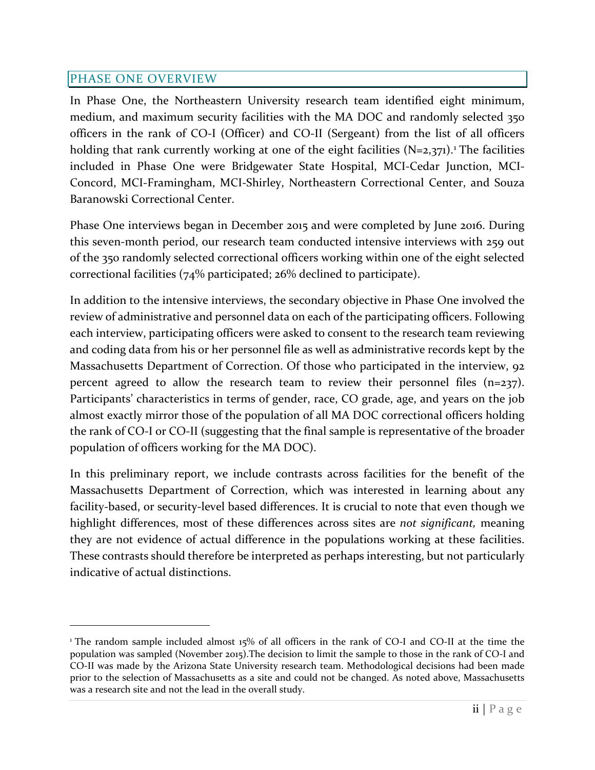## PHASE ONE OVERVIEW

In Phase One, the Northeastern University research team identified eight minimum, medium, and maximum security facilities with the MA DOC and randomly selected 350 officers in the rank of CO-I (Officer) and CO-II (Sergeant) from the list of all officers holding that rank currently working at one of the eight facilities (N=2,371).[1] The facilities included in Phase One were Bridgewater State Hospital, MCI-Cedar Junction, MCI-Concord, MCI-Framingham, MCI-Shirley, Northeastern Correctional Center, and Souza Baranowski Correctional Center.

Phase One interviews began in December 2015 and were completed by June 2016. During this seven-month period, our research team conducted intensive interviews with 259 out of the 350 randomly selected correctional officers working within one of the eight selected correctional facilities (74% participated; 26% declined to participate).

In addition to the intensive interviews, the secondary objective in Phase One involved the review of administrative and personnel data on each of the participating officers. Following each interview, participating officers were asked to consent to the research team reviewing and coding data from his or her personnel file as well as administrative records kept by the Massachusetts Department of Correction. Of those who participated in the interview, 92 percent agreed to allow the research team to review their personnel files (n=237). Participants' characteristics in terms of gender, race, CO grade, age, and years on the job almost exactly mirror those of the population of all MA DOC correctional officers holding the rank of CO-I or CO-II (suggesting that the final sample is representative of the broader population of officers working for the MA DOC).

In this preliminary report, we include contrasts across facilities for the benefit of the Massachusetts Department of Correction, which was interested in learning about any facility-based, or security-level based differences. It is crucial to note that even though we highlight differences, most of these differences across sites are *not significant,* meaning they are not evidence of actual difference in the populations working at these facilities. These contrasts should therefore be interpreted as perhaps interesting, but not particularly indicative of actual distinctions.

---

[1] The random sample included almost 15% of all officers in the rank of CO-I and CO-II at the time the population was sampled (November 2015).The decision to limit the sample to those in the rank of CO-I and CO-II was made by the Arizona State University research team. Methodological decisions had been made prior to the selection of Massachusetts as a site and could not be changed. As noted above, Massachusetts was a research site and not the lead in the overall study.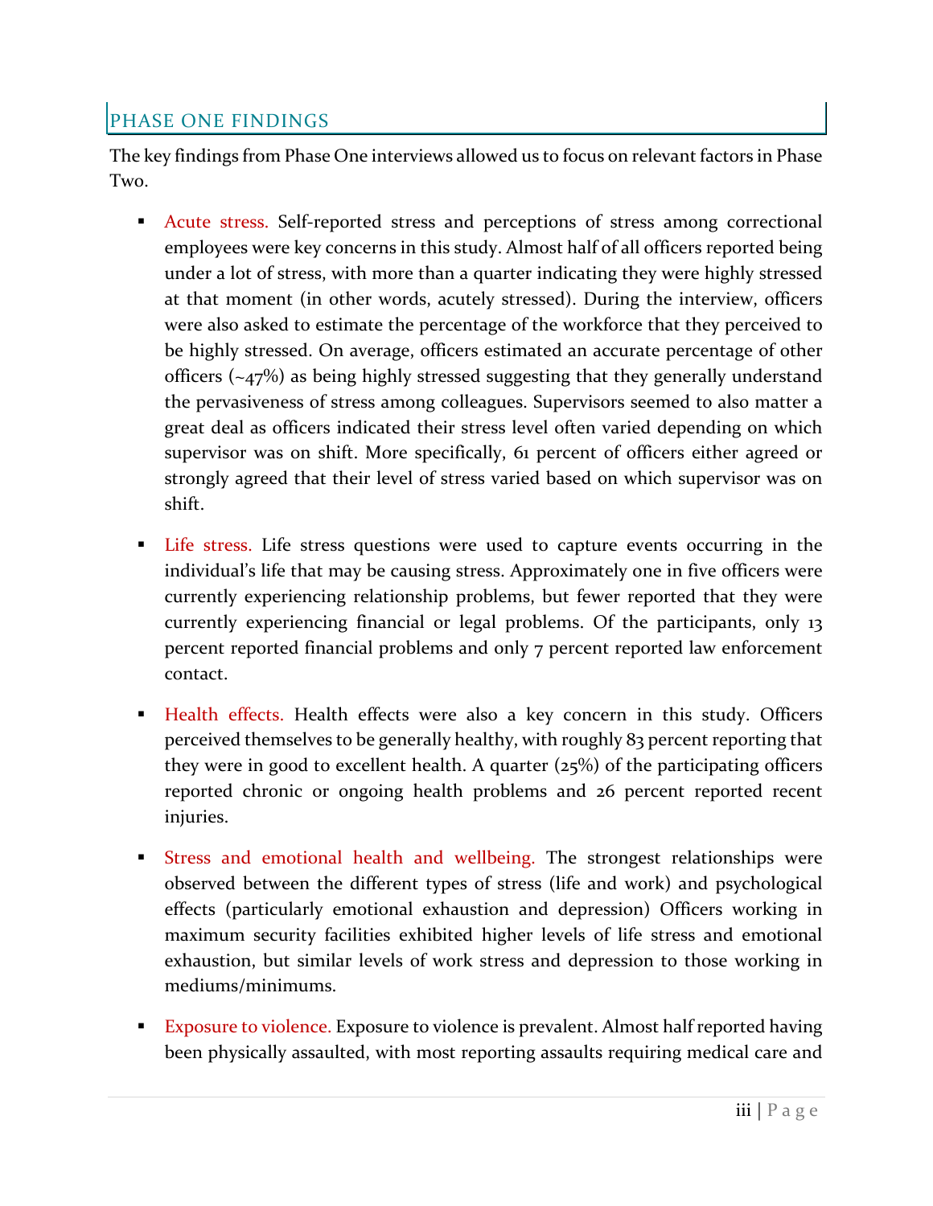## PHASE ONE FINDINGS

The key findings from Phase One interviews allowed us to focus on relevant factors in Phase Two.

- Acute stress. Self-reported stress and perceptions of stress among correctional employees were key concerns in this study. Almost half of all officers reported being under a lot of stress, with more than a quarter indicating they were highly stressed at that moment (in other words, acutely stressed). During the interview, officers were also asked to estimate the percentage of the workforce that they perceived to be highly stressed. On average, officers estimated an accurate percentage of other officers (~47%) as being highly stressed suggesting that they generally understand the pervasiveness of stress among colleagues. Supervisors seemed to also matter a great deal as officers indicated their stress level often varied depending on which supervisor was on shift. More specifically, 61 percent of officers either agreed or strongly agreed that their level of stress varied based on which supervisor was on shift.

- Life stress. Life stress questions were used to capture events occurring in the individual's life that may be causing stress. Approximately one in five officers were currently experiencing relationship problems, but fewer reported that they were currently experiencing financial or legal problems. Of the participants, only 13 percent reported financial problems and only 7 percent reported law enforcement contact.

- Health effects. Health effects were also a key concern in this study. Officers perceived themselves to be generally healthy, with roughly 83 percent reporting that they were in good to excellent health. A quarter (25%) of the participating officers reported chronic or ongoing health problems and 26 percent reported recent injuries.

- Stress and emotional health and wellbeing. The strongest relationships were observed between the different types of stress (life and work) and psychological effects (particularly emotional exhaustion and depression) Officers working in maximum security facilities exhibited higher levels of life stress and emotional exhaustion, but similar levels of work stress and depression to those working in mediums/minimums.

- Exposure to violence. Exposure to violence is prevalent. Almost half reported having been physically assaulted, with most reporting assaults requiring medical care and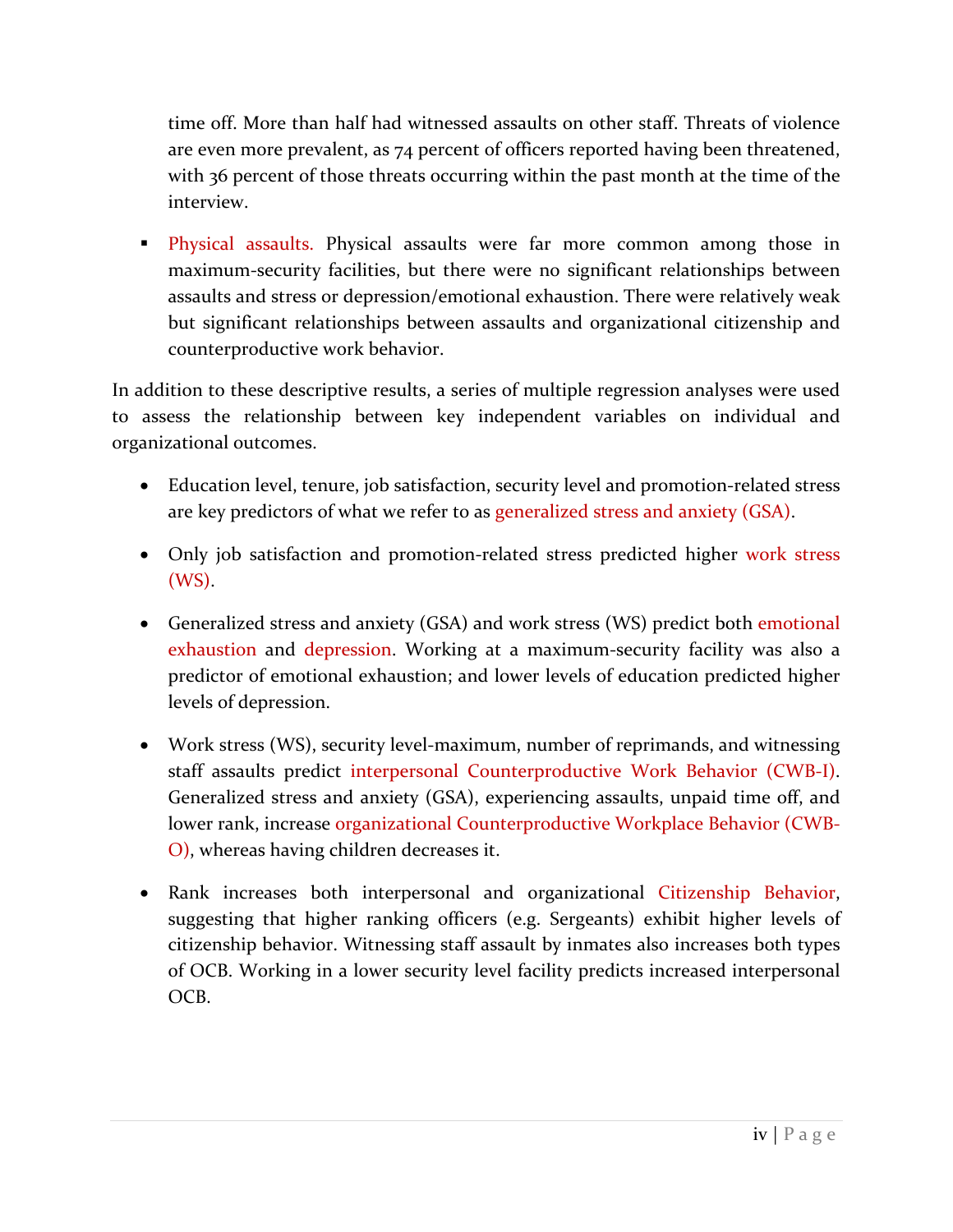time off. More than half had witnessed assaults on other staff. Threats of violence are even more prevalent, as 74 percent of officers reported having been threatened, with 36 percent of those threats occurring within the past month at the time of the interview.

- Physical assaults. Physical assaults were far more common among those in maximum-security facilities, but there were no significant relationships between assaults and stress or depression/emotional exhaustion. There were relatively weak but significant relationships between assaults and organizational citizenship and counterproductive work behavior.

In addition to these descriptive results, a series of multiple regression analyses were used to assess the relationship between key independent variables on individual and organizational outcomes.

- Education level, tenure, job satisfaction, security level and promotion-related stress are key predictors of what we refer to as generalized stress and anxiety (GSA).

- Only job satisfaction and promotion-related stress predicted higher work stress (WS).

- Generalized stress and anxiety (GSA) and work stress (WS) predict both emotional exhaustion and depression. Working at a maximum-security facility was also a predictor of emotional exhaustion; and lower levels of education predicted higher levels of depression.

- Work stress (WS), security level-maximum, number of reprimands, and witnessing staff assaults predict interpersonal Counterproductive Work Behavior (CWB-I). Generalized stress and anxiety (GSA), experiencing assaults, unpaid time off, and lower rank, increase organizational Counterproductive Workplace Behavior (CWB-O), whereas having children decreases it.

- Rank increases both interpersonal and organizational Citizenship Behavior, suggesting that higher ranking officers (e.g. Sergeants) exhibit higher levels of citizenship behavior. Witnessing staff assault by inmates also increases both types of OCB. Working in a lower security level facility predicts increased interpersonal OCB.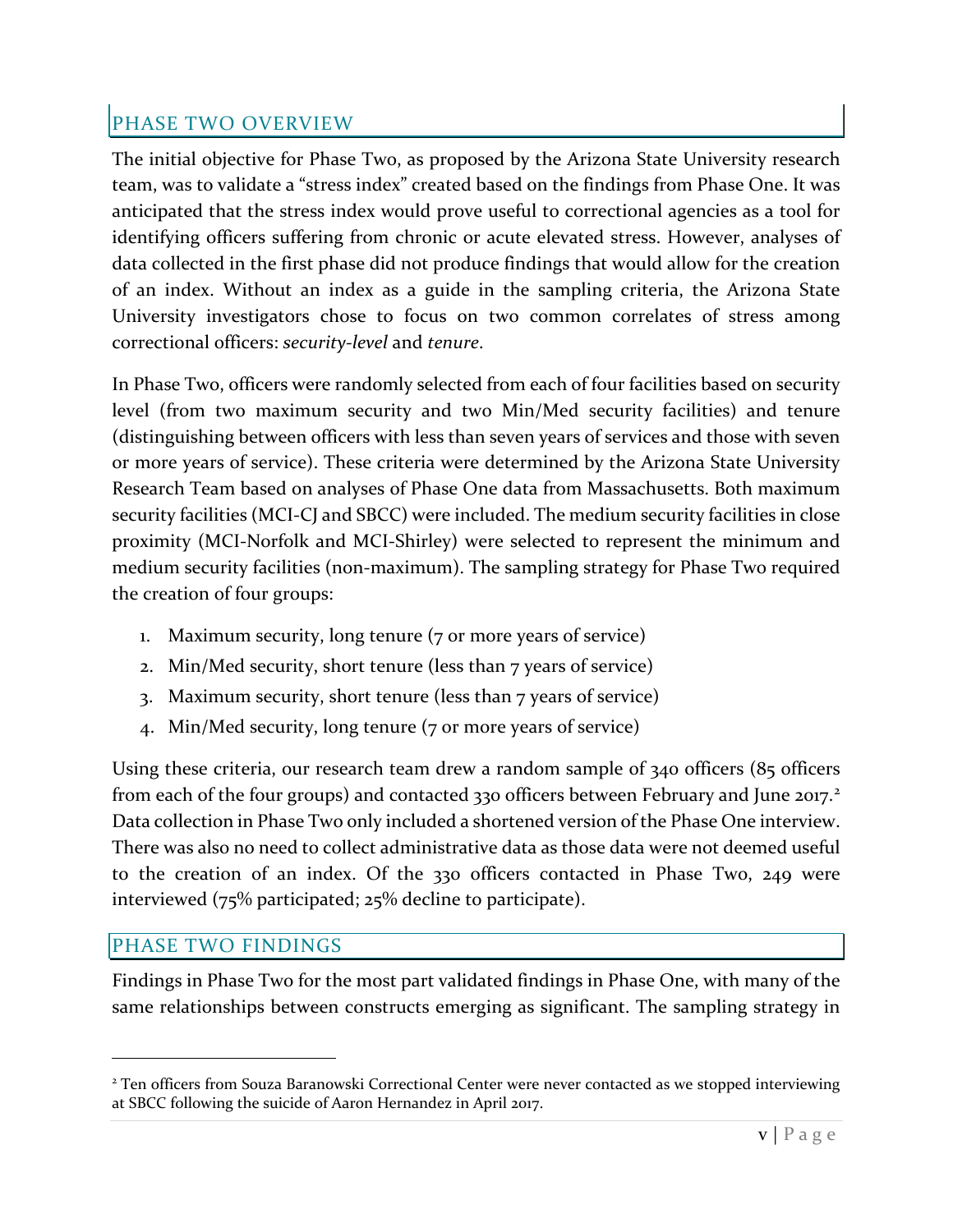## PHASE TWO OVERVIEW

The initial objective for Phase Two, as proposed by the Arizona State University research team, was to validate a "stress index" created based on the findings from Phase One. It was anticipated that the stress index would prove useful to correctional agencies as a tool for identifying officers suffering from chronic or acute elevated stress. However, analyses of data collected in the first phase did not produce findings that would allow for the creation of an index. Without an index as a guide in the sampling criteria, the Arizona State University investigators chose to focus on two common correlates of stress among correctional officers: *security-level* and *tenure*.

In Phase Two, officers were randomly selected from each of four facilities based on security level (from two maximum security and two Min/Med security facilities) and tenure (distinguishing between officers with less than seven years of services and those with seven or more years of service). These criteria were determined by the Arizona State University Research Team based on analyses of Phase One data from Massachusetts. Both maximum security facilities (MCI-CJ and SBCC) were included. The medium security facilities in close proximity (MCI-Norfolk and MCI-Shirley) were selected to represent the minimum and medium security facilities (non-maximum). The sampling strategy for Phase Two required the creation of four groups:

1. Maximum security, long tenure (7 or more years of service)
2. Min/Med security, short tenure (less than 7 years of service)
3. Maximum security, short tenure (less than 7 years of service)
4. Min/Med security, long tenure (7 or more years of service)

Using these criteria, our research team drew a random sample of 340 officers (85 officers from each of the four groups) and contacted 330 officers between February and June 2017.[2] Data collection in Phase Two only included a shortened version of the Phase One interview. There was also no need to collect administrative data as those data were not deemed useful to the creation of an index. Of the 330 officers contacted in Phase Two, 249 were interviewed (75% participated; 25% decline to participate).

## PHASE TWO FINDINGS

Findings in Phase Two for the most part validated findings in Phase One, with many of the same relationships between constructs emerging as significant. The sampling strategy in

[2] Ten officers from Souza Baranowski Correctional Center were never contacted as we stopped interviewing at SBCC following the suicide of Aaron Hernandez in April 2017.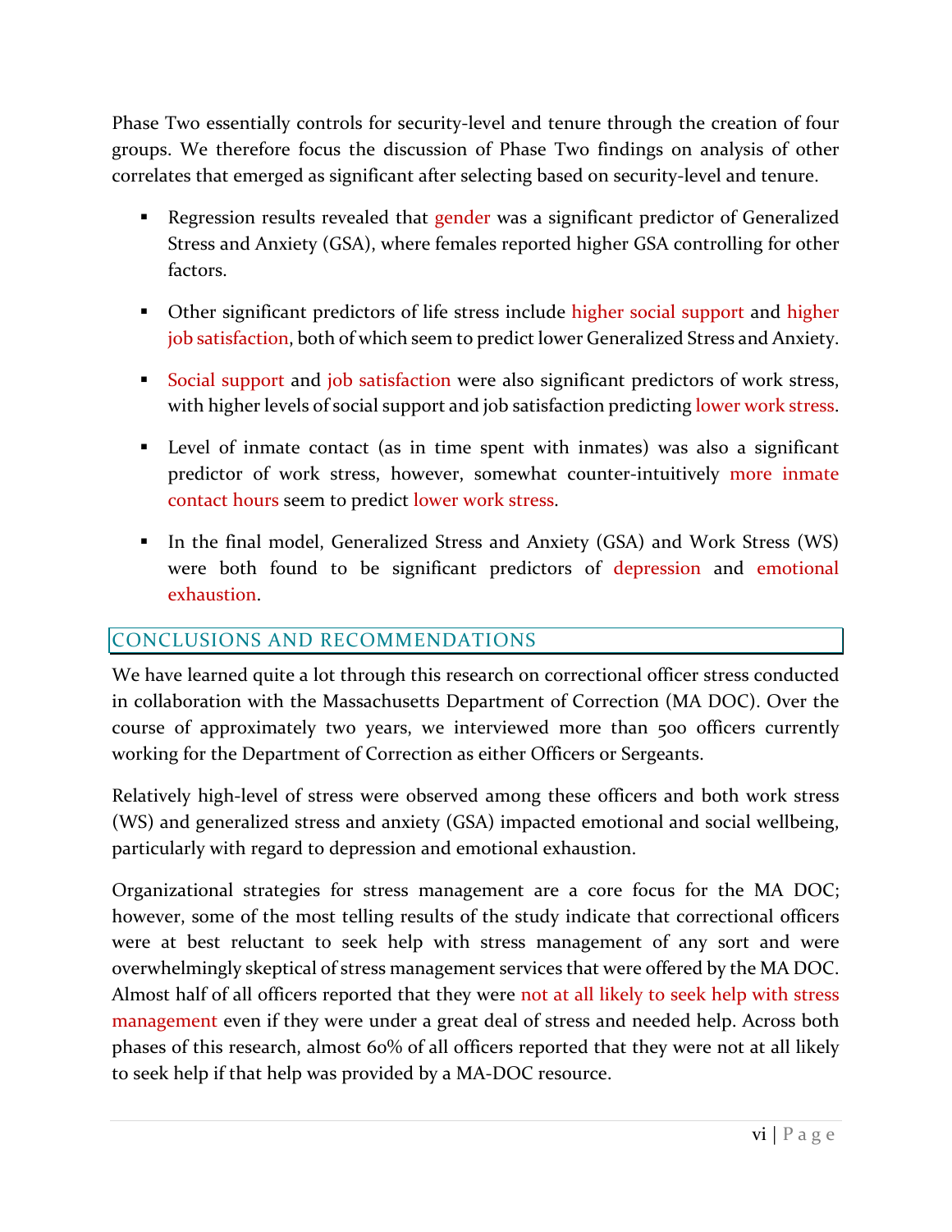Phase Two essentially controls for security-level and tenure through the creation of four groups. We therefore focus the discussion of Phase Two findings on analysis of other correlates that emerged as significant after selecting based on security-level and tenure.

- Regression results revealed that gender was a significant predictor of Generalized Stress and Anxiety (GSA), where females reported higher GSA controlling for other factors.

- Other significant predictors of life stress include higher social support and higher job satisfaction, both of which seem to predict lower Generalized Stress and Anxiety.

- Social support and job satisfaction were also significant predictors of work stress, with higher levels of social support and job satisfaction predicting lower work stress.

- Level of inmate contact (as in time spent with inmates) was also a significant predictor of work stress, however, somewhat counter-intuitively more inmate contact hours seem to predict lower work stress.

- In the final model, Generalized Stress and Anxiety (GSA) and Work Stress (WS) were both found to be significant predictors of depression and emotional exhaustion.

## CONCLUSIONS AND RECOMMENDATIONS

We have learned quite a lot through this research on correctional officer stress conducted in collaboration with the Massachusetts Department of Correction (MA DOC). Over the course of approximately two years, we interviewed more than 500 officers currently working for the Department of Correction as either Officers or Sergeants.

Relatively high-level of stress were observed among these officers and both work stress (WS) and generalized stress and anxiety (GSA) impacted emotional and social wellbeing, particularly with regard to depression and emotional exhaustion.

Organizational strategies for stress management are a core focus for the MA DOC; however, some of the most telling results of the study indicate that correctional officers were at best reluctant to seek help with stress management of any sort and were overwhelmingly skeptical of stress management services that were offered by the MA DOC. Almost half of all officers reported that they were not at all likely to seek help with stress management even if they were under a great deal of stress and needed help. Across both phases of this research, almost 60% of all officers reported that they were not at all likely to seek help if that help was provided by a MA-DOC resource.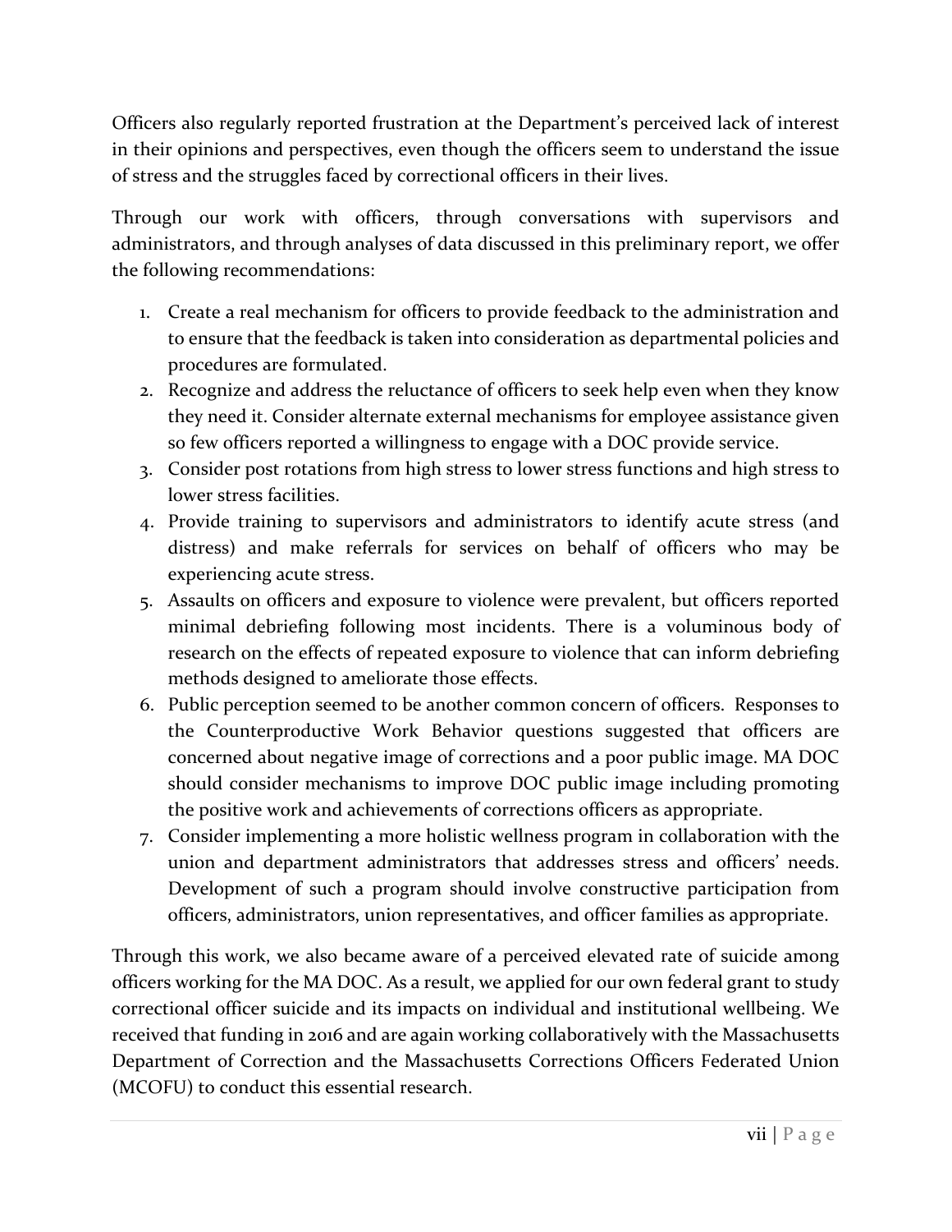Officers also regularly reported frustration at the Department's perceived lack of interest in their opinions and perspectives, even though the officers seem to understand the issue of stress and the struggles faced by correctional officers in their lives.

Through our work with officers, through conversations with supervisors and administrators, and through analyses of data discussed in this preliminary report, we offer the following recommendations:

1. Create a real mechanism for officers to provide feedback to the administration and to ensure that the feedback is taken into consideration as departmental policies and procedures are formulated.
2. Recognize and address the reluctance of officers to seek help even when they know they need it. Consider alternate external mechanisms for employee assistance given so few officers reported a willingness to engage with a DOC provide service.
3. Consider post rotations from high stress to lower stress functions and high stress to lower stress facilities.
4. Provide training to supervisors and administrators to identify acute stress (and distress) and make referrals for services on behalf of officers who may be experiencing acute stress.
5. Assaults on officers and exposure to violence were prevalent, but officers reported minimal debriefing following most incidents. There is a voluminous body of research on the effects of repeated exposure to violence that can inform debriefing methods designed to ameliorate those effects.
6. Public perception seemed to be another common concern of officers. Responses to the Counterproductive Work Behavior questions suggested that officers are concerned about negative image of corrections and a poor public image. MA DOC should consider mechanisms to improve DOC public image including promoting the positive work and achievements of corrections officers as appropriate.
7. Consider implementing a more holistic wellness program in collaboration with the union and department administrators that addresses stress and officers' needs. Development of such a program should involve constructive participation from officers, administrators, union representatives, and officer families as appropriate.

Through this work, we also became aware of a perceived elevated rate of suicide among officers working for the MA DOC. As a result, we applied for our own federal grant to study correctional officer suicide and its impacts on individual and institutional wellbeing. We received that funding in 2016 and are again working collaboratively with the Massachusetts Department of Correction and the Massachusetts Corrections Officers Federated Union (MCOFU) to conduct this essential research.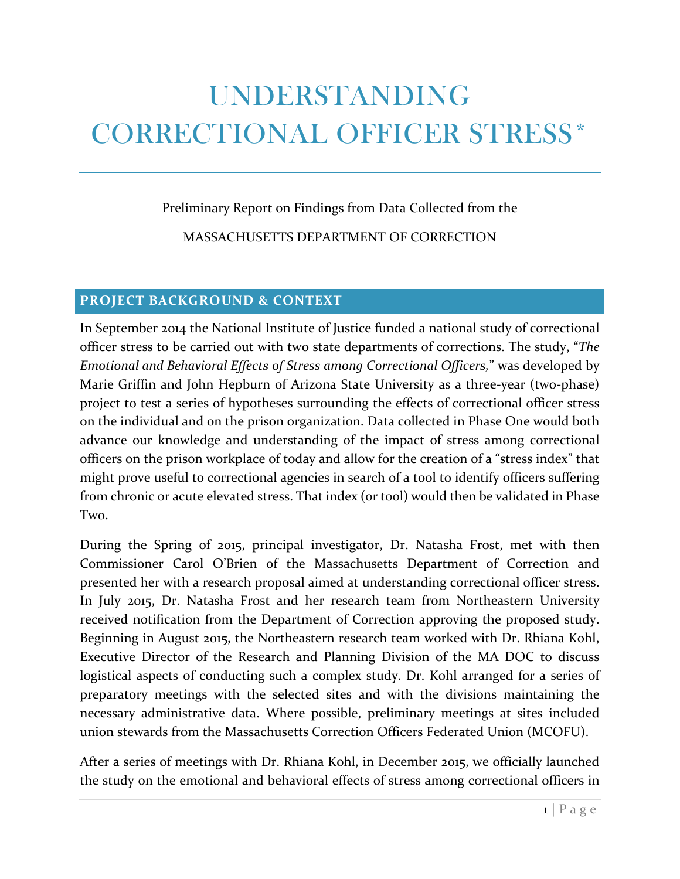# UNDERSTANDING CORRECTIONAL OFFICER STRESS*

Preliminary Report on Findings from Data Collected from the

MASSACHUSETTS DEPARTMENT OF CORRECTION

## PROJECT BACKGROUND & CONTEXT

In September 2014 the National Institute of Justice funded a national study of correctional officer stress to be carried out with two state departments of corrections. The study, "*The Emotional and Behavioral Effects of Stress among Correctional Officers,*" was developed by Marie Griffin and John Hepburn of Arizona State University as a three-year (two-phase) project to test a series of hypotheses surrounding the effects of correctional officer stress on the individual and on the prison organization. Data collected in Phase One would both advance our knowledge and understanding of the impact of stress among correctional officers on the prison workplace of today and allow for the creation of a "stress index" that might prove useful to correctional agencies in search of a tool to identify officers suffering from chronic or acute elevated stress. That index (or tool) would then be validated in Phase Two.

During the Spring of 2015, principal investigator, Dr. Natasha Frost, met with then Commissioner Carol O'Brien of the Massachusetts Department of Correction and presented her with a research proposal aimed at understanding correctional officer stress. In July 2015, Dr. Natasha Frost and her research team from Northeastern University received notification from the Department of Correction approving the proposed study. Beginning in August 2015, the Northeastern research team worked with Dr. Rhiana Kohl, Executive Director of the Research and Planning Division of the MA DOC to discuss logistical aspects of conducting such a complex study. Dr. Kohl arranged for a series of preparatory meetings with the selected sites and with the divisions maintaining the necessary administrative data. Where possible, preliminary meetings at sites included union stewards from the Massachusetts Correction Officers Federated Union (MCOFU).

After a series of meetings with Dr. Rhiana Kohl, in December 2015, we officially launched the study on the emotional and behavioral effects of stress among correctional officers in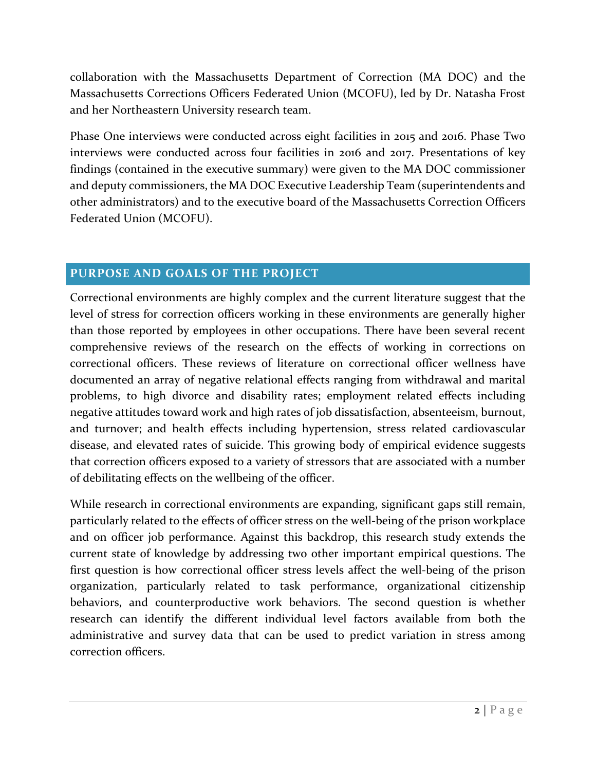collaboration with the Massachusetts Department of Correction (MA DOC) and the Massachusetts Corrections Officers Federated Union (MCOFU), led by Dr. Natasha Frost and her Northeastern University research team.

Phase One interviews were conducted across eight facilities in 2015 and 2016. Phase Two interviews were conducted across four facilities in 2016 and 2017. Presentations of key findings (contained in the executive summary) were given to the MA DOC commissioner and deputy commissioners, the MA DOC Executive Leadership Team (superintendents and other administrators) and to the executive board of the Massachusetts Correction Officers Federated Union (MCOFU).

## PURPOSE AND GOALS OF THE PROJECT

Correctional environments are highly complex and the current literature suggest that the level of stress for correction officers working in these environments are generally higher than those reported by employees in other occupations. There have been several recent comprehensive reviews of the research on the effects of working in corrections on correctional officers. These reviews of literature on correctional officer wellness have documented an array of negative relational effects ranging from withdrawal and marital problems, to high divorce and disability rates; employment related effects including negative attitudes toward work and high rates of job dissatisfaction, absenteeism, burnout, and turnover; and health effects including hypertension, stress related cardiovascular disease, and elevated rates of suicide. This growing body of empirical evidence suggests that correction officers exposed to a variety of stressors that are associated with a number of debilitating effects on the wellbeing of the officer.

While research in correctional environments are expanding, significant gaps still remain, particularly related to the effects of officer stress on the well-being of the prison workplace and on officer job performance. Against this backdrop, this research study extends the current state of knowledge by addressing two other important empirical questions. The first question is how correctional officer stress levels affect the well-being of the prison organization, particularly related to task performance, organizational citizenship behaviors, and counterproductive work behaviors. The second question is whether research can identify the different individual level factors available from both the administrative and survey data that can be used to predict variation in stress among correction officers.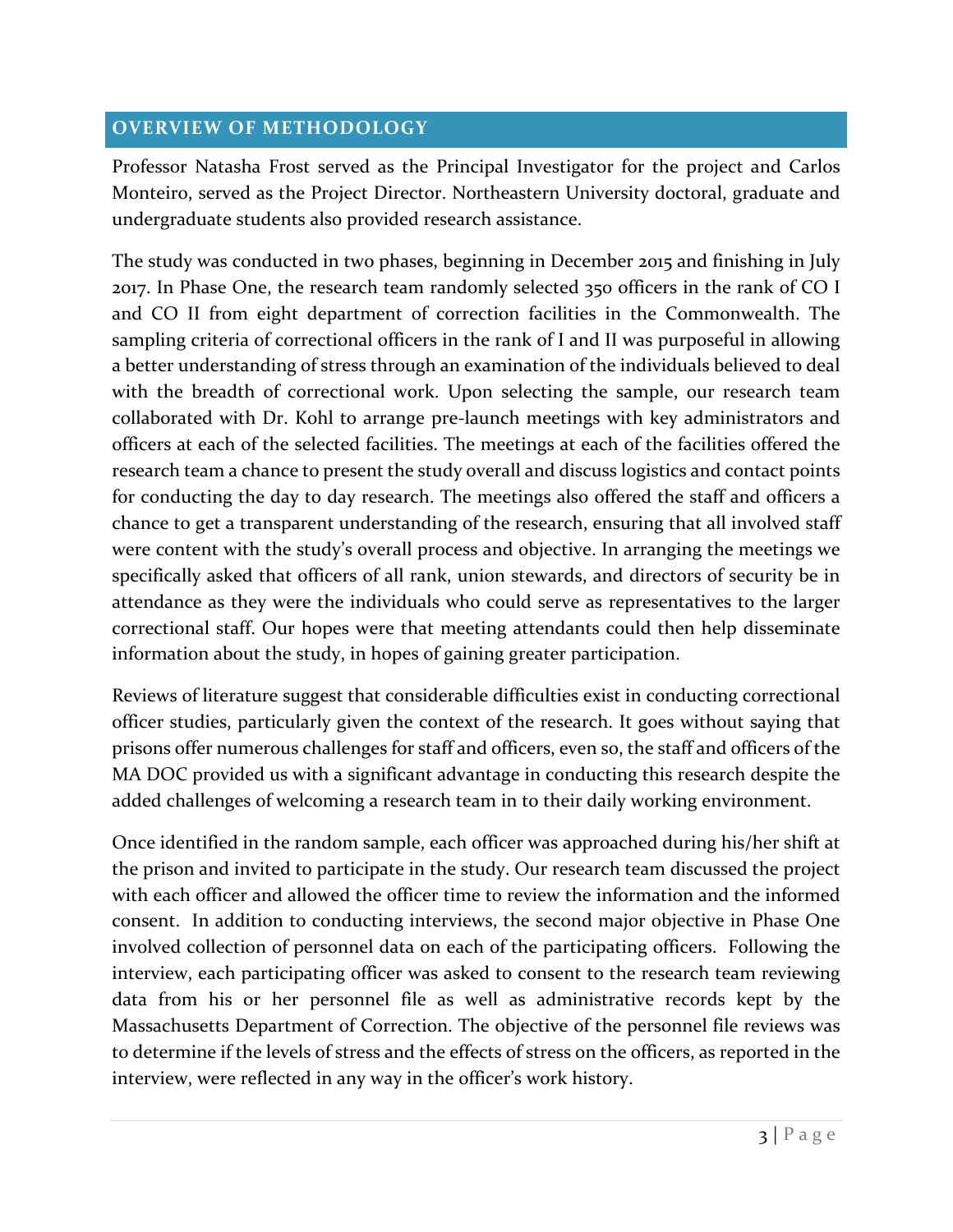## OVERVIEW OF METHODOLOGY

Professor Natasha Frost served as the Principal Investigator for the project and Carlos Monteiro, served as the Project Director. Northeastern University doctoral, graduate and undergraduate students also provided research assistance.

The study was conducted in two phases, beginning in December 2015 and finishing in July 2017. In Phase One, the research team randomly selected 350 officers in the rank of CO I and CO II from eight department of correction facilities in the Commonwealth. The sampling criteria of correctional officers in the rank of I and II was purposeful in allowing a better understanding of stress through an examination of the individuals believed to deal with the breadth of correctional work. Upon selecting the sample, our research team collaborated with Dr. Kohl to arrange pre-launch meetings with key administrators and officers at each of the selected facilities. The meetings at each of the facilities offered the research team a chance to present the study overall and discuss logistics and contact points for conducting the day to day research. The meetings also offered the staff and officers a chance to get a transparent understanding of the research, ensuring that all involved staff were content with the study's overall process and objective. In arranging the meetings we specifically asked that officers of all rank, union stewards, and directors of security be in attendance as they were the individuals who could serve as representatives to the larger correctional staff. Our hopes were that meeting attendants could then help disseminate information about the study, in hopes of gaining greater participation.

Reviews of literature suggest that considerable difficulties exist in conducting correctional officer studies, particularly given the context of the research. It goes without saying that prisons offer numerous challenges for staff and officers, even so, the staff and officers of the MA DOC provided us with a significant advantage in conducting this research despite the added challenges of welcoming a research team in to their daily working environment.

Once identified in the random sample, each officer was approached during his/her shift at the prison and invited to participate in the study. Our research team discussed the project with each officer and allowed the officer time to review the information and the informed consent. In addition to conducting interviews, the second major objective in Phase One involved collection of personnel data on each of the participating officers. Following the interview, each participating officer was asked to consent to the research team reviewing data from his or her personnel file as well as administrative records kept by the Massachusetts Department of Correction. The objective of the personnel file reviews was to determine if the levels of stress and the effects of stress on the officers, as reported in the interview, were reflected in any way in the officer's work history.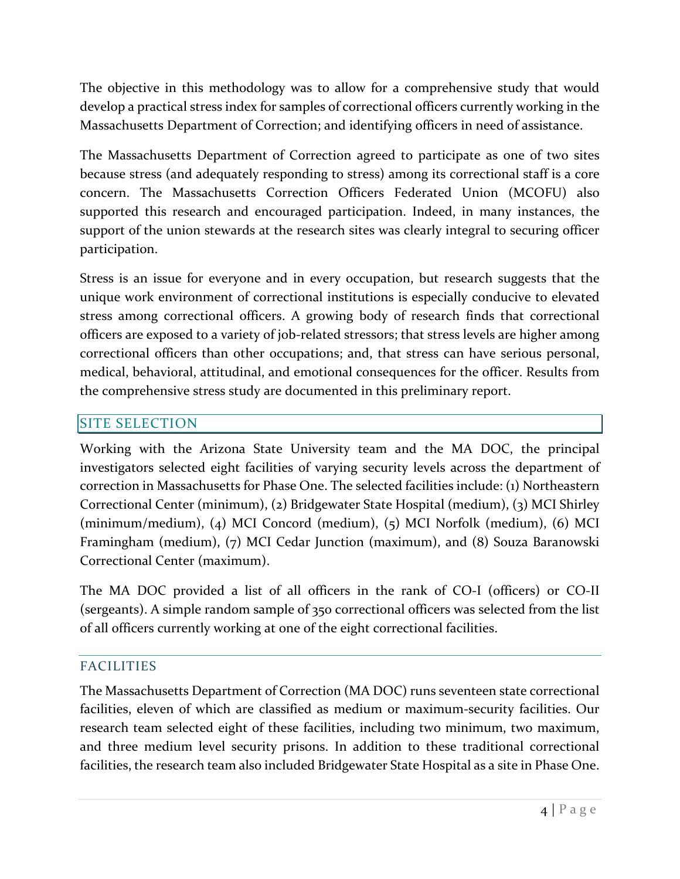The objective in this methodology was to allow for a comprehensive study that would develop a practical stress index for samples of correctional officers currently working in the Massachusetts Department of Correction; and identifying officers in need of assistance.

The Massachusetts Department of Correction agreed to participate as one of two sites because stress (and adequately responding to stress) among its correctional staff is a core concern. The Massachusetts Correction Officers Federated Union (MCOFU) also supported this research and encouraged participation. Indeed, in many instances, the support of the union stewards at the research sites was clearly integral to securing officer participation.

Stress is an issue for everyone and in every occupation, but research suggests that the unique work environment of correctional institutions is especially conducive to elevated stress among correctional officers. A growing body of research finds that correctional officers are exposed to a variety of job-related stressors; that stress levels are higher among correctional officers than other occupations; and, that stress can have serious personal, medical, behavioral, attitudinal, and emotional consequences for the officer. Results from the comprehensive stress study are documented in this preliminary report.

## SITE SELECTION

Working with the Arizona State University team and the MA DOC, the principal investigators selected eight facilities of varying security levels across the department of correction in Massachusetts for Phase One. The selected facilities include: (1) Northeastern Correctional Center (minimum), (2) Bridgewater State Hospital (medium), (3) MCI Shirley (minimum/medium), (4) MCI Concord (medium), (5) MCI Norfolk (medium), (6) MCI Framingham (medium), (7) MCI Cedar Junction (maximum), and (8) Souza Baranowski Correctional Center (maximum).

The MA DOC provided a list of all officers in the rank of CO-I (officers) or CO-II (sergeants). A simple random sample of 350 correctional officers was selected from the list of all officers currently working at one of the eight correctional facilities.

### FACILITIES

The Massachusetts Department of Correction (MA DOC) runs seventeen state correctional facilities, eleven of which are classified as medium or maximum-security facilities. Our research team selected eight of these facilities, including two minimum, two maximum, and three medium level security prisons. In addition to these traditional correctional facilities, the research team also included Bridgewater State Hospital as a site in Phase One.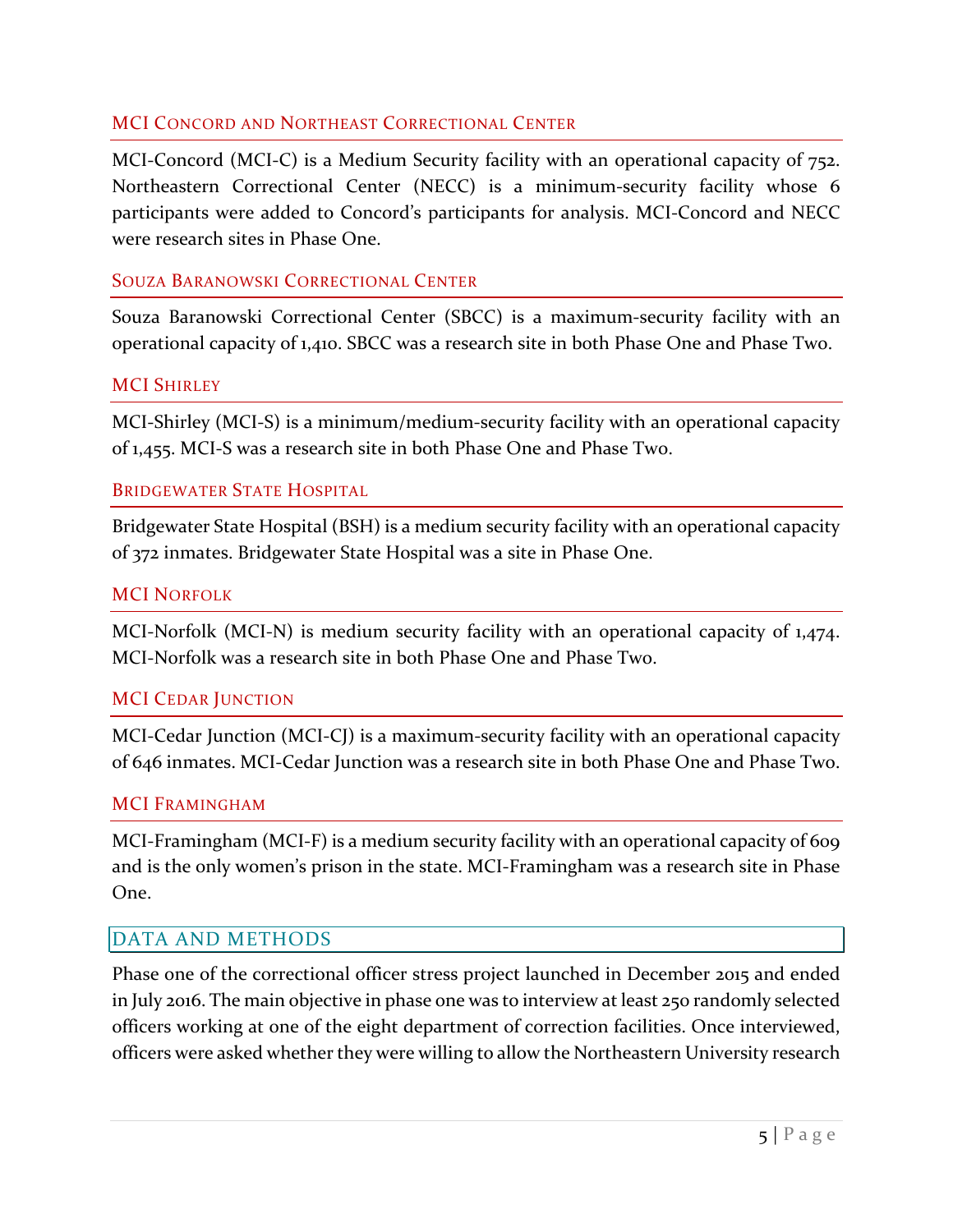### MCI Concord and Northeast Correctional Center

MCI-Concord (MCI-C) is a Medium Security facility with an operational capacity of 752. Northeastern Correctional Center (NECC) is a minimum-security facility whose 6 participants were added to Concord's participants for analysis. MCI-Concord and NECC were research sites in Phase One.

### Souza Baranowski Correctional Center

Souza Baranowski Correctional Center (SBCC) is a maximum-security facility with an operational capacity of 1,410. SBCC was a research site in both Phase One and Phase Two.

### MCI Shirley

MCI-Shirley (MCI-S) is a minimum/medium-security facility with an operational capacity of 1,455. MCI-S was a research site in both Phase One and Phase Two.

### Bridgewater State Hospital

Bridgewater State Hospital (BSH) is a medium security facility with an operational capacity of 372 inmates. Bridgewater State Hospital was a site in Phase One.

### MCI Norfolk

MCI-Norfolk (MCI-N) is medium security facility with an operational capacity of 1,474. MCI-Norfolk was a research site in both Phase One and Phase Two.

### MCI Cedar Junction

MCI-Cedar Junction (MCI-CJ) is a maximum-security facility with an operational capacity of 646 inmates. MCI-Cedar Junction was a research site in both Phase One and Phase Two.

### MCI Framingham

MCI-Framingham (MCI-F) is a medium security facility with an operational capacity of 609 and is the only women's prison in the state. MCI-Framingham was a research site in Phase One.

## DATA AND METHODS

Phase one of the correctional officer stress project launched in December 2015 and ended in July 2016. The main objective in phase one was to interview at least 250 randomly selected officers working at one of the eight department of correction facilities. Once interviewed, officers were asked whether they were willing to allow the Northeastern University research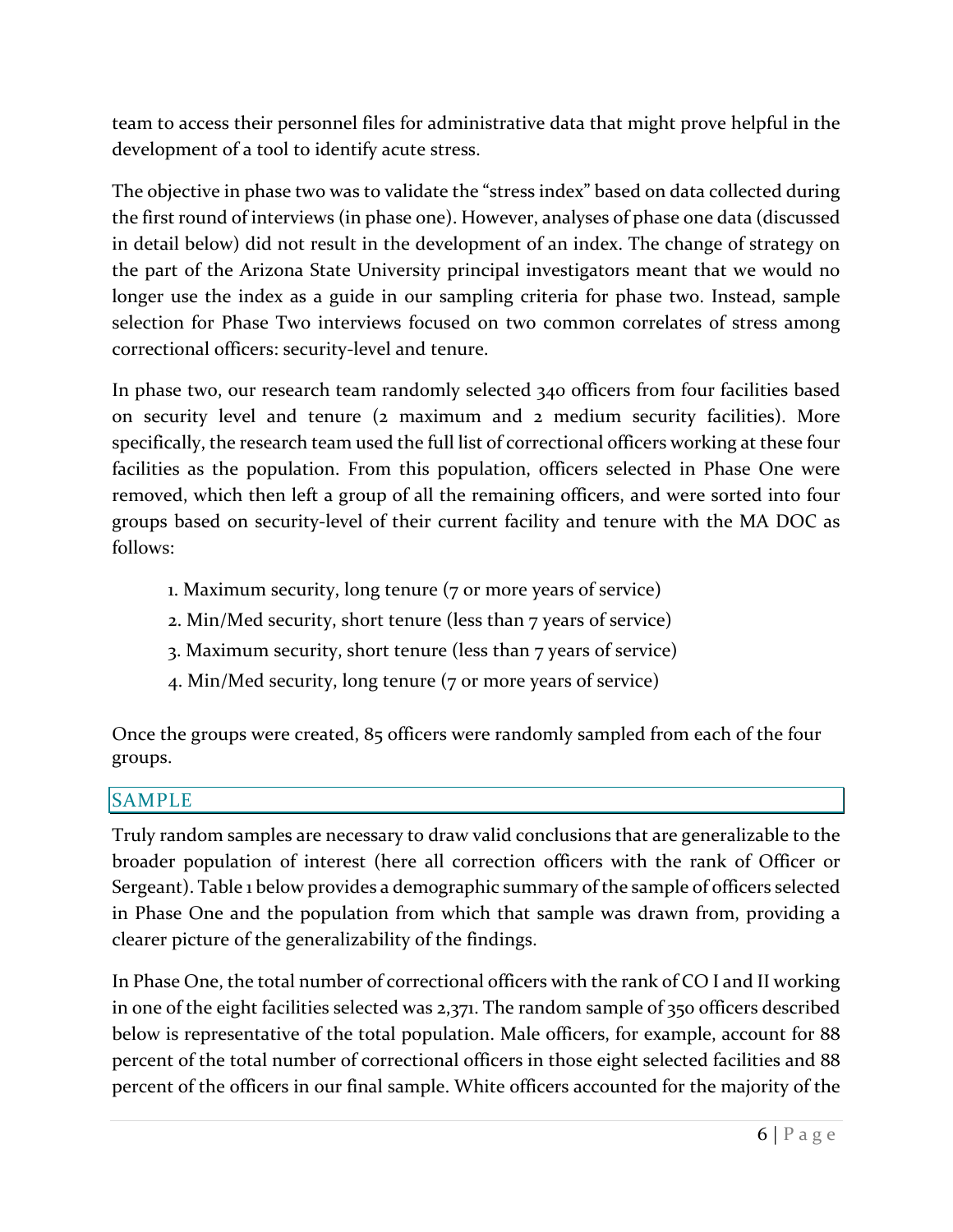team to access their personnel files for administrative data that might prove helpful in the development of a tool to identify acute stress.

The objective in phase two was to validate the "stress index" based on data collected during the first round of interviews (in phase one). However, analyses of phase one data (discussed in detail below) did not result in the development of an index. The change of strategy on the part of the Arizona State University principal investigators meant that we would no longer use the index as a guide in our sampling criteria for phase two. Instead, sample selection for Phase Two interviews focused on two common correlates of stress among correctional officers: security-level and tenure.

In phase two, our research team randomly selected 340 officers from four facilities based on security level and tenure (2 maximum and 2 medium security facilities). More specifically, the research team used the full list of correctional officers working at these four facilities as the population. From this population, officers selected in Phase One were removed, which then left a group of all the remaining officers, and were sorted into four groups based on security-level of their current facility and tenure with the MA DOC as follows:

1. Maximum security, long tenure (7 or more years of service)
2. Min/Med security, short tenure (less than 7 years of service)
3. Maximum security, short tenure (less than 7 years of service)
4. Min/Med security, long tenure (7 or more years of service)

Once the groups were created, 85 officers were randomly sampled from each of the four groups.

## SAMPLE

Truly random samples are necessary to draw valid conclusions that are generalizable to the broader population of interest (here all correction officers with the rank of Officer or Sergeant). Table 1 below provides a demographic summary of the sample of officers selected in Phase One and the population from which that sample was drawn from, providing a clearer picture of the generalizability of the findings.

In Phase One, the total number of correctional officers with the rank of CO I and II working in one of the eight facilities selected was 2,371. The random sample of 350 officers described below is representative of the total population. Male officers, for example, account for 88 percent of the total number of correctional officers in those eight selected facilities and 88 percent of the officers in our final sample. White officers accounted for the majority of the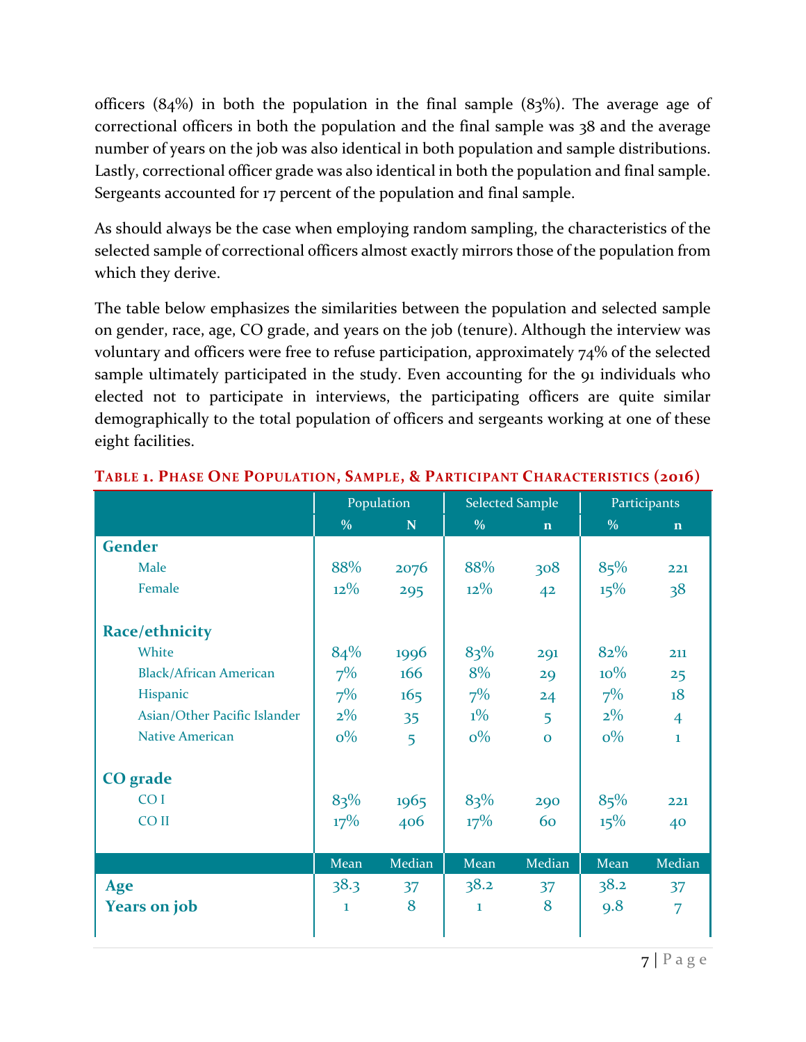officers (84%) in both the population in the final sample (83%). The average age of correctional officers in both the population and the final sample was 38 and the average number of years on the job was also identical in both population and sample distributions. Lastly, correctional officer grade was also identical in both the population and final sample. Sergeants accounted for 17 percent of the population and final sample.

As should always be the case when employing random sampling, the characteristics of the selected sample of correctional officers almost exactly mirrors those of the population from which they derive.

The table below emphasizes the similarities between the population and selected sample on gender, race, age, CO grade, and years on the job (tenure). Although the interview was voluntary and officers were free to refuse participation, approximately 74% of the selected sample ultimately participated in the study. Even accounting for the 91 individuals who elected not to participate in interviews, the participating officers are quite similar demographically to the total population of officers and sergeants working at one of these eight facilities.

**Table 1. Phase One Population, Sample, & Participant Characteristics (2016)**

| | Population | | Selected Sample | | Participants | |
|---|---|---|---|---|---|---|
| | % | N | % | n | % | n |
| **Gender** | | | | | | |
| Male | 88% | 2076 | 88% | 308 | 85% | 221 |
| Female | 12% | 295 | 12% | 42 | 15% | 38 |
| **Race/ethnicity** | | | | | | |
| White | 84% | 1996 | 83% | 291 | 82% | 211 |
| Black/African American | 7% | 166 | 8% | 29 | 10% | 25 |
| Hispanic | 7% | 165 | 7% | 24 | 7% | 18 |
| Asian/Other Pacific Islander | 2% | 35 | 1% | 5 | 2% | 4 |
| Native American | 0% | 5 | 0% | 0 | 0% | 1 |
| **CO grade** | | | | | | |
| CO I | 83% | 1965 | 83% | 290 | 85% | 221 |
| CO II | 17% | 406 | 17% | 60 | 15% | 40 |
| | Mean | Median | Mean | Median | Mean | Median |
| **Age** | 38.3 | 37 | 38.2 | 37 | 38.2 | 37 |
| **Years on job** | 1 | 8 | 1 | 8 | 9.8 | 7 |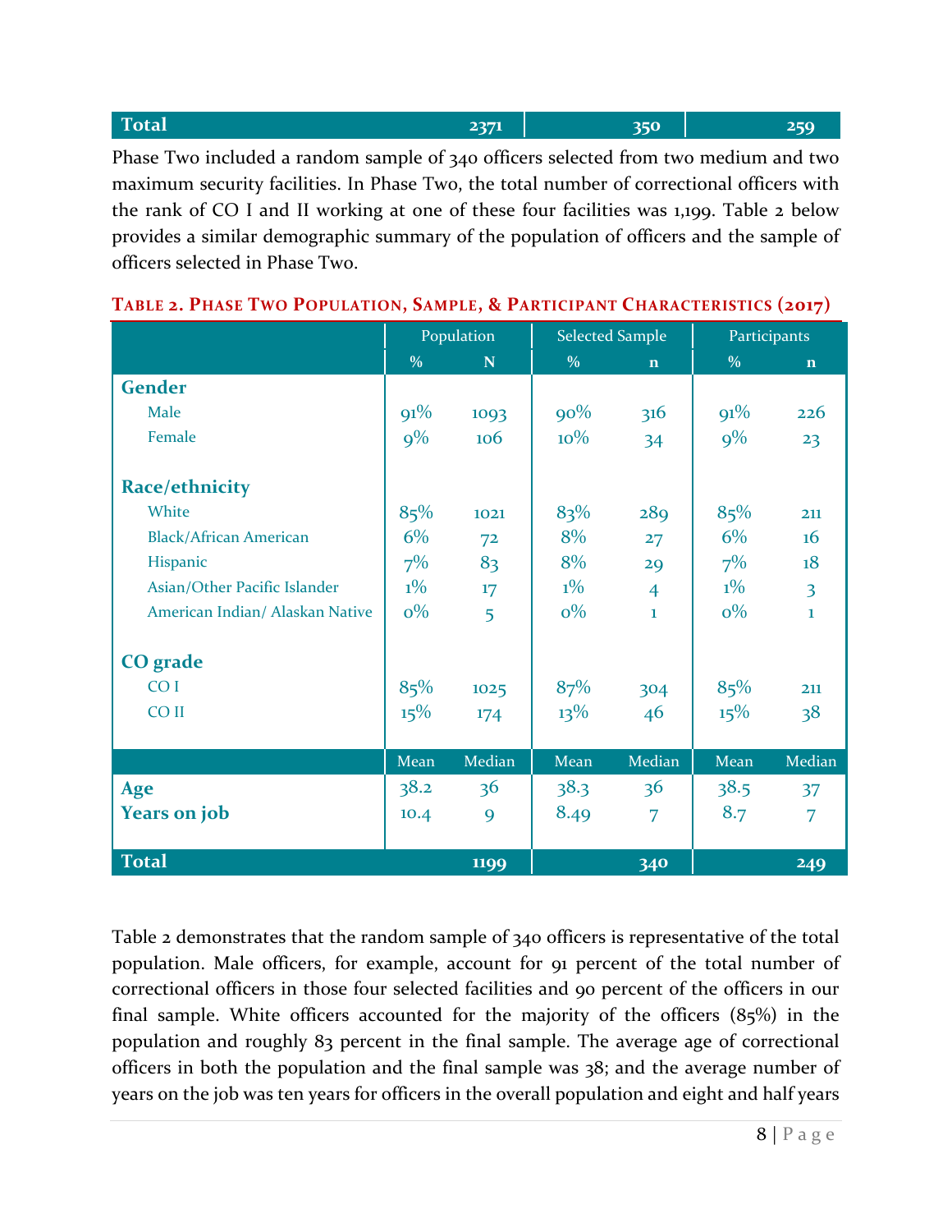| Total | | 2371 | | 350 | | 259 |
|---|---|---|---|---|---|---|

Phase Two included a random sample of 340 officers selected from two medium and two maximum security facilities. In Phase Two, the total number of correctional officers with the rank of CO I and II working at one of these four facilities was 1,199. Table 2 below provides a similar demographic summary of the population of officers and the sample of officers selected in Phase Two.

**Table 2. Phase Two Population, Sample, & Participant Characteristics (2017)**

| | Population | | Selected Sample | | Participants | |
|---|---|---|---|---|---|---|
| | % | N | % | n | % | n |
| **Gender** | | | | | | |
| Male | 91% | 1093 | 90% | 316 | 91% | 226 |
| Female | 9% | 106 | 10% | 34 | 9% | 23 |
| **Race/ethnicity** | | | | | | |
| White | 85% | 1021 | 83% | 289 | 85% | 211 |
| Black/African American | 6% | 72 | 8% | 27 | 6% | 16 |
| Hispanic | 7% | 83 | 8% | 29 | 7% | 18 |
| Asian/Other Pacific Islander | 1% | 17 | 1% | 4 | 1% | 3 |
| American Indian/ Alaskan Native | 0% | 5 | 0% | 1 | 0% | 1 |
| **CO grade** | | | | | | |
| CO I | 85% | 1025 | 87% | 304 | 85% | 211 |
| CO II | 15% | 174 | 13% | 46 | 15% | 38 |
| | Mean | Median | Mean | Median | Mean | Median |
| **Age** | 38.2 | 36 | 38.3 | 36 | 38.5 | 37 |
| **Years on job** | 10.4 | 9 | 8.49 | 7 | 8.7 | 7 |
| **Total** | | 1199 | | 340 | | 249 |

Table 2 demonstrates that the random sample of 340 officers is representative of the total population. Male officers, for example, account for 91 percent of the total number of correctional officers in those four selected facilities and 90 percent of the officers in our final sample. White officers accounted for the majority of the officers (85%) in the population and roughly 83 percent in the final sample. The average age of correctional officers in both the population and the final sample was 38; and the average number of years on the job was ten years for officers in the overall population and eight and half years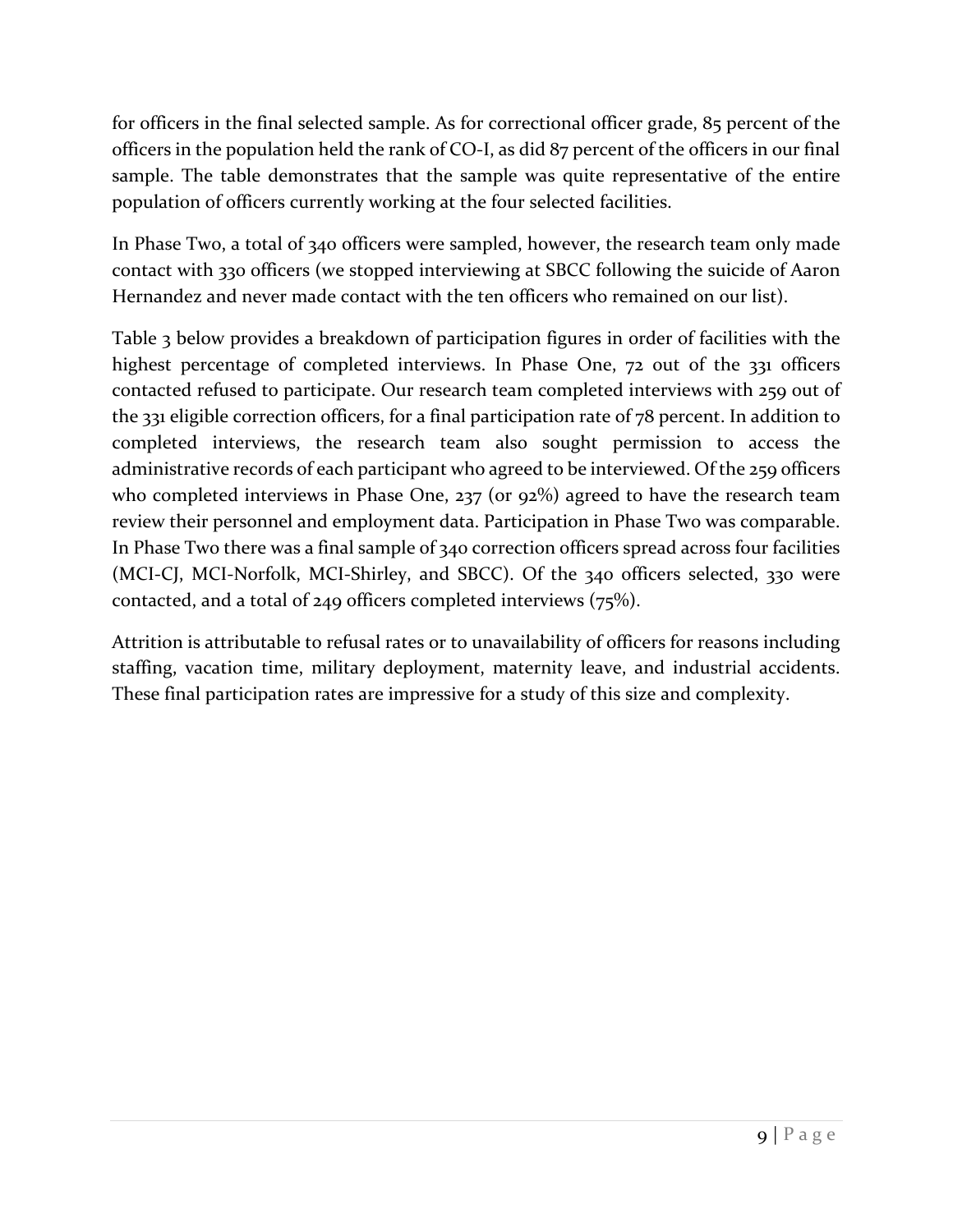for officers in the final selected sample. As for correctional officer grade, 85 percent of the officers in the population held the rank of CO-I, as did 87 percent of the officers in our final sample. The table demonstrates that the sample was quite representative of the entire population of officers currently working at the four selected facilities.

In Phase Two, a total of 340 officers were sampled, however, the research team only made contact with 330 officers (we stopped interviewing at SBCC following the suicide of Aaron Hernandez and never made contact with the ten officers who remained on our list).

Table 3 below provides a breakdown of participation figures in order of facilities with the highest percentage of completed interviews. In Phase One, 72 out of the 331 officers contacted refused to participate. Our research team completed interviews with 259 out of the 331 eligible correction officers, for a final participation rate of 78 percent. In addition to completed interviews, the research team also sought permission to access the administrative records of each participant who agreed to be interviewed. Of the 259 officers who completed interviews in Phase One, 237 (or 92%) agreed to have the research team review their personnel and employment data. Participation in Phase Two was comparable. In Phase Two there was a final sample of 340 correction officers spread across four facilities (MCI-CJ, MCI-Norfolk, MCI-Shirley, and SBCC). Of the 340 officers selected, 330 were contacted, and a total of 249 officers completed interviews (75%).

Attrition is attributable to refusal rates or to unavailability of officers for reasons including staffing, vacation time, military deployment, maternity leave, and industrial accidents. These final participation rates are impressive for a study of this size and complexity.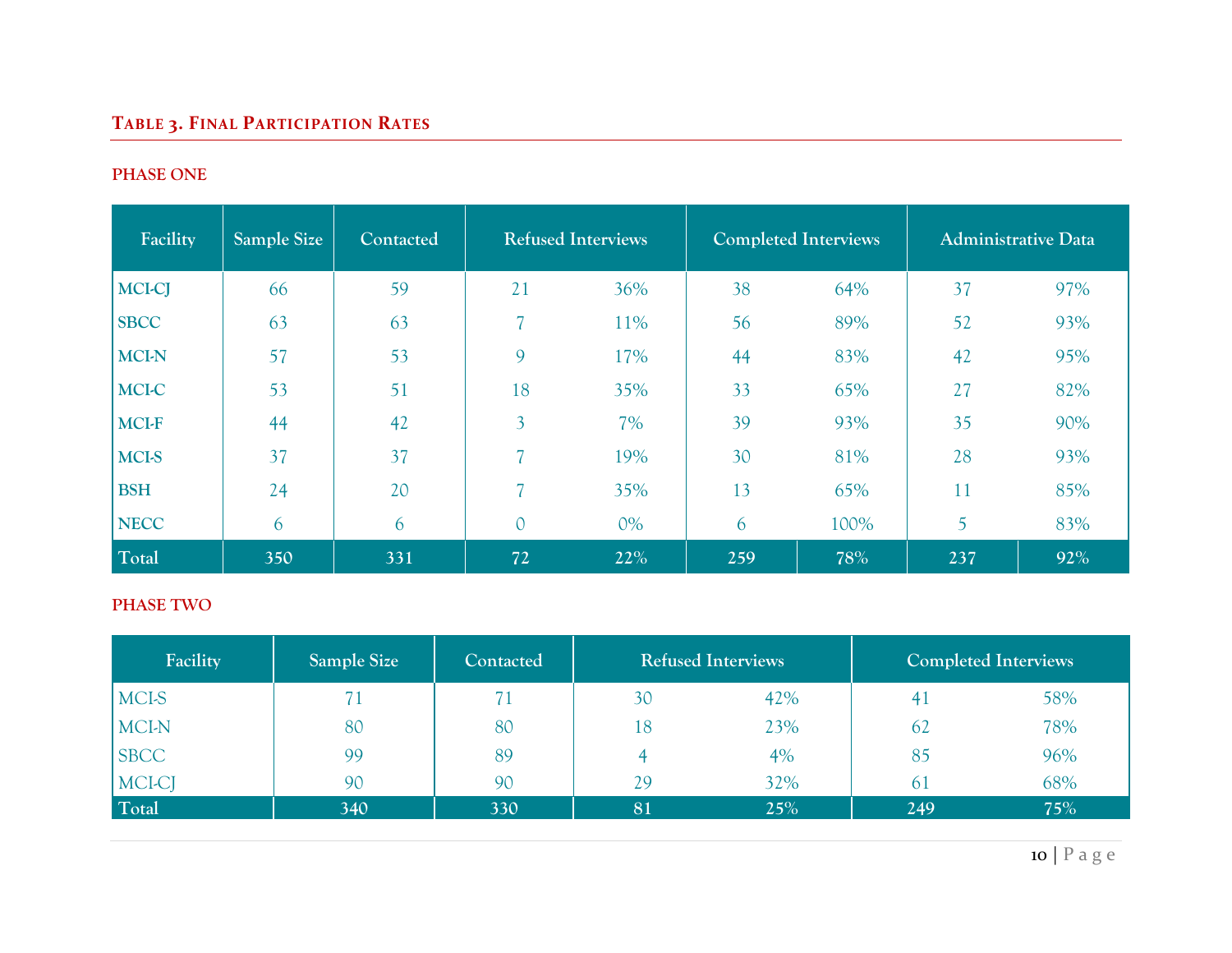### Table 3. Final Participation Rates

**PHASE ONE**

| Facility | Sample Size | Contacted | Refused Interviews | | Completed Interviews | | Administrative Data | |
|---|---|---|---|---|---|---|---|---|
| **MCI-CJ** | 66 | 59 | 21 | 36% | 38 | 64% | 37 | 97% |
| **SBCC** | 63 | 63 | 7 | 11% | 56 | 89% | 52 | 93% |
| **MCI-N** | 57 | 53 | 9 | 17% | 44 | 83% | 42 | 95% |
| **MCI-C** | 53 | 51 | 18 | 35% | 33 | 65% | 27 | 82% |
| **MCI-F** | 44 | 42 | 3 | 7% | 39 | 93% | 35 | 90% |
| **MCI-S** | 37 | 37 | 7 | 19% | 30 | 81% | 28 | 93% |
| **BSH** | 24 | 20 | 7 | 35% | 13 | 65% | 11 | 85% |
| **NECC** | 6 | 6 | 0 | 0% | 6 | 100% | 5 | 83% |
| **Total** | **350** | **331** | **72** | **22%** | **259** | **78%** | **237** | **92%** |

**PHASE TWO**

| Facility | Sample Size | Contacted | Refused Interviews | | Completed Interviews | |
|---|---|---|---|---|---|---|
| MCI-S | 71 | 71 | 30 | 42% | 41 | 58% |
| MCI-N | 80 | 80 | 18 | 23% | 62 | 78% |
| SBCC | 99 | 89 | 4 | 4% | 85 | 96% |
| MCI-CJ | 90 | 90 | 29 | 32% | 61 | 68% |
| Total | 340 | 330 | 81 | 25% | 249 | 75% |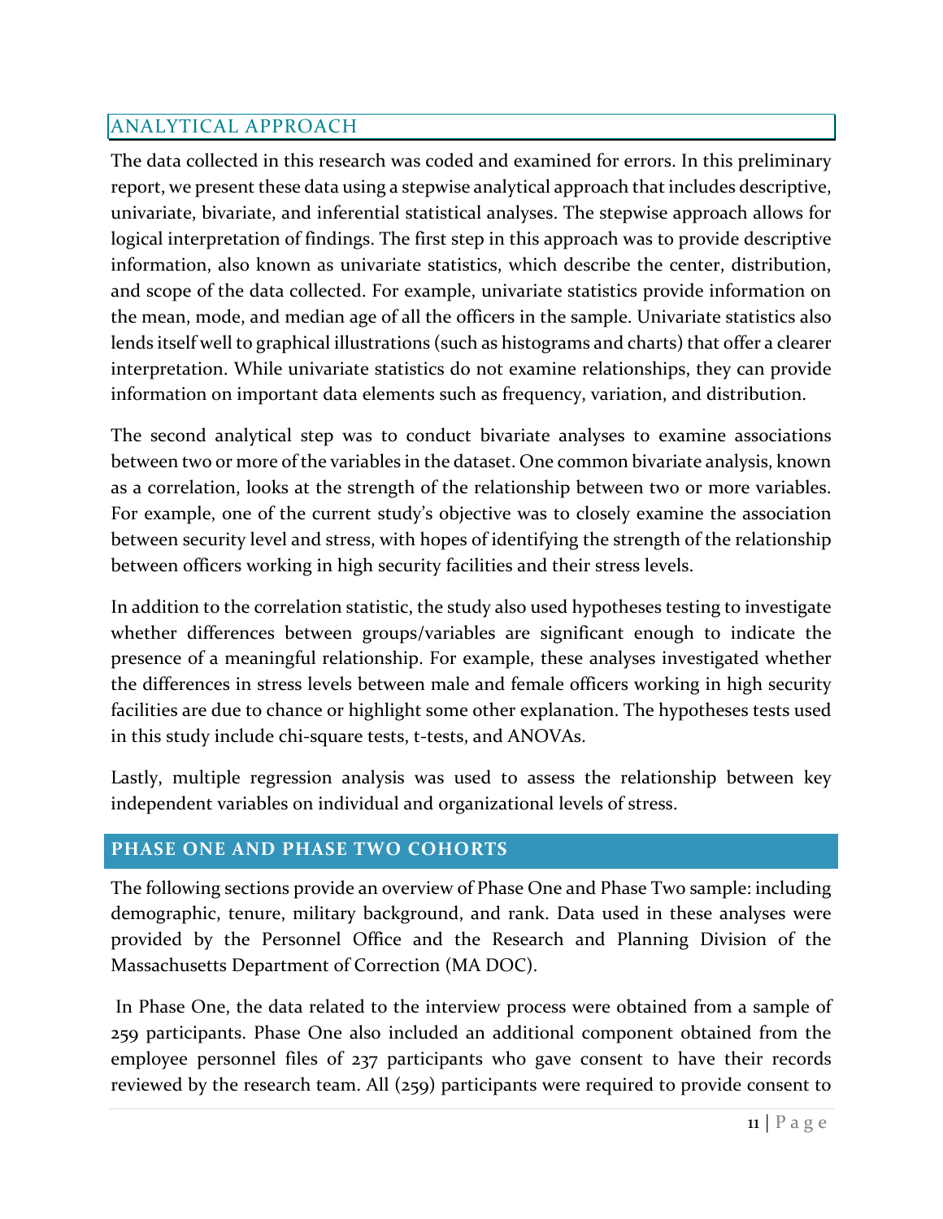## ANALYTICAL APPROACH

The data collected in this research was coded and examined for errors. In this preliminary report, we present these data using a stepwise analytical approach that includes descriptive, univariate, bivariate, and inferential statistical analyses. The stepwise approach allows for logical interpretation of findings. The first step in this approach was to provide descriptive information, also known as univariate statistics, which describe the center, distribution, and scope of the data collected. For example, univariate statistics provide information on the mean, mode, and median age of all the officers in the sample. Univariate statistics also lends itself well to graphical illustrations (such as histograms and charts) that offer a clearer interpretation. While univariate statistics do not examine relationships, they can provide information on important data elements such as frequency, variation, and distribution.

The second analytical step was to conduct bivariate analyses to examine associations between two or more of the variables in the dataset. One common bivariate analysis, known as a correlation, looks at the strength of the relationship between two or more variables. For example, one of the current study's objective was to closely examine the association between security level and stress, with hopes of identifying the strength of the relationship between officers working in high security facilities and their stress levels.

In addition to the correlation statistic, the study also used hypotheses testing to investigate whether differences between groups/variables are significant enough to indicate the presence of a meaningful relationship. For example, these analyses investigated whether the differences in stress levels between male and female officers working in high security facilities are due to chance or highlight some other explanation. The hypotheses tests used in this study include chi-square tests, t-tests, and ANOVAs.

Lastly, multiple regression analysis was used to assess the relationship between key independent variables on individual and organizational levels of stress.

## PHASE ONE AND PHASE TWO COHORTS

The following sections provide an overview of Phase One and Phase Two sample: including demographic, tenure, military background, and rank. Data used in these analyses were provided by the Personnel Office and the Research and Planning Division of the Massachusetts Department of Correction (MA DOC).

In Phase One, the data related to the interview process were obtained from a sample of 259 participants. Phase One also included an additional component obtained from the employee personnel files of 237 participants who gave consent to have their records reviewed by the research team. All (259) participants were required to provide consent to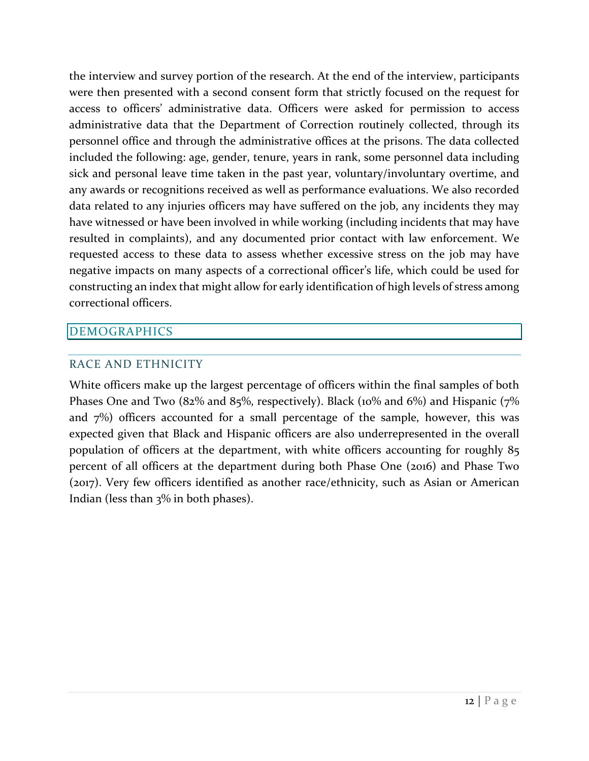the interview and survey portion of the research. At the end of the interview, participants were then presented with a second consent form that strictly focused on the request for access to officers' administrative data. Officers were asked for permission to access administrative data that the Department of Correction routinely collected, through its personnel office and through the administrative offices at the prisons. The data collected included the following: age, gender, tenure, years in rank, some personnel data including sick and personal leave time taken in the past year, voluntary/involuntary overtime, and any awards or recognitions received as well as performance evaluations. We also recorded data related to any injuries officers may have suffered on the job, any incidents they may have witnessed or have been involved in while working (including incidents that may have resulted in complaints), and any documented prior contact with law enforcement. We requested access to these data to assess whether excessive stress on the job may have negative impacts on many aspects of a correctional officer's life, which could be used for constructing an index that might allow for early identification of high levels of stress among correctional officers.

## DEMOGRAPHICS

### RACE AND ETHNICITY

White officers make up the largest percentage of officers within the final samples of both Phases One and Two (82% and 85%, respectively). Black (10% and 6%) and Hispanic (7% and 7%) officers accounted for a small percentage of the sample, however, this was expected given that Black and Hispanic officers are also underrepresented in the overall population of officers at the department, with white officers accounting for roughly 85 percent of all officers at the department during both Phase One (2016) and Phase Two (2017). Very few officers identified as another race/ethnicity, such as Asian or American Indian (less than 3% in both phases).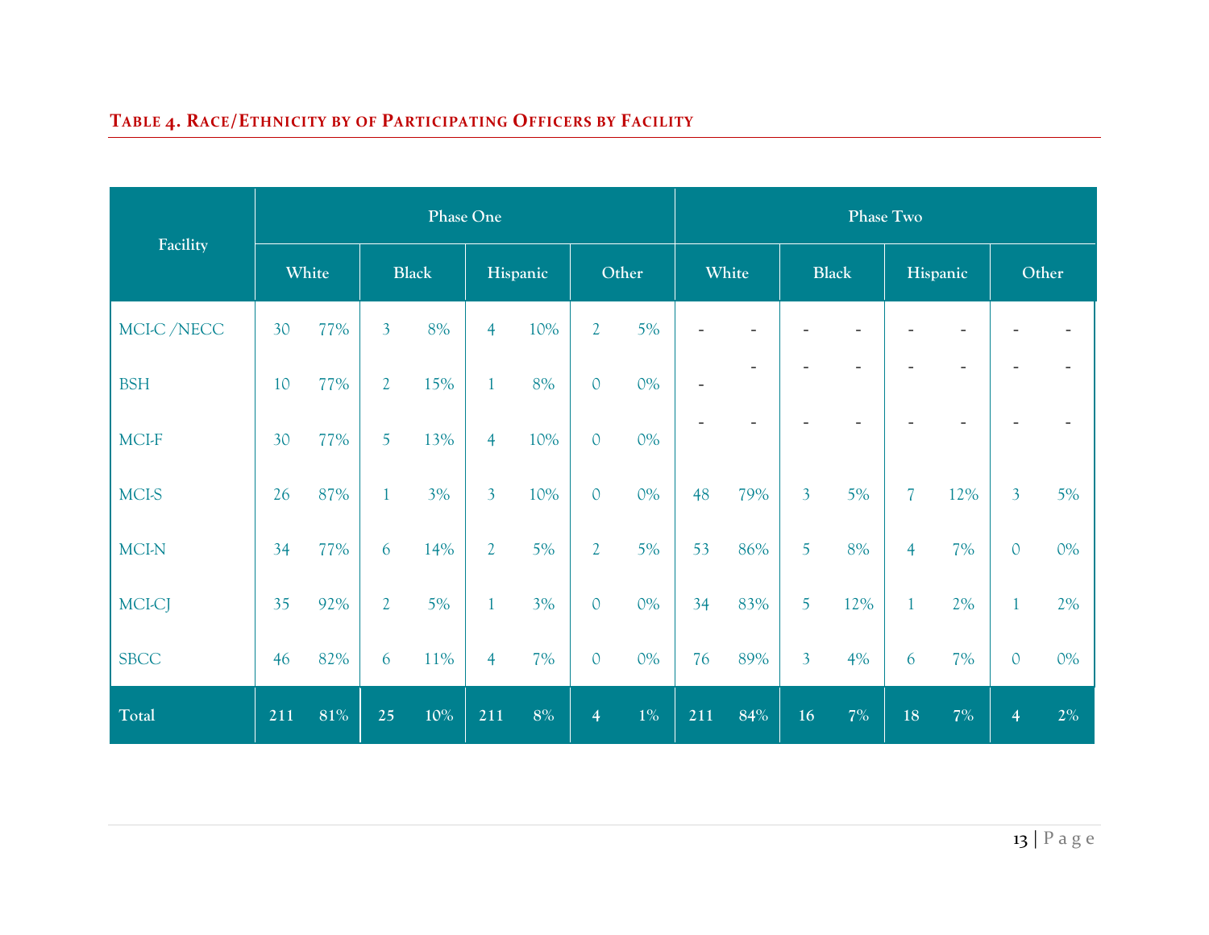**Table 4. Race/Ethnicity by of Participating Officers by Facility**

| Facility | Phase One | | | | | | | | Phase Two | | | | | | | |
|---|---|---|---|---|---|---|---|---|---|---|---|---|---|---|---|---|
| | White | | Black | | Hispanic | | Other | | White | | Black | | Hispanic | | Other | |
| MCI-C /NECC | 30 | 77% | 3 | 8% | 4 | 10% | 2 | 5% | - | - | - | - | - | - | - | - |
| BSH | 10 | 77% | 2 | 15% | 1 | 8% | 0 | 0% | - | - | - | - | - | - | - | - |
| MCI-F | 30 | 77% | 5 | 13% | 4 | 10% | 0 | 0% | - | - | - | - | - | - | - | - |
| MCI-S | 26 | 87% | 1 | 3% | 3 | 10% | 0 | 0% | 48 | 79% | 3 | 5% | 7 | 12% | 3 | 5% |
| MCI-N | 34 | 77% | 6 | 14% | 2 | 5% | 2 | 5% | 53 | 86% | 5 | 8% | 4 | 7% | 0 | 0% |
| MCI-CJ | 35 | 92% | 2 | 5% | 1 | 3% | 0 | 0% | 34 | 83% | 5 | 12% | 1 | 2% | 1 | 2% |
| SBCC | 46 | 82% | 6 | 11% | 4 | 7% | 0 | 0% | 76 | 89% | 3 | 4% | 6 | 7% | 0 | 0% |
| **Total** | **211** | **81%** | **25** | **10%** | **211** | **8%** | **4** | **1%** | **211** | **84%** | **16** | **7%** | **18** | **7%** | **4** | **2%** |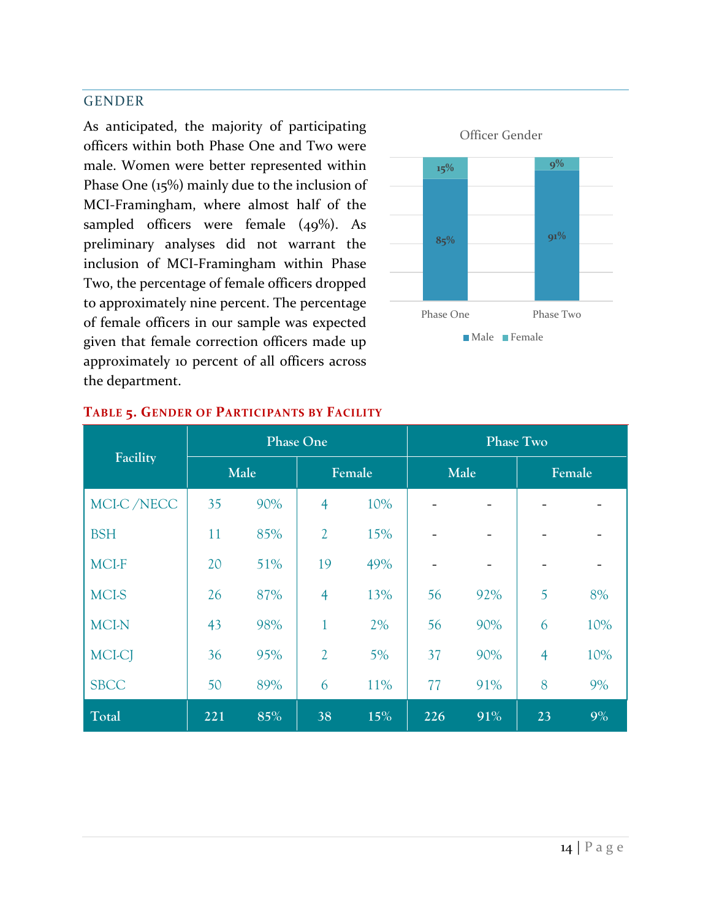## GENDER

As anticipated, the majority of participating officers within both Phase One and Two were male. Women were better represented within Phase One (15%) mainly due to the inclusion of MCI-Framingham, where almost half of the sampled officers were female (49%). As preliminary analyses did not warrant the inclusion of MCI-Framingham within Phase Two, the percentage of female officers dropped to approximately nine percent. The percentage of female officers in our sample was expected given that female correction officers made up approximately 10 percent of all officers across the department.

Officer Gender

| | Male | Female |
|---|---|---|
| Phase One | 85% | 15% |
| Phase Two | 91% | 9% |

**TABLE 5. GENDER OF PARTICIPANTS BY FACILITY**

| Facility | Phase One | | | | Phase Two | | | |
|---|---|---|---|---|---|---|---|---|
| | Male | | Female | | Male | | Female | |
| MCI-C /NECC | 35 | 90% | 4 | 10% | - | - | - | - |
| BSH | 11 | 85% | 2 | 15% | - | - | - | - |
| MCI-F | 20 | 51% | 19 | 49% | - | - | - | - |
| MCI-S | 26 | 87% | 4 | 13% | 56 | 92% | 5 | 8% |
| MCI-N | 43 | 98% | 1 | 2% | 56 | 90% | 6 | 10% |
| MCI-CJ | 36 | 95% | 2 | 5% | 37 | 90% | 4 | 10% |
| SBCC | 50 | 89% | 6 | 11% | 77 | 91% | 8 | 9% |
| **Total** | **221** | **85%** | **38** | **15%** | **226** | **91%** | **23** | **9%** |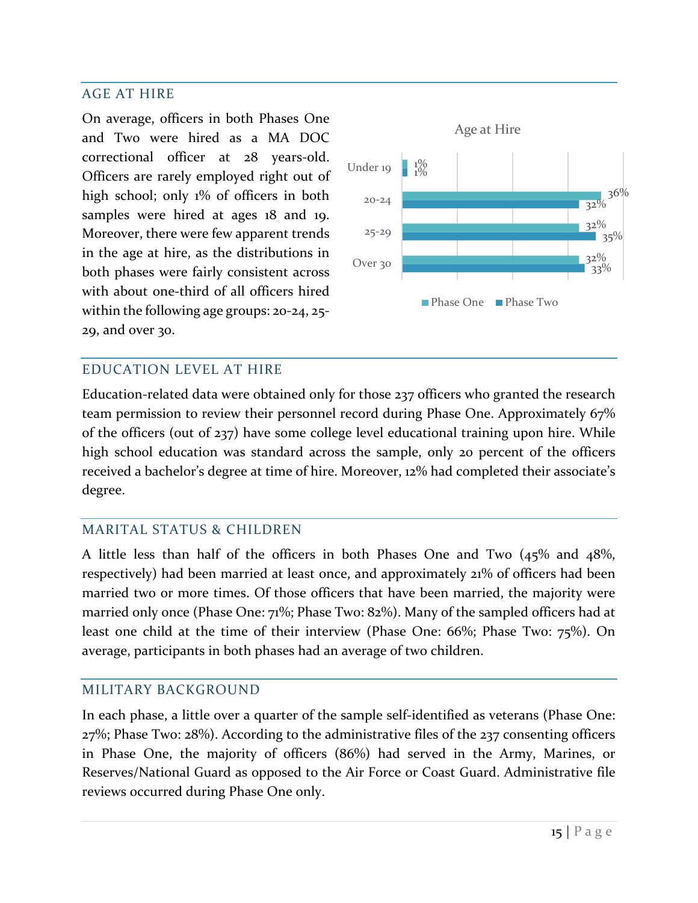## AGE AT HIRE

On average, officers in both Phases One and Two were hired as a MA DOC correctional officer at 28 years-old. Officers are rarely employed right out of high school; only 1% of officers in both samples were hired at ages 18 and 19. Moreover, there were few apparent trends in the age at hire, as the distributions in both phases were fairly consistent across with about one-third of all officers hired within the following age groups: 20-24, 25-29, and over 30.

**Age at Hire**

| Age | Phase One | Phase Two |
|---|---|---|
| Under 19 | 1% | 1% |
| 20-24 | 36% | 32% |
| 25-29 | 32% | 35% |
| Over 30 | 32% | 33% |

## EDUCATION LEVEL AT HIRE

Education-related data were obtained only for those 237 officers who granted the research team permission to review their personnel record during Phase One. Approximately 67% of the officers (out of 237) have some college level educational training upon hire. While high school education was standard across the sample, only 20 percent of the officers received a bachelor's degree at time of hire. Moreover, 12% had completed their associate's degree.

## MARITAL STATUS & CHILDREN

A little less than half of the officers in both Phases One and Two (45% and 48%, respectively) had been married at least once, and approximately 21% of officers had been married two or more times. Of those officers that have been married, the majority were married only once (Phase One: 71%; Phase Two: 82%). Many of the sampled officers had at least one child at the time of their interview (Phase One: 66%; Phase Two: 75%). On average, participants in both phases had an average of two children.

## MILITARY BACKGROUND

In each phase, a little over a quarter of the sample self-identified as veterans (Phase One: 27%; Phase Two: 28%). According to the administrative files of the 237 consenting officers in Phase One, the majority of officers (86%) had served in the Army, Marines, or Reserves/National Guard as opposed to the Air Force or Coast Guard. Administrative file reviews occurred during Phase One only.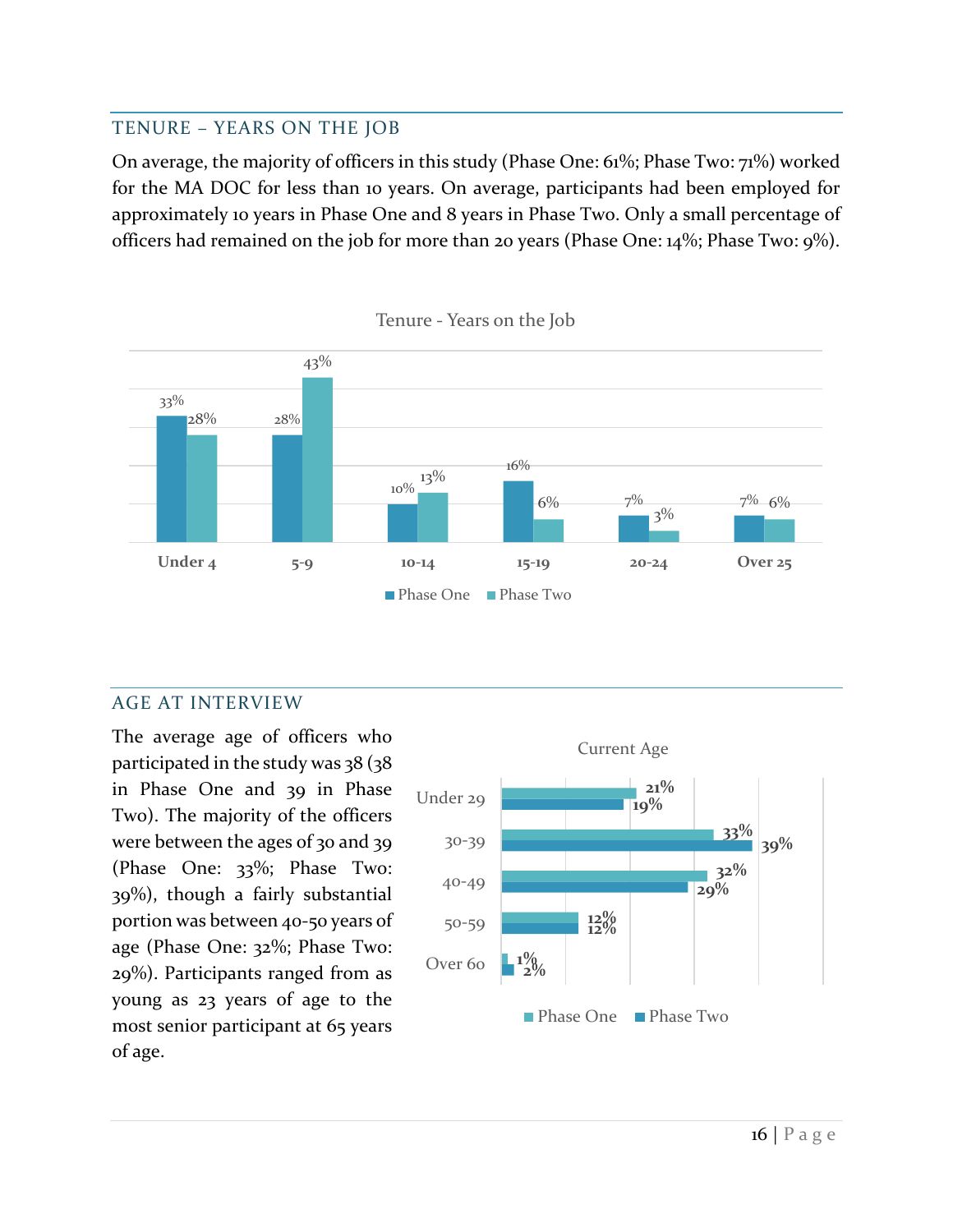## TENURE – YEARS ON THE JOB

On average, the majority of officers in this study (Phase One: 61%; Phase Two: 71%) worked for the MA DOC for less than 10 years. On average, participants had been employed for approximately 10 years in Phase One and 8 years in Phase Two. Only a small percentage of officers had remained on the job for more than 20 years (Phase One: 14%; Phase Two: 9%).

Tenure - Years on the Job

| | Under 4 | 5-9 | 10-14 | 15-19 | 20-24 | Over 25 |
|---|---|---|---|---|---|---|
| Phase One | 33% | 28% | 10% | 16% | 7% | 7% |
| Phase Two | 28% | 43% | 13% | 6% | 3% | 6% |

## AGE AT INTERVIEW

The average age of officers who participated in the study was 38 (38 in Phase One and 39 in Phase Two). The majority of the officers were between the ages of 30 and 39 (Phase One: 33%; Phase Two: 39%), though a fairly substantial portion was between 40-50 years of age (Phase One: 32%; Phase Two: 29%). Participants ranged from as young as 23 years of age to the most senior participant at 65 years of age.

Current Age

| | Phase One | Phase Two |
|---|---|---|
| Under 29 | 21% | 19% |
| 30-39 | 33% | 39% |
| 40-49 | 32% | 29% |
| 50-59 | 12% | 12% |
| Over 60 | 1% | 2% |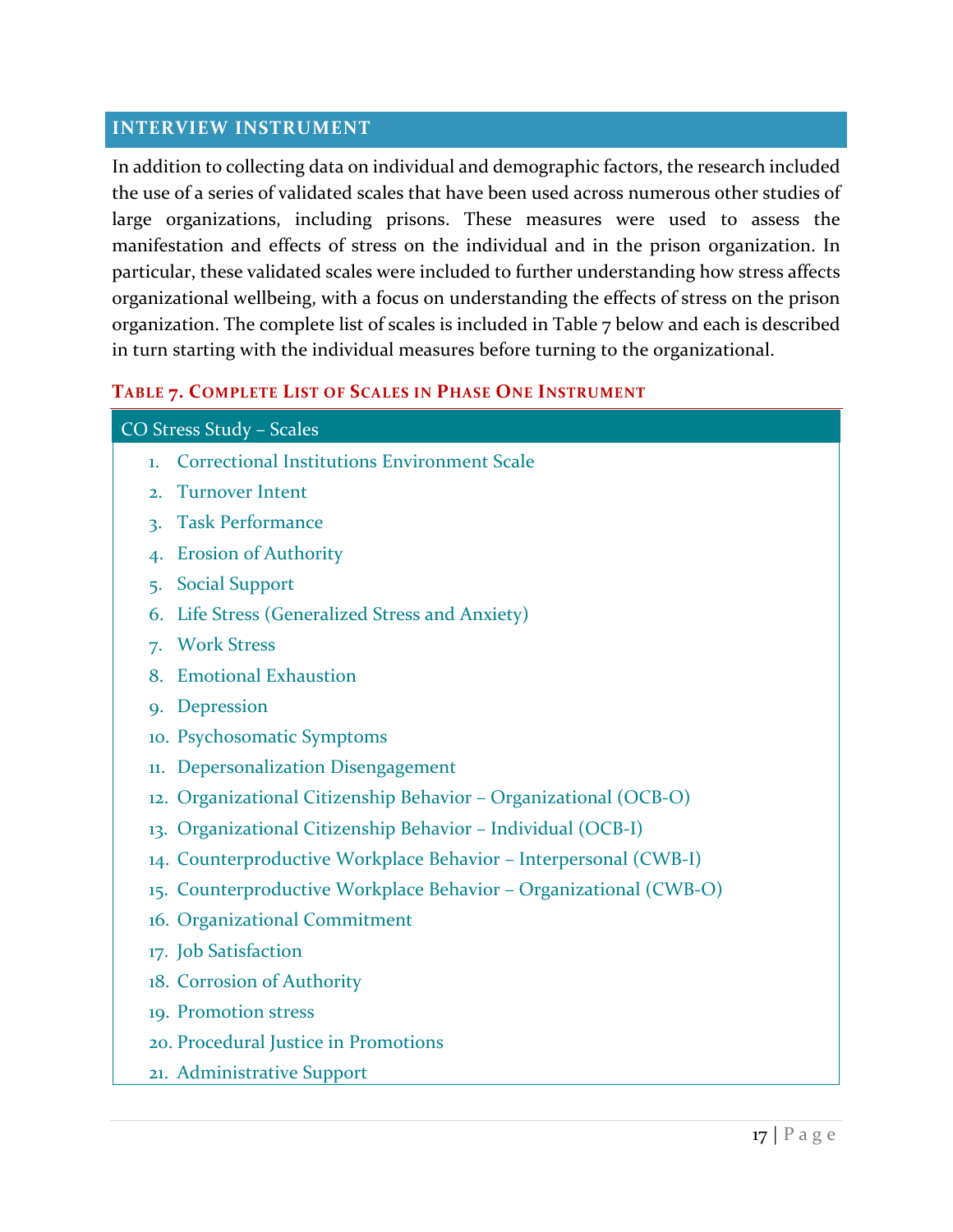## INTERVIEW INSTRUMENT

In addition to collecting data on individual and demographic factors, the research included the use of a series of validated scales that have been used across numerous other studies of large organizations, including prisons. These measures were used to assess the manifestation and effects of stress on the individual and in the prison organization. In particular, these validated scales were included to further understanding how stress affects organizational wellbeing, with a focus on understanding the effects of stress on the prison organization. The complete list of scales is included in Table 7 below and each is described in turn starting with the individual measures before turning to the organizational.

**TABLE 7. COMPLETE LIST OF SCALES IN PHASE ONE INSTRUMENT**

| CO Stress Study – Scales |
|---|
| 1. Correctional Institutions Environment Scale |
| 2. Turnover Intent |
| 3. Task Performance |
| 4. Erosion of Authority |
| 5. Social Support |
| 6. Life Stress (Generalized Stress and Anxiety) |
| 7. Work Stress |
| 8. Emotional Exhaustion |
| 9. Depression |
| 10. Psychosomatic Symptoms |
| 11. Depersonalization Disengagement |
| 12. Organizational Citizenship Behavior – Organizational (OCB-O) |
| 13. Organizational Citizenship Behavior – Individual (OCB-I) |
| 14. Counterproductive Workplace Behavior – Interpersonal (CWB-I) |
| 15. Counterproductive Workplace Behavior – Organizational (CWB-O) |
| 16. Organizational Commitment |
| 17. Job Satisfaction |
| 18. Corrosion of Authority |
| 19. Promotion stress |
| 20. Procedural Justice in Promotions |
| 21. Administrative Support |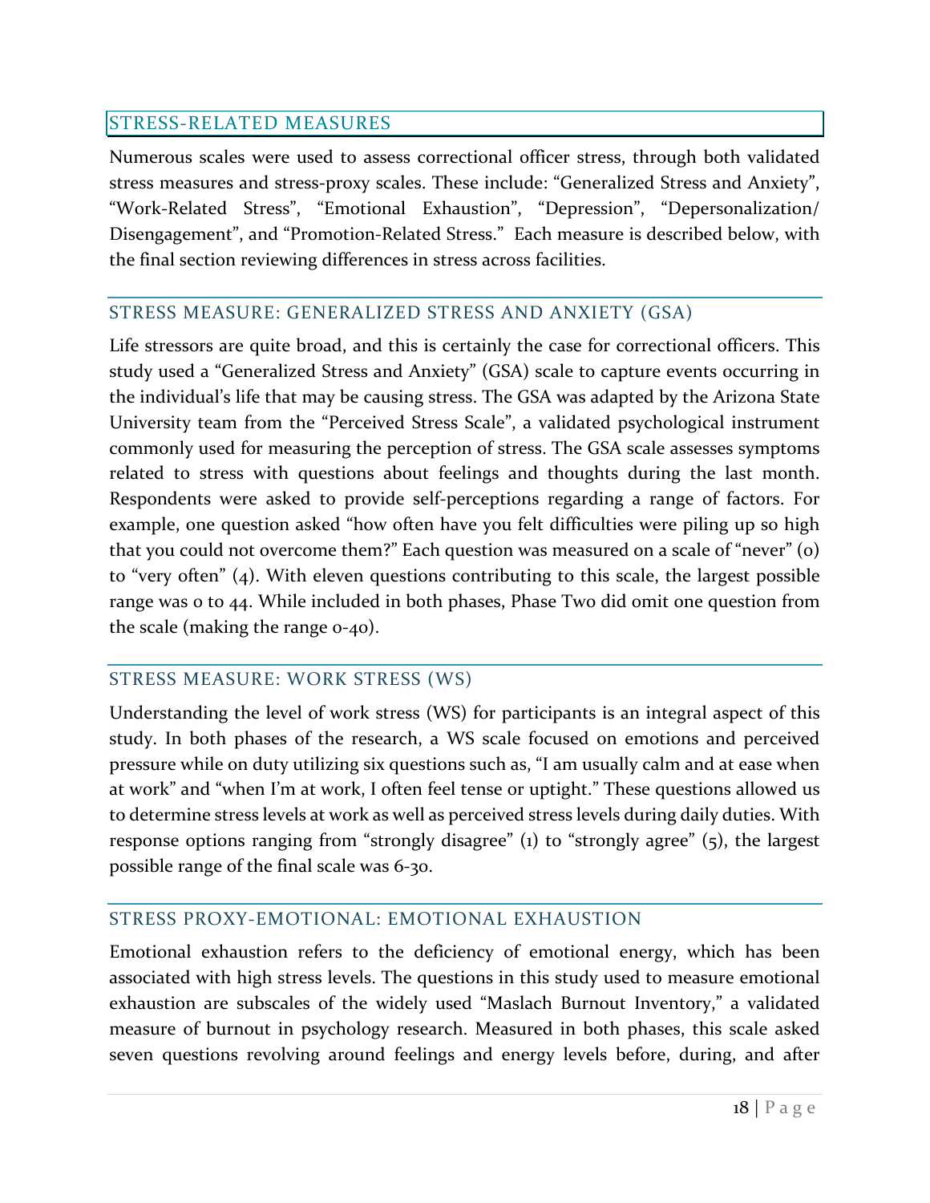## STRESS-RELATED MEASURES

Numerous scales were used to assess correctional officer stress, through both validated stress measures and stress-proxy scales. These include: "Generalized Stress and Anxiety", "Work-Related Stress", "Emotional Exhaustion", "Depression", "Depersonalization/ Disengagement", and "Promotion-Related Stress." Each measure is described below, with the final section reviewing differences in stress across facilities.

### STRESS MEASURE: GENERALIZED STRESS AND ANXIETY (GSA)

Life stressors are quite broad, and this is certainly the case for correctional officers. This study used a "Generalized Stress and Anxiety" (GSA) scale to capture events occurring in the individual's life that may be causing stress. The GSA was adapted by the Arizona State University team from the "Perceived Stress Scale", a validated psychological instrument commonly used for measuring the perception of stress. The GSA scale assesses symptoms related to stress with questions about feelings and thoughts during the last month. Respondents were asked to provide self-perceptions regarding a range of factors. For example, one question asked "how often have you felt difficulties were piling up so high that you could not overcome them?" Each question was measured on a scale of "never" (0) to "very often" (4). With eleven questions contributing to this scale, the largest possible range was 0 to 44. While included in both phases, Phase Two did omit one question from the scale (making the range 0-40).

### STRESS MEASURE: WORK STRESS (WS)

Understanding the level of work stress (WS) for participants is an integral aspect of this study. In both phases of the research, a WS scale focused on emotions and perceived pressure while on duty utilizing six questions such as, "I am usually calm and at ease when at work" and "when I'm at work, I often feel tense or uptight." These questions allowed us to determine stress levels at work as well as perceived stress levels during daily duties. With response options ranging from "strongly disagree" (1) to "strongly agree" (5), the largest possible range of the final scale was 6-30.

### STRESS PROXY-EMOTIONAL: EMOTIONAL EXHAUSTION

Emotional exhaustion refers to the deficiency of emotional energy, which has been associated with high stress levels. The questions in this study used to measure emotional exhaustion are subscales of the widely used "Maslach Burnout Inventory," a validated measure of burnout in psychology research. Measured in both phases, this scale asked seven questions revolving around feelings and energy levels before, during, and after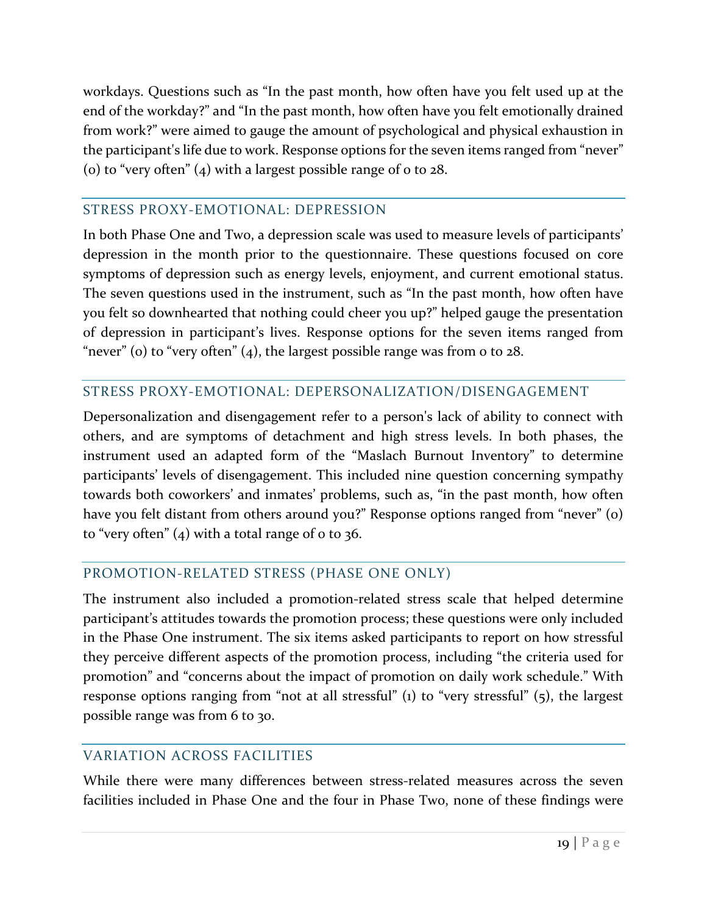workdays. Questions such as “In the past month, how often have you felt used up at the end of the workday?” and “In the past month, how often have you felt emotionally drained from work?” were aimed to gauge the amount of psychological and physical exhaustion in the participant's life due to work. Response options for the seven items ranged from “never” (0) to “very often” (4) with a largest possible range of 0 to 28.

## STRESS PROXY-EMOTIONAL: DEPRESSION

In both Phase One and Two, a depression scale was used to measure levels of participants' depression in the month prior to the questionnaire. These questions focused on core symptoms of depression such as energy levels, enjoyment, and current emotional status. The seven questions used in the instrument, such as “In the past month, how often have you felt so downhearted that nothing could cheer you up?” helped gauge the presentation of depression in participant's lives. Response options for the seven items ranged from “never” (0) to “very often” (4), the largest possible range was from 0 to 28.

## STRESS PROXY-EMOTIONAL: DEPERSONALIZATION/DISENGAGEMENT

Depersonalization and disengagement refer to a person's lack of ability to connect with others, and are symptoms of detachment and high stress levels. In both phases, the instrument used an adapted form of the “Maslach Burnout Inventory” to determine participants' levels of disengagement. This included nine question concerning sympathy towards both coworkers' and inmates' problems, such as, “in the past month, how often have you felt distant from others around you?” Response options ranged from “never” (0) to “very often” (4) with a total range of 0 to 36.

## PROMOTION-RELATED STRESS (PHASE ONE ONLY)

The instrument also included a promotion-related stress scale that helped determine participant's attitudes towards the promotion process; these questions were only included in the Phase One instrument. The six items asked participants to report on how stressful they perceive different aspects of the promotion process, including “the criteria used for promotion” and “concerns about the impact of promotion on daily work schedule.” With response options ranging from “not at all stressful” (1) to “very stressful” (5), the largest possible range was from 6 to 30.

## VARIATION ACROSS FACILITIES

While there were many differences between stress-related measures across the seven facilities included in Phase One and the four in Phase Two, none of these findings were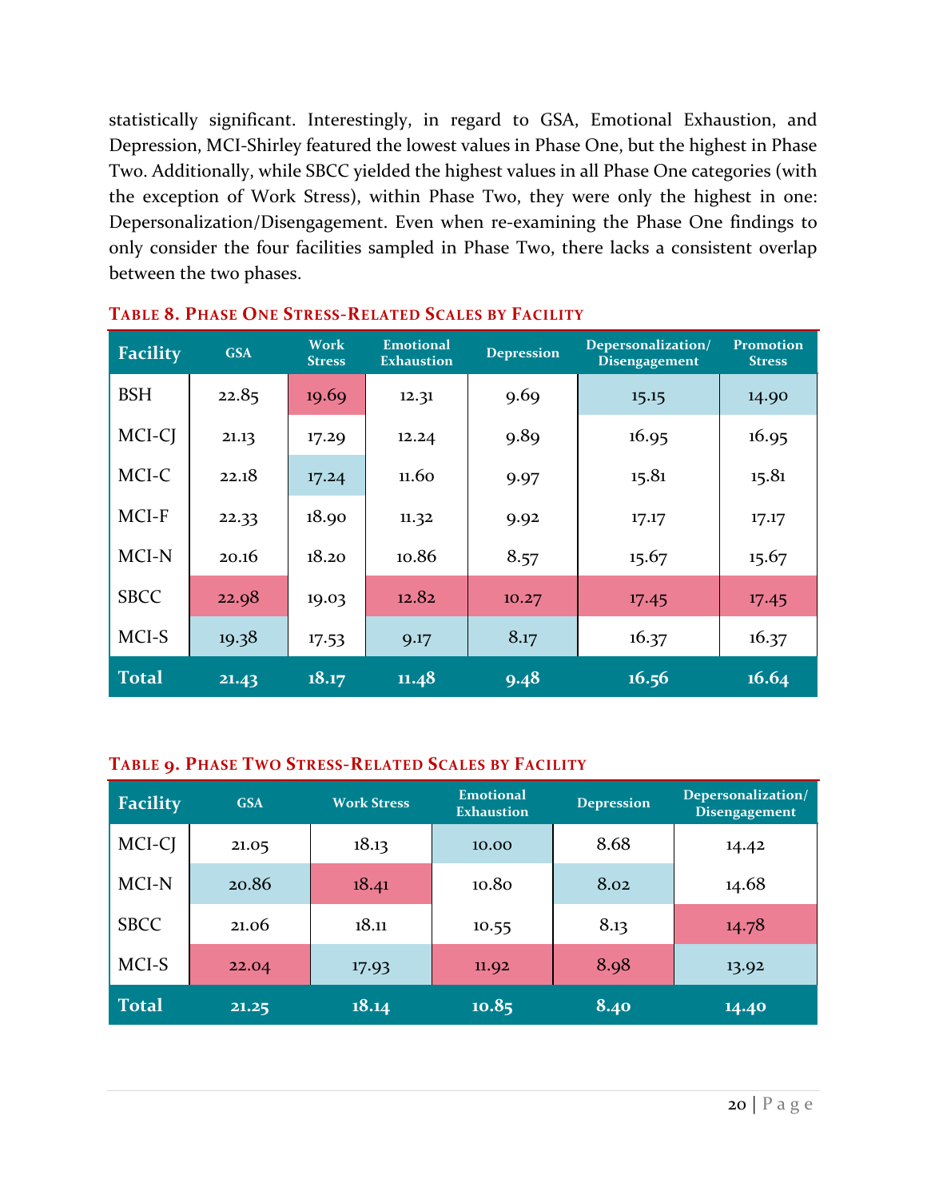statistically significant. Interestingly, in regard to GSA, Emotional Exhaustion, and Depression, MCI-Shirley featured the lowest values in Phase One, but the highest in Phase Two. Additionally, while SBCC yielded the highest values in all Phase One categories (with the exception of Work Stress), within Phase Two, they were only the highest in one: Depersonalization/Disengagement. Even when re-examining the Phase One findings to only consider the four facilities sampled in Phase Two, there lacks a consistent overlap between the two phases.

**TABLE 8. PHASE ONE STRESS-RELATED SCALES BY FACILITY**

| Facility | GSA | Work Stress | Emotional Exhaustion | Depression | Depersonalization/ Disengagement | Promotion Stress |
|---|---|---|---|---|---|---|
| BSH | 22.85 | 19.69 | 12.31 | 9.69 | 15.15 | 14.90 |
| MCI-CJ | 21.13 | 17.29 | 12.24 | 9.89 | 16.95 | 16.95 |
| MCI-C | 22.18 | 17.24 | 11.60 | 9.97 | 15.81 | 15.81 |
| MCI-F | 22.33 | 18.90 | 11.32 | 9.92 | 17.17 | 17.17 |
| MCI-N | 20.16 | 18.20 | 10.86 | 8.57 | 15.67 | 15.67 |
| SBCC | 22.98 | 19.03 | 12.82 | 10.27 | 17.45 | 17.45 |
| MCI-S | 19.38 | 17.53 | 9.17 | 8.17 | 16.37 | 16.37 |
| **Total** | **21.43** | **18.17** | **11.48** | **9.48** | **16.56** | **16.64** |

**TABLE 9. PHASE TWO STRESS-RELATED SCALES BY FACILITY**

| Facility | GSA | Work Stress | Emotional Exhaustion | Depression | Depersonalization/ Disengagement |
|---|---|---|---|---|---|
| MCI-CJ | 21.05 | 18.13 | 10.00 | 8.68 | 14.42 |
| MCI-N | 20.86 | 18.41 | 10.80 | 8.02 | 14.68 |
| SBCC | 21.06 | 18.11 | 10.55 | 8.13 | 14.78 |
| MCI-S | 22.04 | 17.93 | 11.92 | 8.98 | 13.92 |
| **Total** | **21.25** | **18.14** | **10.85** | **8.40** | **14.40** |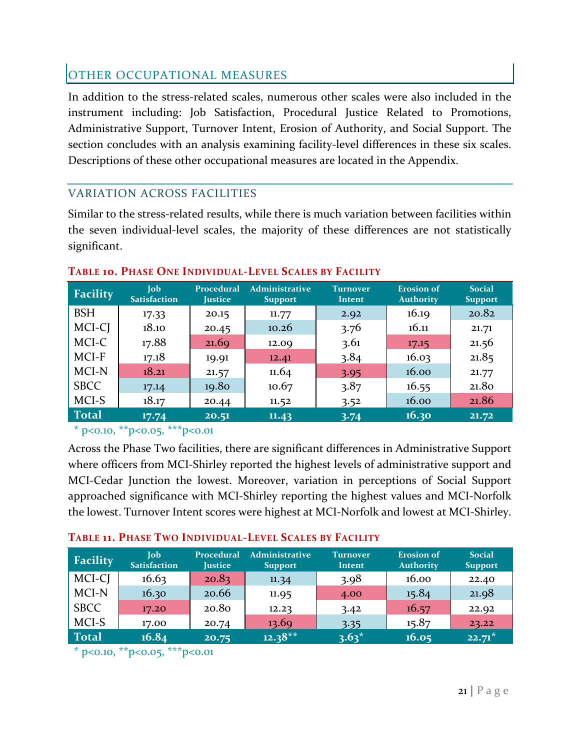## OTHER OCCUPATIONAL MEASURES

In addition to the stress-related scales, numerous other scales were also included in the instrument including: Job Satisfaction, Procedural Justice Related to Promotions, Administrative Support, Turnover Intent, Erosion of Authority, and Social Support. The section concludes with an analysis examining facility-level differences in these six scales. Descriptions of these other occupational measures are located in the Appendix.

## VARIATION ACROSS FACILITIES

Similar to the stress-related results, while there is much variation between facilities within the seven individual-level scales, the majority of these differences are not statistically significant.

**TABLE 10. PHASE ONE INDIVIDUAL-LEVEL SCALES BY FACILITY**

| Facility | Job Satisfaction | Procedural Justice | Administrative Support | Turnover Intent | Erosion of Authority | Social Support |
|---|---|---|---|---|---|---|
| BSH | 17.33 | 20.15 | 11.77 | 2.92 | 16.19 | 20.82 |
| MCI-CJ | 18.10 | 20.45 | 10.26 | 3.76 | 16.11 | 21.71 |
| MCI-C | 17.88 | 21.69 | 12.09 | 3.61 | 17.15 | 21.56 |
| MCI-F | 17.18 | 19.91 | 12.41 | 3.84 | 16.03 | 21.85 |
| MCI-N | 18.21 | 21.57 | 11.64 | 3.95 | 16.00 | 21.77 |
| SBCC | 17.14 | 19.80 | 10.67 | 3.87 | 16.55 | 21.80 |
| MCI-S | 18.17 | 20.44 | 11.52 | 3.52 | 16.00 | 21.86 |
| **Total** | **17.74** | **20.51** | **11.43** | **3.74** | **16.30** | **21.72** |

* p<0.10, ** p<0.05, *** p<0.01

Across the Phase Two facilities, there are significant differences in Administrative Support where officers from MCI-Shirley reported the highest levels of administrative support and MCI-Cedar Junction the lowest. Moreover, variation in perceptions of Social Support approached significance with MCI-Shirley reporting the highest values and MCI-Norfolk the lowest. Turnover Intent scores were highest at MCI-Norfolk and lowest at MCI-Shirley.

**TABLE 11. PHASE TWO INDIVIDUAL-LEVEL SCALES BY FACILITY**

| Facility | Job Satisfaction | Procedural Justice | Administrative Support | Turnover Intent | Erosion of Authority | Social Support |
|---|---|---|---|---|---|---|
| MCI-CJ | 16.63 | 20.83 | 11.34 | 3.98 | 16.00 | 22.40 |
| MCI-N | 16.30 | 20.66 | 11.95 | 4.00 | 15.84 | 21.98 |
| SBCC | 17.20 | 20.80 | 12.23 | 3.42 | 16.57 | 22.92 |
| MCI-S | 17.00 | 20.74 | 13.69 | 3.35 | 15.87 | 23.22 |
| **Total** | **16.84** | **20.75** | **12.38**** | **3.63*** | **16.05** | **22.71*** |

* p<0.10, ** p<0.05, *** p<0.01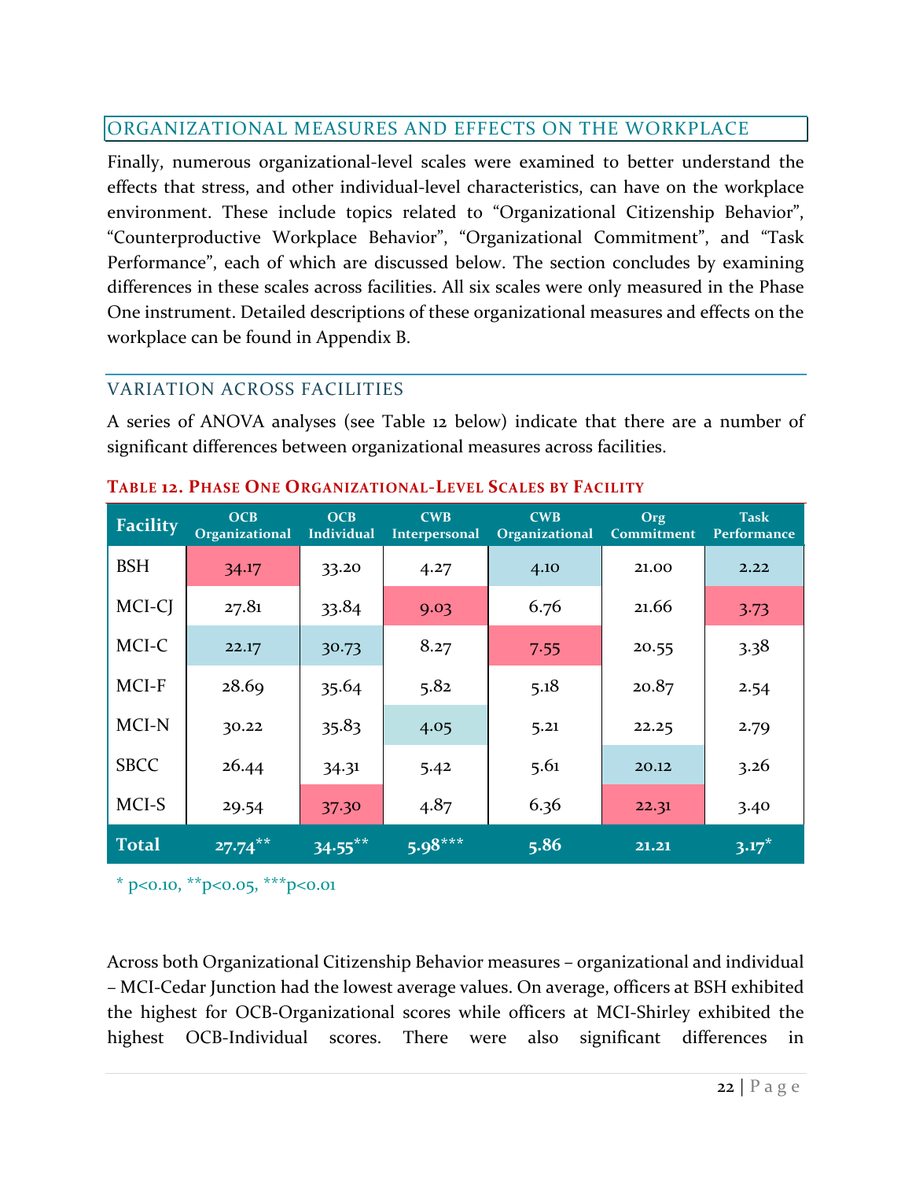## ORGANIZATIONAL MEASURES AND EFFECTS ON THE WORKPLACE

Finally, numerous organizational-level scales were examined to better understand the effects that stress, and other individual-level characteristics, can have on the workplace environment. These include topics related to "Organizational Citizenship Behavior", "Counterproductive Workplace Behavior", "Organizational Commitment", and "Task Performance", each of which are discussed below. The section concludes by examining differences in these scales across facilities. All six scales were only measured in the Phase One instrument. Detailed descriptions of these organizational measures and effects on the workplace can be found in Appendix B.

### VARIATION ACROSS FACILITIES

A series of ANOVA analyses (see Table 12 below) indicate that there are a number of significant differences between organizational measures across facilities.

**TABLE 12. PHASE ONE ORGANIZATIONAL-LEVEL SCALES BY FACILITY**

| Facility | OCB Organizational | OCB Individual | CWB Interpersonal | CWB Organizational | Org Commitment | Task Performance |
|---|---|---|---|---|---|---|
| BSH | 34.17 | 33.20 | 4.27 | 4.10 | 21.00 | 2.22 |
| MCI-CJ | 27.81 | 33.84 | 9.03 | 6.76 | 21.66 | 3.73 |
| MCI-C | 22.17 | 30.73 | 8.27 | 7.55 | 20.55 | 3.38 |
| MCI-F | 28.69 | 35.64 | 5.82 | 5.18 | 20.87 | 2.54 |
| MCI-N | 30.22 | 35.83 | 4.05 | 5.21 | 22.25 | 2.79 |
| SBCC | 26.44 | 34.31 | 5.42 | 5.61 | 20.12 | 3.26 |
| MCI-S | 29.54 | 37.30 | 4.87 | 6.36 | 22.31 | 3.40 |
| **Total** | **27.74****  | **34.55**** | **5.98***** | **5.86** | **21.21** | **3.17*** |

* p<0.10, **p<0.05, ***p<0.01

Across both Organizational Citizenship Behavior measures – organizational and individual – MCI-Cedar Junction had the lowest average values. On average, officers at BSH exhibited the highest for OCB-Organizational scores while officers at MCI-Shirley exhibited the highest OCB-Individual scores. There were also significant differences in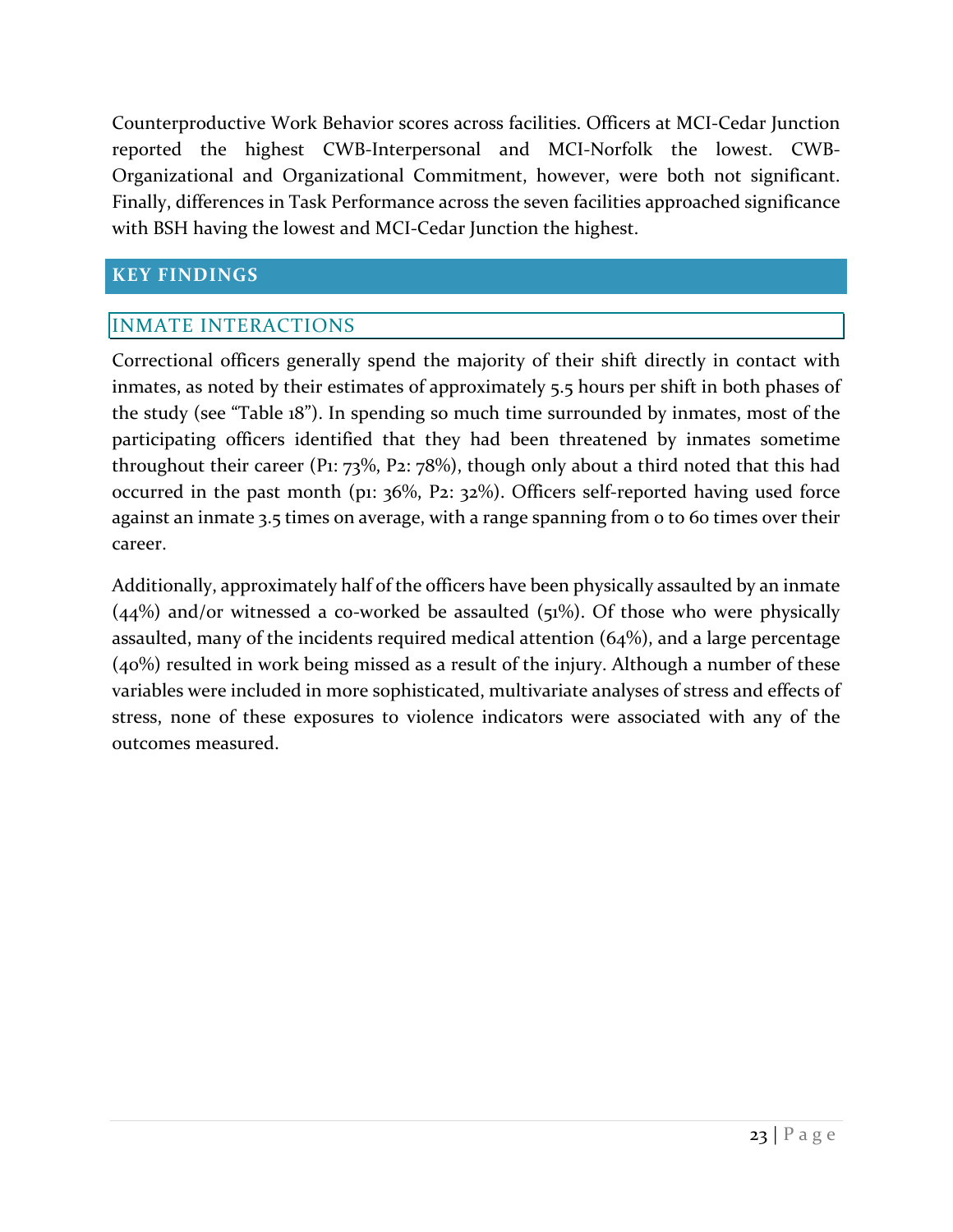Counterproductive Work Behavior scores across facilities. Officers at MCI-Cedar Junction reported the highest CWB-Interpersonal and MCI-Norfolk the lowest. CWB-Organizational and Organizational Commitment, however, were both not significant. Finally, differences in Task Performance across the seven facilities approached significance with BSH having the lowest and MCI-Cedar Junction the highest.

## KEY FINDINGS

### INMATE INTERACTIONS

Correctional officers generally spend the majority of their shift directly in contact with inmates, as noted by their estimates of approximately 5.5 hours per shift in both phases of the study (see "Table 18"). In spending so much time surrounded by inmates, most of the participating officers identified that they had been threatened by inmates sometime throughout their career (P1: 73%, P2: 78%), though only about a third noted that this had occurred in the past month (p1: 36%, P2: 32%). Officers self-reported having used force against an inmate 3.5 times on average, with a range spanning from 0 to 60 times over their career.

Additionally, approximately half of the officers have been physically assaulted by an inmate (44%) and/or witnessed a co-worked be assaulted (51%). Of those who were physically assaulted, many of the incidents required medical attention (64%), and a large percentage (40%) resulted in work being missed as a result of the injury. Although a number of these variables were included in more sophisticated, multivariate analyses of stress and effects of stress, none of these exposures to violence indicators were associated with any of the outcomes measured.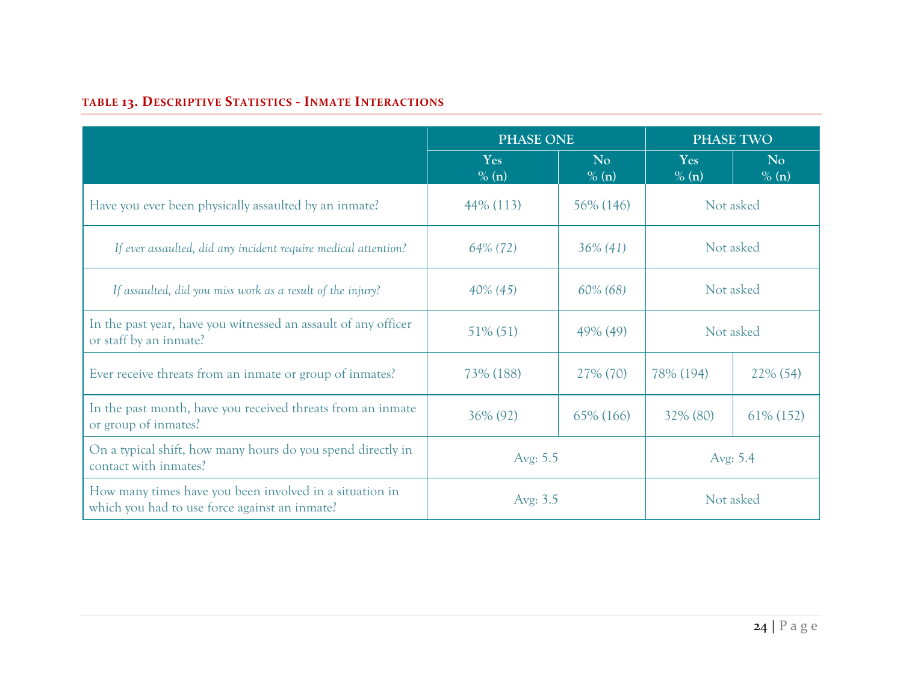**TABLE 13. DESCRIPTIVE STATISTICS - INMATE INTERACTIONS**

| | PHASE ONE | | PHASE TWO | |
|---|---|---|---|---|
| | Yes<br>% (n) | No<br>% (n) | Yes<br>% (n) | No<br>% (n) |
| Have you ever been physically assaulted by an inmate? | 44% (113) | 56% (146) | Not asked | |
| *If ever assaulted, did any incident require medical attention?* | *64% (72)* | *36% (41)* | Not asked | |
| *If assaulted, did you miss work as a result of the injury?* | *40% (45)* | *60% (68)* | Not asked | |
| In the past year, have you witnessed an assault of any officer or staff by an inmate? | 51% (51) | 49% (49) | Not asked | |
| Ever receive threats from an inmate or group of inmates? | 73% (188) | 27% (70) | 78% (194) | 22% (54) |
| In the past month, have you received threats from an inmate or group of inmates? | 36% (92) | 65% (166) | 32% (80) | 61% (152) |
| On a typical shift, how many hours do you spend directly in contact with inmates? | Avg: 5.5 | | Avg: 5.4 | |
| How many times have you been involved in a situation in which you had to use force against an inmate? | Avg: 3.5 | | Not asked | |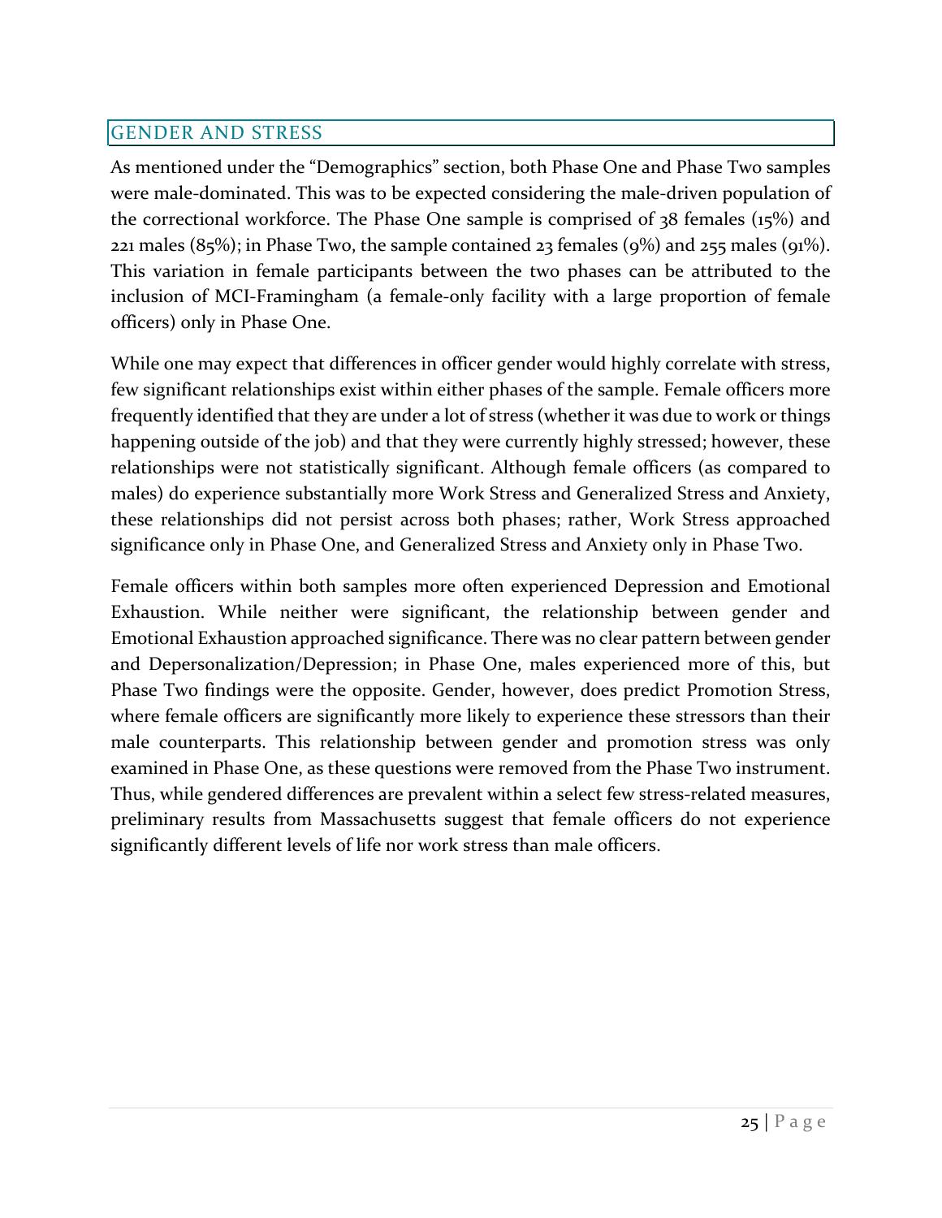## GENDER AND STRESS

As mentioned under the "Demographics" section, both Phase One and Phase Two samples were male-dominated. This was to be expected considering the male-driven population of the correctional workforce. The Phase One sample is comprised of 38 females (15%) and 221 males (85%); in Phase Two, the sample contained 23 females (9%) and 255 males (91%). This variation in female participants between the two phases can be attributed to the inclusion of MCI-Framingham (a female-only facility with a large proportion of female officers) only in Phase One.

While one may expect that differences in officer gender would highly correlate with stress, few significant relationships exist within either phases of the sample. Female officers more frequently identified that they are under a lot of stress (whether it was due to work or things happening outside of the job) and that they were currently highly stressed; however, these relationships were not statistically significant. Although female officers (as compared to males) do experience substantially more Work Stress and Generalized Stress and Anxiety, these relationships did not persist across both phases; rather, Work Stress approached significance only in Phase One, and Generalized Stress and Anxiety only in Phase Two.

Female officers within both samples more often experienced Depression and Emotional Exhaustion. While neither were significant, the relationship between gender and Emotional Exhaustion approached significance. There was no clear pattern between gender and Depersonalization/Depression; in Phase One, males experienced more of this, but Phase Two findings were the opposite. Gender, however, does predict Promotion Stress, where female officers are significantly more likely to experience these stressors than their male counterparts. This relationship between gender and promotion stress was only examined in Phase One, as these questions were removed from the Phase Two instrument. Thus, while gendered differences are prevalent within a select few stress-related measures, preliminary results from Massachusetts suggest that female officers do not experience significantly different levels of life nor work stress than male officers.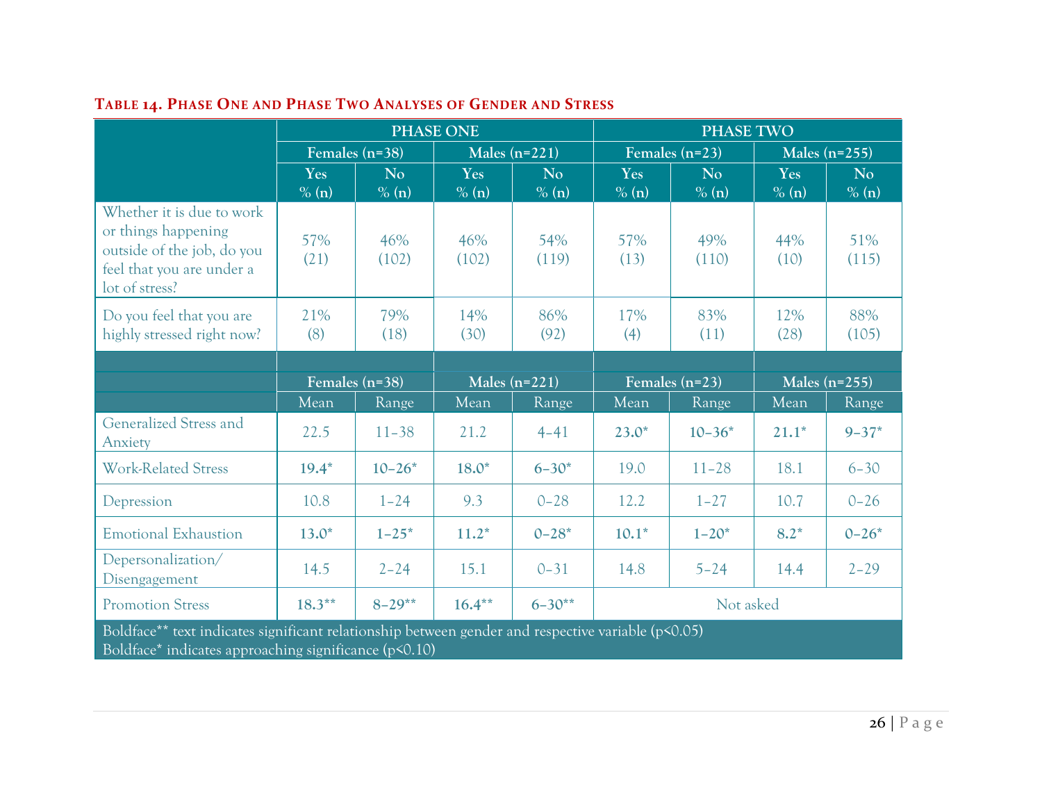### Table 14. Phase One and Phase Two Analyses of Gender and Stress

| | PHASE ONE | | | | PHASE TWO | | | |
|---|---|---|---|---|---|---|---|---|
| | Females (n=38) | | Males (n=221) | | Females (n=23) | | Males (n=255) | |
| | Yes % (n) | No % (n) | Yes % (n) | No % (n) | Yes % (n) | No % (n) | Yes % (n) | No % (n) |
| Whether it is due to work or things happening outside of the job, do you feel that you are under a lot of stress? | 57% (21) | 46% (102) | 46% (102) | 54% (119) | 57% (13) | 49% (110) | 44% (10) | 51% (115) |
| Do you feel that you are highly stressed right now? | 21% (8) | 79% (18) | 14% (30) | 86% (92) | 17% (4) | 83% (11) | 12% (28) | 88% (105) |
| | Females (n=38) | | Males (n=221) | | Females (n=23) | | Males (n=255) | |
| | Mean | Range | Mean | Range | Mean | Range | Mean | Range |
| Generalized Stress and Anxiety | 22.5 | 11–38 | 21.2 | 4–41 | **23.0*** | **10–36*** | **21.1*** | **9–37*** |
| Work-Related Stress | **19.4*** | **10–26*** | **18.0*** | **6–30*** | 19.0 | 11–28 | 18.1 | 6–30 |
| Depression | 10.8 | 1–24 | 9.3 | 0–28 | 12.2 | 1–27 | 10.7 | 0–26 |
| Emotional Exhaustion | **13.0*** | **1–25*** | **11.2*** | **0–28*** | **10.1*** | **1–20*** | **8.2*** | **0–26*** |
| Depersonalization/ Disengagement | 14.5 | 2–24 | 15.1 | 0–31 | 14.8 | 5–24 | 14.4 | 2–29 |
| Promotion Stress | **18.3**** | **8–29**** | **16.4**** | **6–30**** | Not asked | | | |

Boldface** text indicates significant relationship between gender and respective variable ($p<0.05$)
Boldface* indicates approaching significance ($p<0.10$)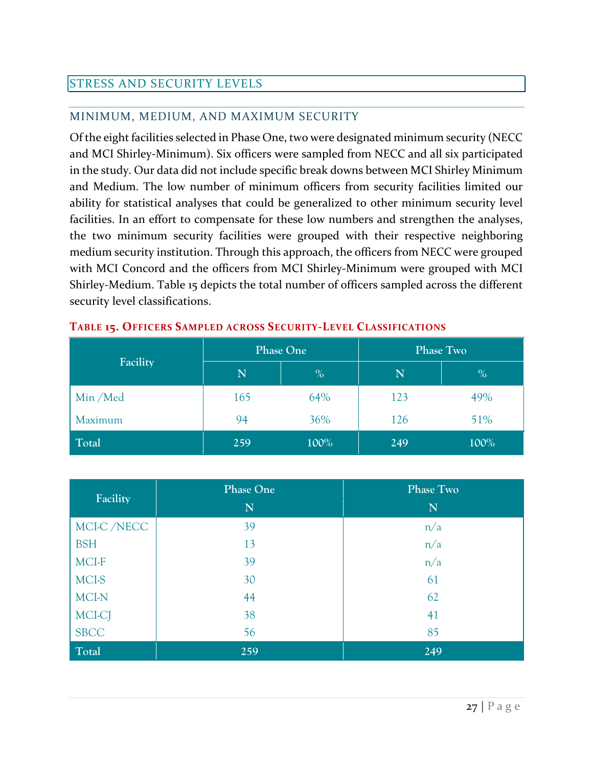## STRESS AND SECURITY LEVELS

### MINIMUM, MEDIUM, AND MAXIMUM SECURITY

Of the eight facilities selected in Phase One, two were designated minimum security (NECC and MCI Shirley-Minimum). Six officers were sampled from NECC and all six participated in the study. Our data did not include specific break downs between MCI Shirley Minimum and Medium. The low number of minimum officers from security facilities limited our ability for statistical analyses that could be generalized to other minimum security level facilities. In an effort to compensate for these low numbers and strengthen the analyses, the two minimum security facilities were grouped with their respective neighboring medium security institution. Through this approach, the officers from NECC were grouped with MCI Concord and the officers from MCI Shirley-Minimum were grouped with MCI Shirley-Medium. Table 15 depicts the total number of officers sampled across the different security level classifications.

**TABLE 15. OFFICERS SAMPLED ACROSS SECURITY-LEVEL CLASSIFICATIONS**

| Facility | Phase One | | Phase Two | |
|---|---|---|---|---|
| | N | % | N | % |
| Min /Med | 165 | 64% | 123 | 49% |
| Maximum | 94 | 36% | 126 | 51% |
| **Total** | **259** | **100%** | **249** | **100%** |

| Facility | Phase One N | Phase Two N |
|---|---|---|
| MCI-C /NECC | 39 | n/a |
| BSH | 13 | n/a |
| MCI-F | 39 | n/a |
| MCI-S | 30 | 61 |
| MCI-N | 44 | 62 |
| MCI-CJ | 38 | 41 |
| SBCC | 56 | 85 |
| **Total** | **259** | **249** |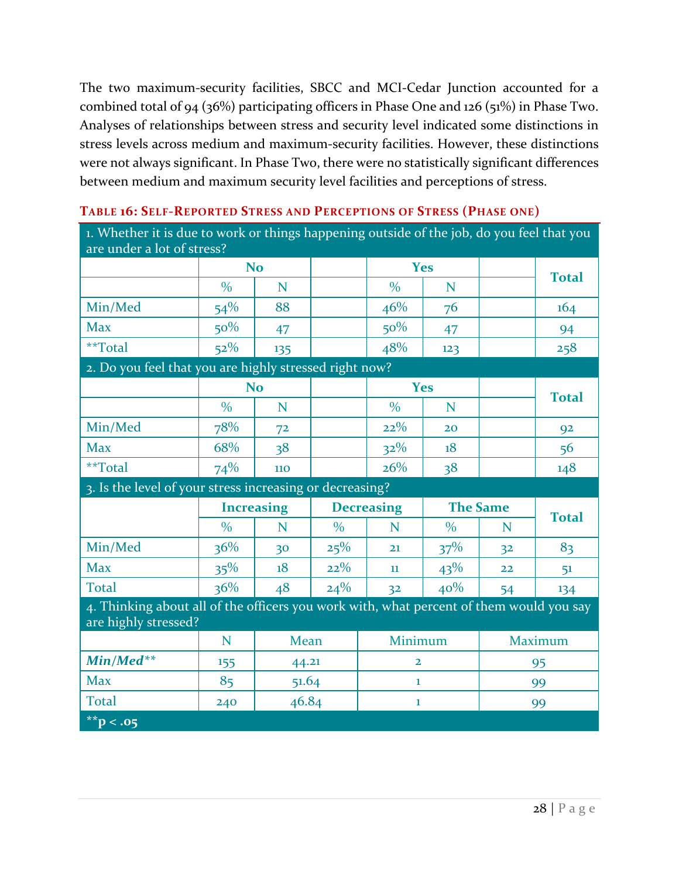The two maximum-security facilities, SBCC and MCI-Cedar Junction accounted for a combined total of 94 (36%) participating officers in Phase One and 126 (51%) in Phase Two. Analyses of relationships between stress and security level indicated some distinctions in stress levels across medium and maximum-security facilities. However, these distinctions were not always significant. In Phase Two, there were no statistically significant differences between medium and maximum security level facilities and perceptions of stress.

**Table 16: Self-Reported Stress and Perceptions of Stress (Phase One)**

| 1. Whether it is due to work or things happening outside of the job, do you feel that you are under a lot of stress? | | | | | | | |
|---|---|---|---|---|---|---|---|
| | **No** | | | **Yes** | | | **Total** |
| | % | N | | % | N | | |
| Min/Med | 54% | 88 | | 46% | 76 | | 164 |
| Max | 50% | 47 | | 50% | 47 | | 94 |
| **Total | 52% | 135 | | 48% | 123 | | 258 |

| 2. Do you feel that you are highly stressed right now? | | | | | | | |
|---|---|---|---|---|---|---|---|
| | **No** | | | **Yes** | | | **Total** |
| | % | N | | % | N | | |
| Min/Med | 78% | 72 | | 22% | 20 | | 92 |
| Max | 68% | 38 | | 32% | 18 | | 56 |
| **Total | 74% | 110 | | 26% | 38 | | 148 |

| 3. Is the level of your stress increasing or decreasing? | | | | | | | |
|---|---|---|---|---|---|---|---|
| | **Increasing** | | **Decreasing** | | **The Same** | | **Total** |
| | % | N | % | N | % | N | |
| Min/Med | 36% | 30 | 25% | 21 | 37% | 32 | 83 |
| Max | 35% | 18 | 22% | 11 | 43% | 22 | 51 |
| Total | 36% | 48 | 24% | 32 | 40% | 54 | 134 |

| 4. Thinking about all of the officers you work with, what percent of them would you say are highly stressed? | | | | |
|---|---|---|---|---|
| | N | Mean | Minimum | Maximum |
| ***Min/Med*** | 155 | 44.21 | 2 | 95 |
| Max | 85 | 51.64 | 1 | 99 |
| Total | 240 | 46.84 | 1 | 99 |

**$p < .05$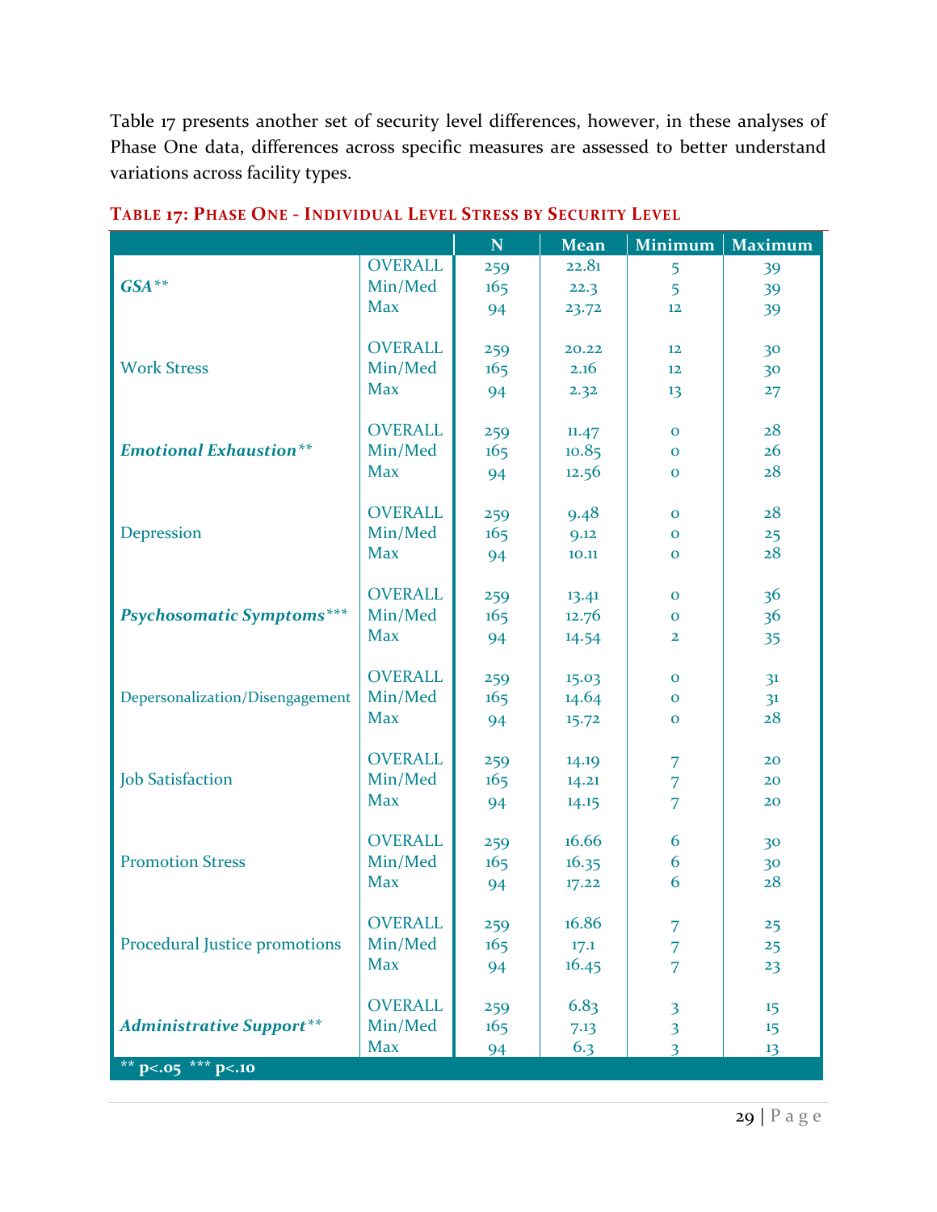Table 17 presents another set of security level differences, however, in these analyses of Phase One data, differences across specific measures are assessed to better understand variations across facility types.

**TABLE 17: PHASE ONE - INDIVIDUAL LEVEL STRESS BY SECURITY LEVEL**

| | | N | Mean | Minimum | Maximum |
|---|---|---|---|---|---|
| ***GSA*** ** | OVERALL | 259 | 22.81 | 5 | 39 |
| | Min/Med | 165 | 22.3 | 5 | 39 |
| | Max | 94 | 23.72 | 12 | 39 |
| Work Stress | OVERALL | 259 | 20.22 | 12 | 30 |
| | Min/Med | 165 | 2.16 | 12 | 30 |
| | Max | 94 | 2.32 | 13 | 27 |
| ***Emotional Exhaustion*** ** | OVERALL | 259 | 11.47 | 0 | 28 |
| | Min/Med | 165 | 10.85 | 0 | 26 |
| | Max | 94 | 12.56 | 0 | 28 |
| Depression | OVERALL | 259 | 9.48 | 0 | 28 |
| | Min/Med | 165 | 9.12 | 0 | 25 |
| | Max | 94 | 10.11 | 0 | 28 |
| ***Psychosomatic Symptoms*** *** | OVERALL | 259 | 13.41 | 0 | 36 |
| | Min/Med | 165 | 12.76 | 0 | 36 |
| | Max | 94 | 14.54 | 2 | 35 |
| Depersonalization/Disengagement | OVERALL | 259 | 15.03 | 0 | 31 |
| | Min/Med | 165 | 14.64 | 0 | 31 |
| | Max | 94 | 15.72 | 0 | 28 |
| Job Satisfaction | OVERALL | 259 | 14.19 | 7 | 20 |
| | Min/Med | 165 | 14.21 | 7 | 20 |
| | Max | 94 | 14.15 | 7 | 20 |
| Promotion Stress | OVERALL | 259 | 16.66 | 6 | 30 |
| | Min/Med | 165 | 16.35 | 6 | 30 |
| | Max | 94 | 17.22 | 6 | 28 |
| Procedural Justice promotions | OVERALL | 259 | 16.86 | 7 | 25 |
| | Min/Med | 165 | 17.1 | 7 | 25 |
| | Max | 94 | 16.45 | 7 | 23 |
| ***Administrative Support*** ** | OVERALL | 259 | 6.83 | 3 | 15 |
| | Min/Med | 165 | 7.13 | 3 | 15 |
| | Max | 94 | 6.3 | 3 | 13 |

** $p<.05$ *** $p<.10$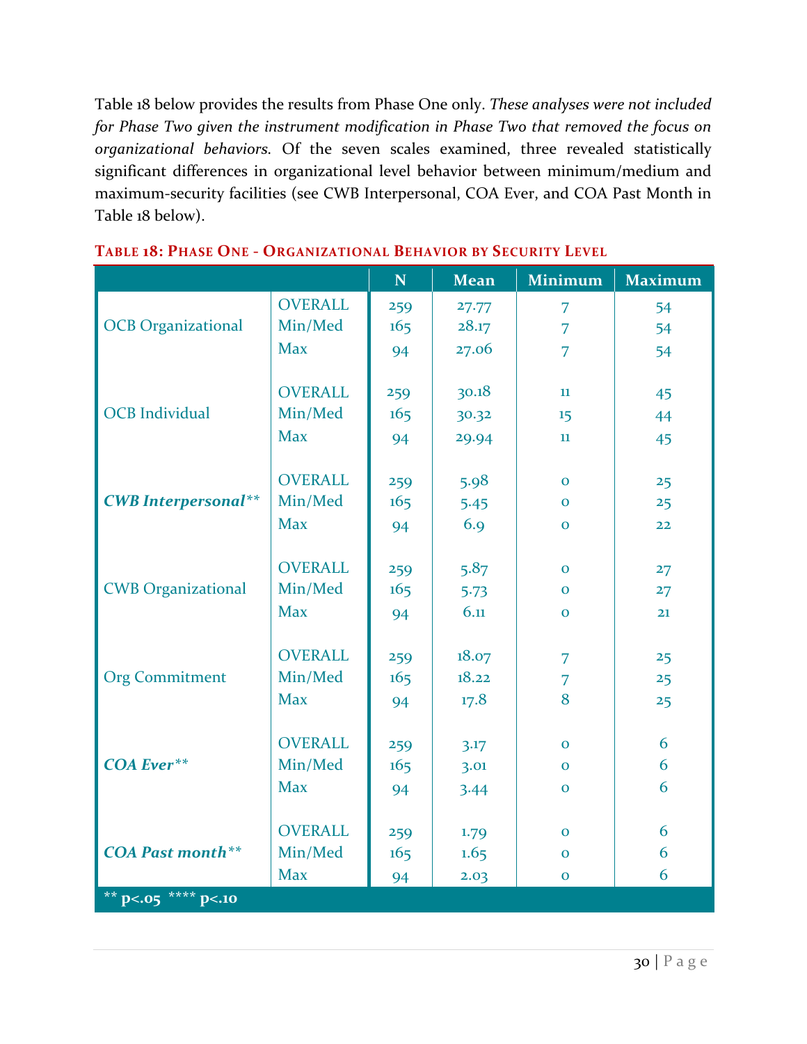Table 18 below provides the results from Phase One only. *These analyses were not included for Phase Two given the instrument modification in Phase Two that removed the focus on organizational behaviors.* Of the seven scales examined, three revealed statistically significant differences in organizational level behavior between minimum/medium and maximum-security facilities (see CWB Interpersonal, COA Ever, and COA Past Month in Table 18 below).

**Table 18: Phase One - Organizational Behavior by Security Level**

| | | N | Mean | Minimum | Maximum |
|---|---|---|---|---|---|
| OCB Organizational | OVERALL | 259 | 27.77 | 7 | 54 |
| | Min/Med | 165 | 28.17 | 7 | 54 |
| | Max | 94 | 27.06 | 7 | 54 |
| OCB Individual | OVERALL | 259 | 30.18 | 11 | 45 |
| | Min/Med | 165 | 30.32 | 15 | 44 |
| | Max | 94 | 29.94 | 11 | 45 |
| ***CWB Interpersonal**** | OVERALL | 259 | 5.98 | 0 | 25 |
| | Min/Med | 165 | 5.45 | 0 | 25 |
| | Max | 94 | 6.9 | 0 | 22 |
| CWB Organizational | OVERALL | 259 | 5.87 | 0 | 27 |
| | Min/Med | 165 | 5.73 | 0 | 27 |
| | Max | 94 | 6.11 | 0 | 21 |
| Org Commitment | OVERALL | 259 | 18.07 | 7 | 25 |
| | Min/Med | 165 | 18.22 | 7 | 25 |
| | Max | 94 | 17.8 | 8 | 25 |
| ***COA Ever**** | OVERALL | 259 | 3.17 | 0 | 6 |
| | Min/Med | 165 | 3.01 | 0 | 6 |
| | Max | 94 | 3.44 | 0 | 6 |
| ***COA Past month**** | OVERALL | 259 | 1.79 | 0 | 6 |
| | Min/Med | 165 | 1.65 | 0 | 6 |
| | Max | 94 | 2.03 | 0 | 6 |

** $p<.05$ **** $p<.10$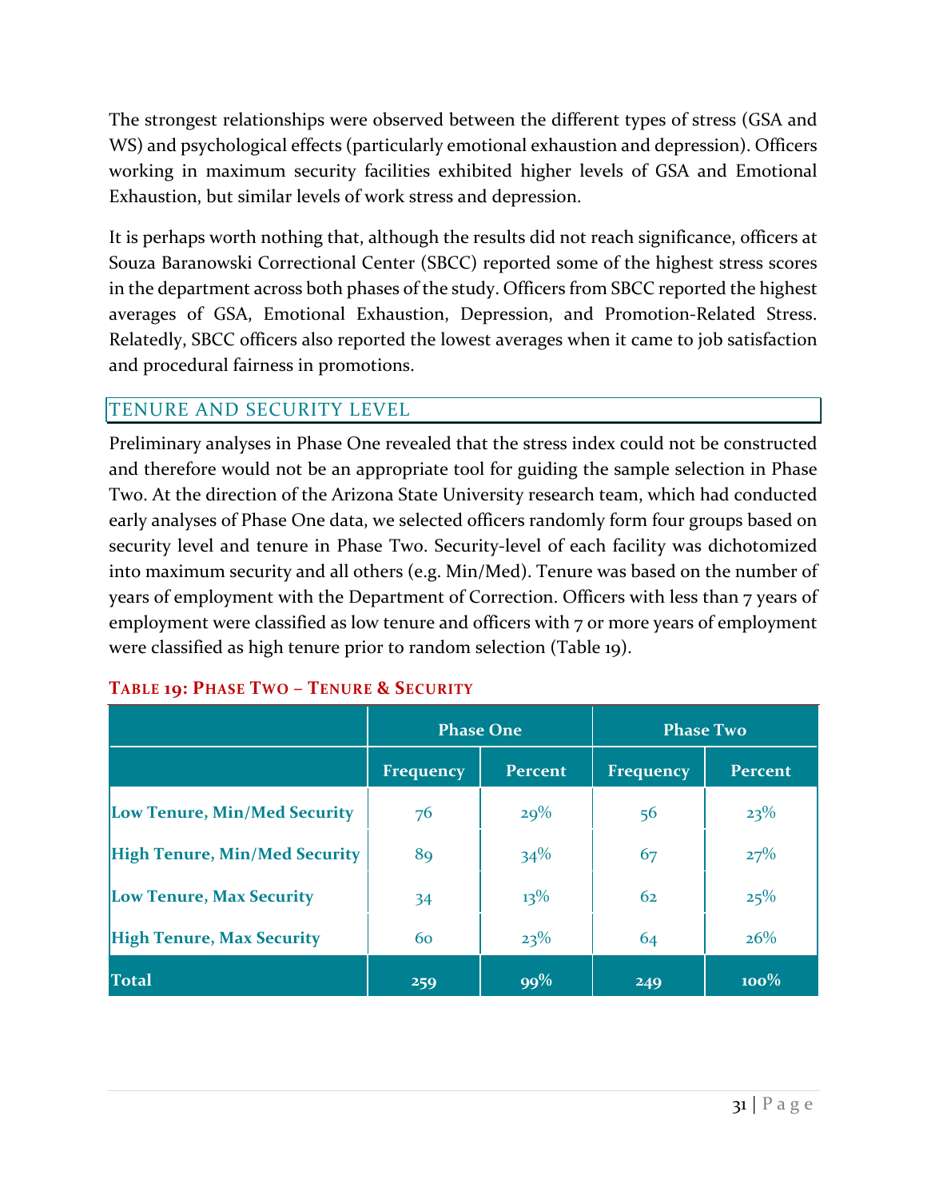The strongest relationships were observed between the different types of stress (GSA and WS) and psychological effects (particularly emotional exhaustion and depression). Officers working in maximum security facilities exhibited higher levels of GSA and Emotional Exhaustion, but similar levels of work stress and depression.

It is perhaps worth nothing that, although the results did not reach significance, officers at Souza Baranowski Correctional Center (SBCC) reported some of the highest stress scores in the department across both phases of the study. Officers from SBCC reported the highest averages of GSA, Emotional Exhaustion, Depression, and Promotion-Related Stress. Relatedly, SBCC officers also reported the lowest averages when it came to job satisfaction and procedural fairness in promotions.

## TENURE AND SECURITY LEVEL

Preliminary analyses in Phase One revealed that the stress index could not be constructed and therefore would not be an appropriate tool for guiding the sample selection in Phase Two. At the direction of the Arizona State University research team, which had conducted early analyses of Phase One data, we selected officers randomly form four groups based on security level and tenure in Phase Two. Security-level of each facility was dichotomized into maximum security and all others (e.g. Min/Med). Tenure was based on the number of years of employment with the Department of Correction. Officers with less than 7 years of employment were classified as low tenure and officers with 7 or more years of employment were classified as high tenure prior to random selection (Table 19).

**TABLE 19: PHASE TWO – TENURE & SECURITY**

| | Phase One | | Phase Two | |
|---|---|---|---|---|
| | Frequency | Percent | Frequency | Percent |
| **Low Tenure, Min/Med Security** | 76 | 29% | 56 | 23% |
| **High Tenure, Min/Med Security** | 89 | 34% | 67 | 27% |
| **Low Tenure, Max Security** | 34 | 13% | 62 | 25% |
| **High Tenure, Max Security** | 60 | 23% | 64 | 26% |
| **Total** | **259** | **99%** | **249** | **100%** |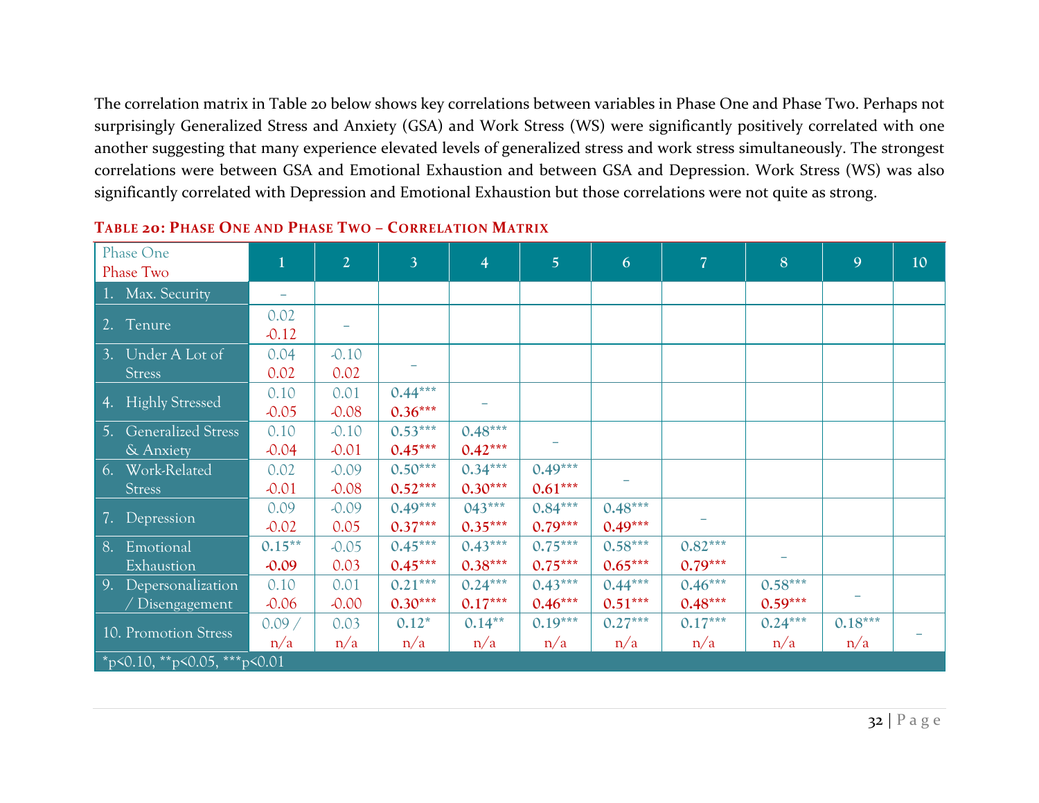The correlation matrix in Table 20 below shows key correlations between variables in Phase One and Phase Two. Perhaps not surprisingly Generalized Stress and Anxiety (GSA) and Work Stress (WS) were significantly positively correlated with one another suggesting that many experience elevated levels of generalized stress and work stress simultaneously. The strongest correlations were between GSA and Emotional Exhaustion and between GSA and Depression. Work Stress (WS) was also significantly correlated with Depression and Emotional Exhaustion but those correlations were not quite as strong.

### Table 20: Phase One and Phase Two – Correlation Matrix

| Phase One / Phase Two | 1 | 2 | 3 | 4 | 5 | 6 | 7 | 8 | 9 | 10 |
|---|---|---|---|---|---|---|---|---|---|---|
| 1. Max. Security | – | | | | | | | | | |
| 2. Tenure | 0.02 / -0.12 | – | | | | | | | | |
| 3. Under A Lot of Stress | 0.04 / 0.02 | -0.10 / 0.02 | – | | | | | | | |
| 4. Highly Stressed | 0.10 / -0.05 | 0.01 / -0.08 | **0.44***** / **0.36***** | – | | | | | | |
| 5. Generalized Stress & Anxiety | 0.10 / -0.04 | -0.10 / -0.01 | **0.53***** / **0.45***** | **0.48***** / **0.42***** | – | | | | | |
| 6. Work-Related Stress | 0.02 / -0.01 | -0.09 / -0.08 | **0.50***** / **0.52***** | **0.34***** / **0.30***** | **0.49***** / **0.61***** | – | | | | |
| 7. Depression | 0.09 / -0.02 | -0.09 / 0.05 | **0.49***** / **0.37***** | **043***** / **0.35***** | **0.84***** / **0.79***** | **0.48***** / **0.49***** | – | | | |
| 8. Emotional Exhaustion | **0.15**** / **-0.09** | -0.05 / 0.03 | **0.45***** / **0.45***** | **0.43***** / **0.38***** | **0.75***** / **0.75***** | **0.58***** / **0.65***** | **0.82***** / **0.79***** | – | | |
| 9. Depersonalization / Disengagement | 0.10 / -0.06 | 0.01 / -0.00 | **0.21***** / **0.30***** | **0.24***** / **0.17***** | **0.43***** / **0.46***** | **0.44***** / **0.51***** | **0.46***** / **0.48***** | **0.58***** / **0.59***** | – | |
| 10. Promotion Stress | 0.09 / n/a | 0.03 / n/a | **0.12*** / n/a | **0.14**** / n/a | **0.19***** / n/a | **0.27***** / n/a | **0.17***** / n/a | **0.24***** / n/a | **0.18***** / n/a | – |

*p<0.10, **p<0.05, ***p<0.01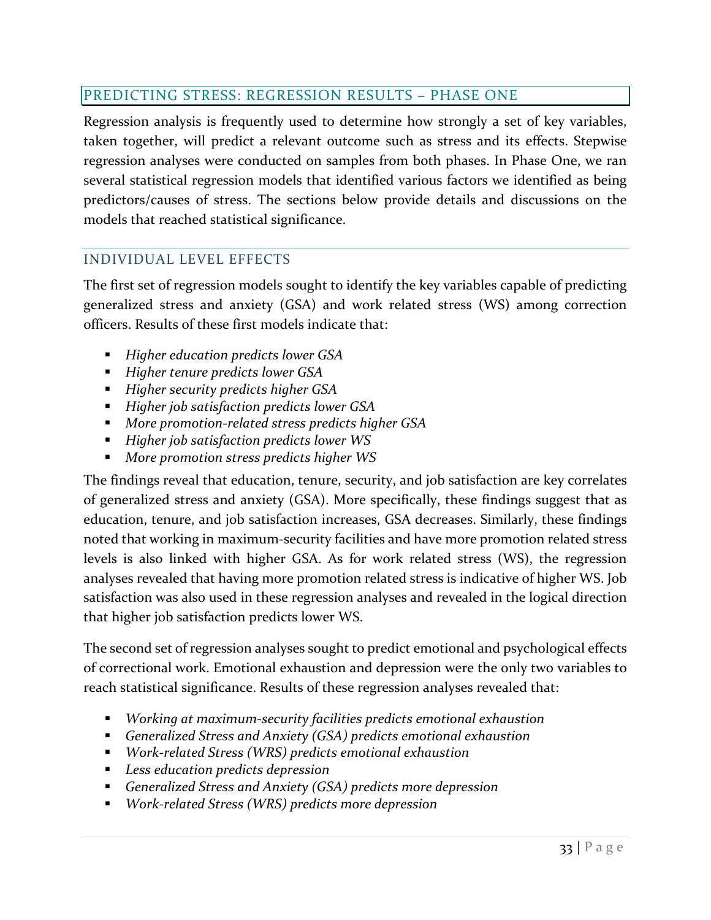## PREDICTING STRESS: REGRESSION RESULTS – PHASE ONE

Regression analysis is frequently used to determine how strongly a set of key variables, taken together, will predict a relevant outcome such as stress and its effects. Stepwise regression analyses were conducted on samples from both phases. In Phase One, we ran several statistical regression models that identified various factors we identified as being predictors/causes of stress. The sections below provide details and discussions on the models that reached statistical significance.

### INDIVIDUAL LEVEL EFFECTS

The first set of regression models sought to identify the key variables capable of predicting generalized stress and anxiety (GSA) and work related stress (WS) among correction officers. Results of these first models indicate that:

- *Higher education predicts lower GSA*
- *Higher tenure predicts lower GSA*
- *Higher security predicts higher GSA*
- *Higher job satisfaction predicts lower GSA*
- *More promotion-related stress predicts higher GSA*
- *Higher job satisfaction predicts lower WS*
- *More promotion stress predicts higher WS*

The findings reveal that education, tenure, security, and job satisfaction are key correlates of generalized stress and anxiety (GSA). More specifically, these findings suggest that as education, tenure, and job satisfaction increases, GSA decreases. Similarly, these findings noted that working in maximum-security facilities and have more promotion related stress levels is also linked with higher GSA. As for work related stress (WS), the regression analyses revealed that having more promotion related stress is indicative of higher WS. Job satisfaction was also used in these regression analyses and revealed in the logical direction that higher job satisfaction predicts lower WS.

The second set of regression analyses sought to predict emotional and psychological effects of correctional work. Emotional exhaustion and depression were the only two variables to reach statistical significance. Results of these regression analyses revealed that:

- *Working at maximum-security facilities predicts emotional exhaustion*
- *Generalized Stress and Anxiety (GSA) predicts emotional exhaustion*
- *Work-related Stress (WRS) predicts emotional exhaustion*
- *Less education predicts depression*
- *Generalized Stress and Anxiety (GSA) predicts more depression*
- *Work-related Stress (WRS) predicts more depression*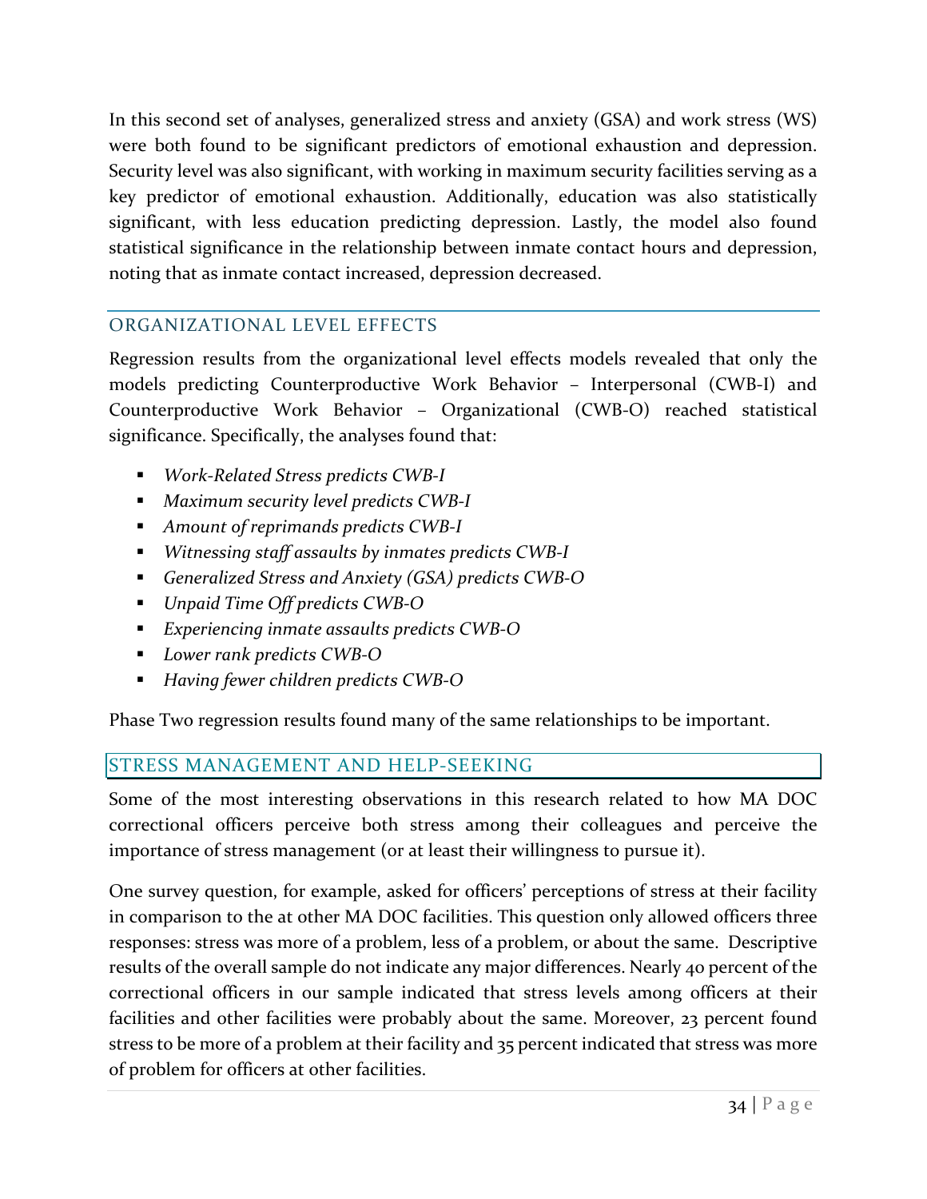In this second set of analyses, generalized stress and anxiety (GSA) and work stress (WS) were both found to be significant predictors of emotional exhaustion and depression. Security level was also significant, with working in maximum security facilities serving as a key predictor of emotional exhaustion. Additionally, education was also statistically significant, with less education predicting depression. Lastly, the model also found statistical significance in the relationship between inmate contact hours and depression, noting that as inmate contact increased, depression decreased.

## ORGANIZATIONAL LEVEL EFFECTS

Regression results from the organizational level effects models revealed that only the models predicting Counterproductive Work Behavior – Interpersonal (CWB-I) and Counterproductive Work Behavior – Organizational (CWB-O) reached statistical significance. Specifically, the analyses found that:

- *Work-Related Stress predicts CWB-I*
- *Maximum security level predicts CWB-I*
- *Amount of reprimands predicts CWB-I*
- *Witnessing staff assaults by inmates predicts CWB-I*
- *Generalized Stress and Anxiety (GSA) predicts CWB-O*
- *Unpaid Time Off predicts CWB-O*
- *Experiencing inmate assaults predicts CWB-O*
- *Lower rank predicts CWB-O*
- *Having fewer children predicts CWB-O*

Phase Two regression results found many of the same relationships to be important.

## STRESS MANAGEMENT AND HELP-SEEKING

Some of the most interesting observations in this research related to how MA DOC correctional officers perceive both stress among their colleagues and perceive the importance of stress management (or at least their willingness to pursue it).

One survey question, for example, asked for officers' perceptions of stress at their facility in comparison to the at other MA DOC facilities. This question only allowed officers three responses: stress was more of a problem, less of a problem, or about the same. Descriptive results of the overall sample do not indicate any major differences. Nearly 40 percent of the correctional officers in our sample indicated that stress levels among officers at their facilities and other facilities were probably about the same. Moreover, 23 percent found stress to be more of a problem at their facility and 35 percent indicated that stress was more of problem for officers at other facilities.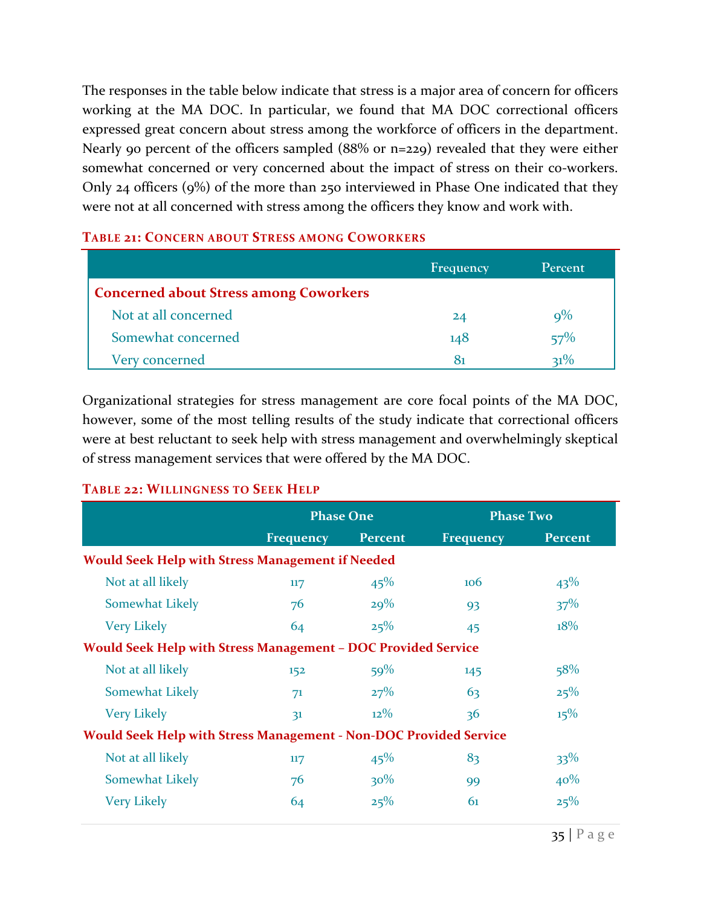The responses in the table below indicate that stress is a major area of concern for officers working at the MA DOC. In particular, we found that MA DOC correctional officers expressed great concern about stress among the workforce of officers in the department. Nearly 90 percent of the officers sampled (88% or n=229) revealed that they were either somewhat concerned or very concerned about the impact of stress on their co-workers. Only 24 officers (9%) of the more than 250 interviewed in Phase One indicated that they were not at all concerned with stress among the officers they know and work with.

**TABLE 21: CONCERN ABOUT STRESS AMONG COWORKERS**

| | Frequency | Percent |
|---|---|---|
| **Concerned about Stress among Coworkers** | | |
| Not at all concerned | 24 | 9% |
| Somewhat concerned | 148 | 57% |
| Very concerned | 81 | 31% |

Organizational strategies for stress management are core focal points of the MA DOC, however, some of the most telling results of the study indicate that correctional officers were at best reluctant to seek help with stress management and overwhelmingly skeptical of stress management services that were offered by the MA DOC.

**TABLE 22: WILLINGNESS TO SEEK HELP**

| | Phase One | | Phase Two | |
|---|---|---|---|---|
| | Frequency | Percent | Frequency | Percent |
| **Would Seek Help with Stress Management if Needed** | | | | |
| Not at all likely | 117 | 45% | 106 | 43% |
| Somewhat Likely | 76 | 29% | 93 | 37% |
| Very Likely | 64 | 25% | 45 | 18% |
| **Would Seek Help with Stress Management – DOC Provided Service** | | | | |
| Not at all likely | 152 | 59% | 145 | 58% |
| Somewhat Likely | 71 | 27% | 63 | 25% |
| Very Likely | 31 | 12% | 36 | 15% |
| **Would Seek Help with Stress Management - Non-DOC Provided Service** | | | | |
| Not at all likely | 117 | 45% | 83 | 33% |
| Somewhat Likely | 76 | 30% | 99 | 40% |
| Very Likely | 64 | 25% | 61 | 25% |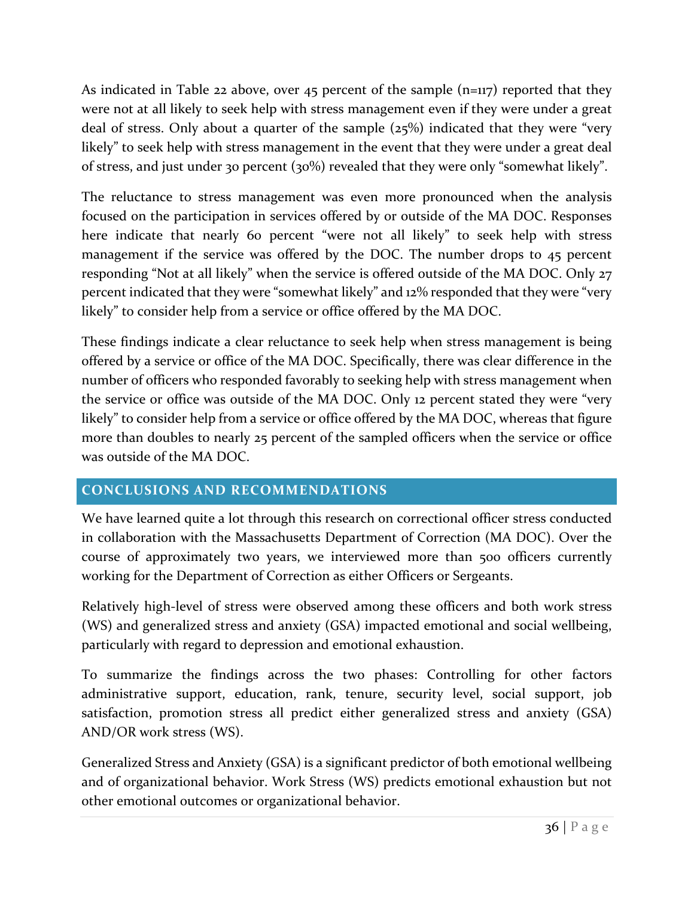As indicated in Table 22 above, over 45 percent of the sample (n=117) reported that they were not at all likely to seek help with stress management even if they were under a great deal of stress. Only about a quarter of the sample (25%) indicated that they were "very likely" to seek help with stress management in the event that they were under a great deal of stress, and just under 30 percent (30%) revealed that they were only "somewhat likely".

The reluctance to stress management was even more pronounced when the analysis focused on the participation in services offered by or outside of the MA DOC. Responses here indicate that nearly 60 percent "were not all likely" to seek help with stress management if the service was offered by the DOC. The number drops to 45 percent responding "Not at all likely" when the service is offered outside of the MA DOC. Only 27 percent indicated that they were "somewhat likely" and 12% responded that they were "very likely" to consider help from a service or office offered by the MA DOC.

These findings indicate a clear reluctance to seek help when stress management is being offered by a service or office of the MA DOC. Specifically, there was clear difference in the number of officers who responded favorably to seeking help with stress management when the service or office was outside of the MA DOC. Only 12 percent stated they were "very likely" to consider help from a service or office offered by the MA DOC, whereas that figure more than doubles to nearly 25 percent of the sampled officers when the service or office was outside of the MA DOC.

## CONCLUSIONS AND RECOMMENDATIONS

We have learned quite a lot through this research on correctional officer stress conducted in collaboration with the Massachusetts Department of Correction (MA DOC). Over the course of approximately two years, we interviewed more than 500 officers currently working for the Department of Correction as either Officers or Sergeants.

Relatively high-level of stress were observed among these officers and both work stress (WS) and generalized stress and anxiety (GSA) impacted emotional and social wellbeing, particularly with regard to depression and emotional exhaustion.

To summarize the findings across the two phases: Controlling for other factors administrative support, education, rank, tenure, security level, social support, job satisfaction, promotion stress all predict either generalized stress and anxiety (GSA) AND/OR work stress (WS).

Generalized Stress and Anxiety (GSA) is a significant predictor of both emotional wellbeing and of organizational behavior. Work Stress (WS) predicts emotional exhaustion but not other emotional outcomes or organizational behavior.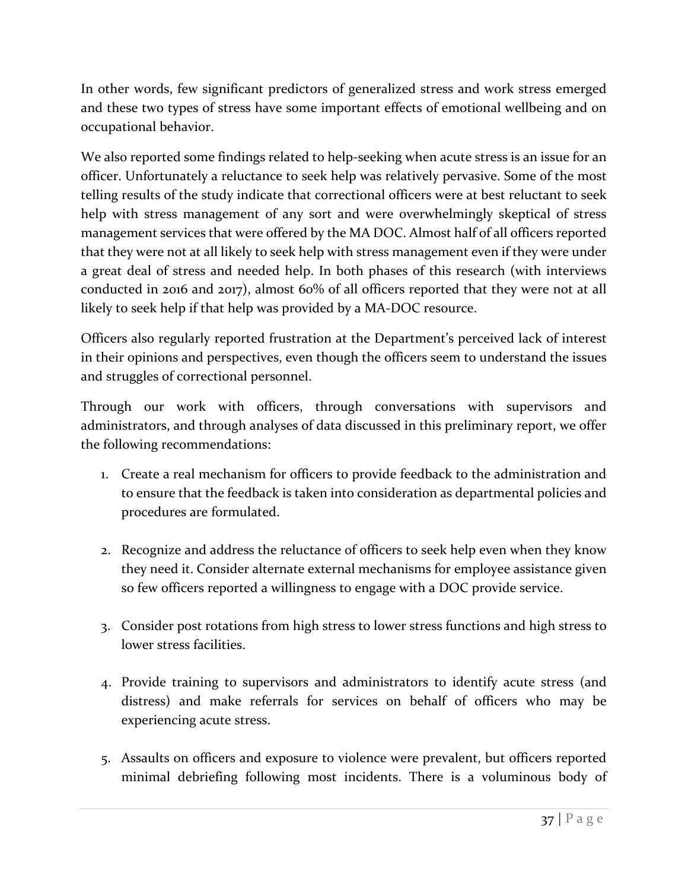In other words, few significant predictors of generalized stress and work stress emerged and these two types of stress have some important effects of emotional wellbeing and on occupational behavior.

We also reported some findings related to help-seeking when acute stress is an issue for an officer. Unfortunately a reluctance to seek help was relatively pervasive. Some of the most telling results of the study indicate that correctional officers were at best reluctant to seek help with stress management of any sort and were overwhelmingly skeptical of stress management services that were offered by the MA DOC. Almost half of all officers reported that they were not at all likely to seek help with stress management even if they were under a great deal of stress and needed help. In both phases of this research (with interviews conducted in 2016 and 2017), almost 60% of all officers reported that they were not at all likely to seek help if that help was provided by a MA-DOC resource.

Officers also regularly reported frustration at the Department's perceived lack of interest in their opinions and perspectives, even though the officers seem to understand the issues and struggles of correctional personnel.

Through our work with officers, through conversations with supervisors and administrators, and through analyses of data discussed in this preliminary report, we offer the following recommendations:

1. Create a real mechanism for officers to provide feedback to the administration and to ensure that the feedback is taken into consideration as departmental policies and procedures are formulated.

2. Recognize and address the reluctance of officers to seek help even when they know they need it. Consider alternate external mechanisms for employee assistance given so few officers reported a willingness to engage with a DOC provide service.

3. Consider post rotations from high stress to lower stress functions and high stress to lower stress facilities.

4. Provide training to supervisors and administrators to identify acute stress (and distress) and make referrals for services on behalf of officers who may be experiencing acute stress.

5. Assaults on officers and exposure to violence were prevalent, but officers reported minimal debriefing following most incidents. There is a voluminous body of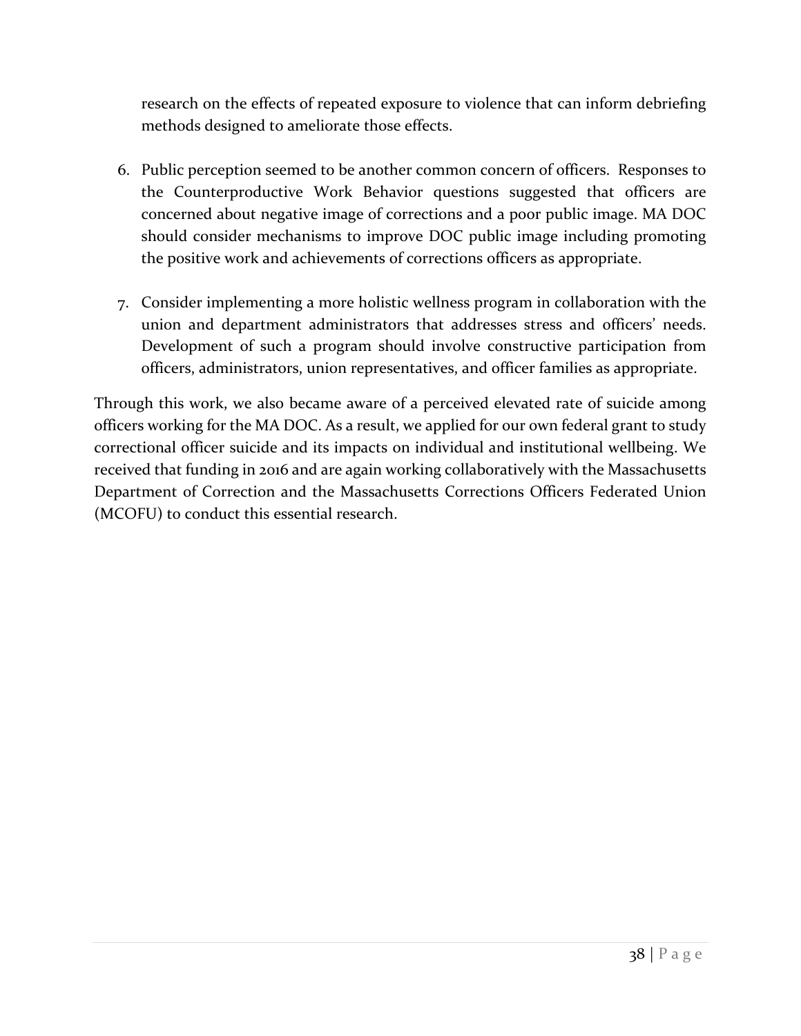research on the effects of repeated exposure to violence that can inform debriefing methods designed to ameliorate those effects.

6. Public perception seemed to be another common concern of officers. Responses to the Counterproductive Work Behavior questions suggested that officers are concerned about negative image of corrections and a poor public image. MA DOC should consider mechanisms to improve DOC public image including promoting the positive work and achievements of corrections officers as appropriate.

7. Consider implementing a more holistic wellness program in collaboration with the union and department administrators that addresses stress and officers' needs. Development of such a program should involve constructive participation from officers, administrators, union representatives, and officer families as appropriate.

Through this work, we also became aware of a perceived elevated rate of suicide among officers working for the MA DOC. As a result, we applied for our own federal grant to study correctional officer suicide and its impacts on individual and institutional wellbeing. We received that funding in 2016 and are again working collaboratively with the Massachusetts Department of Correction and the Massachusetts Corrections Officers Federated Union (MCOFU) to conduct this essential research.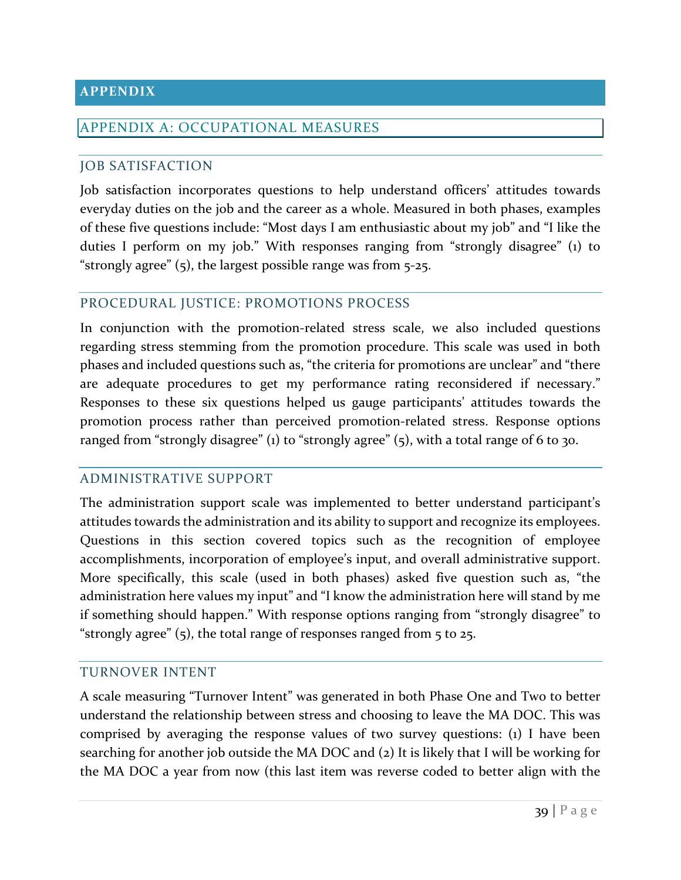# APPENDIX

## APPENDIX A: OCCUPATIONAL MEASURES

### JOB SATISFACTION

Job satisfaction incorporates questions to help understand officers' attitudes towards everyday duties on the job and the career as a whole. Measured in both phases, examples of these five questions include: "Most days I am enthusiastic about my job" and "I like the duties I perform on my job." With responses ranging from "strongly disagree" (1) to "strongly agree" (5), the largest possible range was from 5-25.

### PROCEDURAL JUSTICE: PROMOTIONS PROCESS

In conjunction with the promotion-related stress scale, we also included questions regarding stress stemming from the promotion procedure. This scale was used in both phases and included questions such as, "the criteria for promotions are unclear" and "there are adequate procedures to get my performance rating reconsidered if necessary." Responses to these six questions helped us gauge participants' attitudes towards the promotion process rather than perceived promotion-related stress. Response options ranged from "strongly disagree" (1) to "strongly agree" (5), with a total range of 6 to 30.

### ADMINISTRATIVE SUPPORT

The administration support scale was implemented to better understand participant's attitudes towards the administration and its ability to support and recognize its employees. Questions in this section covered topics such as the recognition of employee accomplishments, incorporation of employee's input, and overall administrative support. More specifically, this scale (used in both phases) asked five question such as, "the administration here values my input" and "I know the administration here will stand by me if something should happen." With response options ranging from "strongly disagree" to "strongly agree" (5), the total range of responses ranged from 5 to 25.

### TURNOVER INTENT

A scale measuring "Turnover Intent" was generated in both Phase One and Two to better understand the relationship between stress and choosing to leave the MA DOC. This was comprised by averaging the response values of two survey questions: (1) I have been searching for another job outside the MA DOC and (2) It is likely that I will be working for the MA DOC a year from now (this last item was reverse coded to better align with the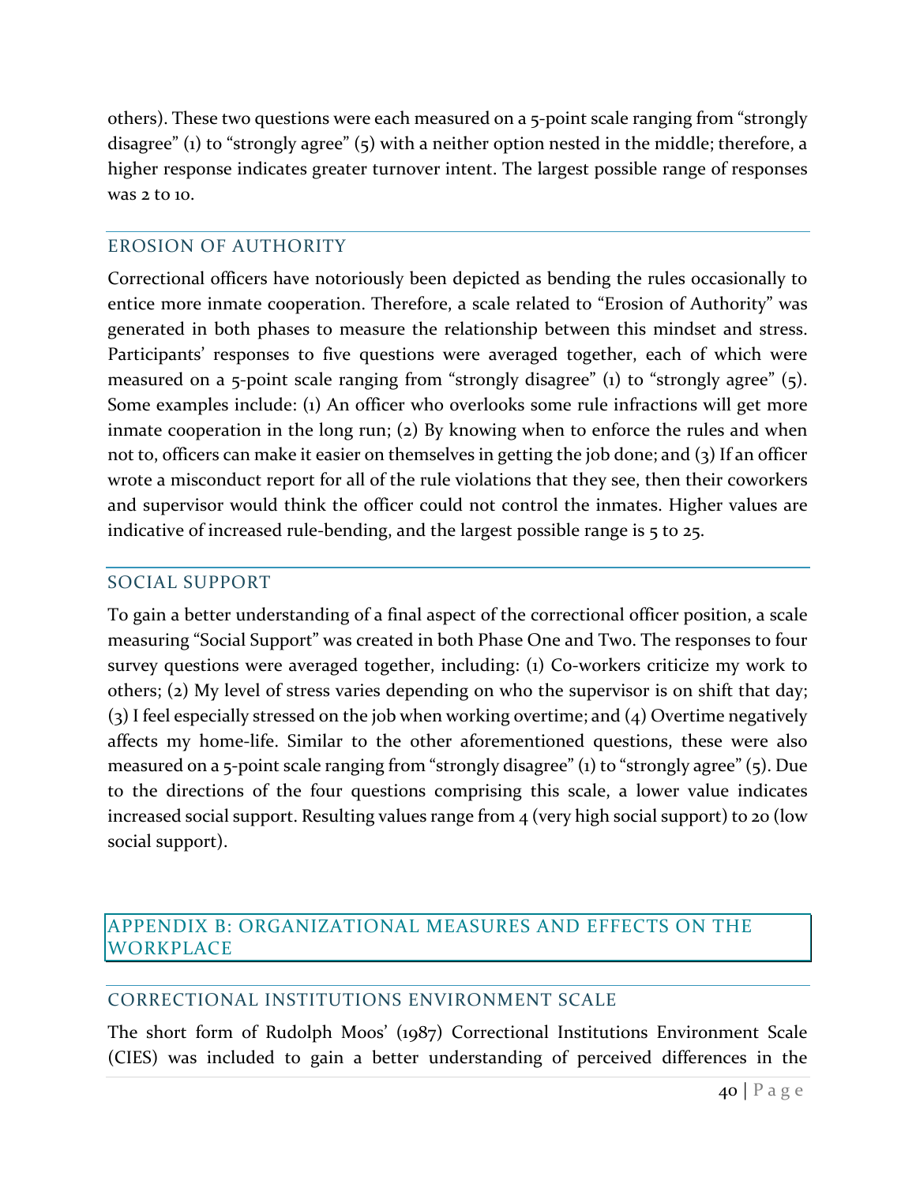others). These two questions were each measured on a 5-point scale ranging from “strongly disagree” (1) to “strongly agree” (5) with a neither option nested in the middle; therefore, a higher response indicates greater turnover intent. The largest possible range of responses was 2 to 10.

### EROSION OF AUTHORITY

Correctional officers have notoriously been depicted as bending the rules occasionally to entice more inmate cooperation. Therefore, a scale related to “Erosion of Authority” was generated in both phases to measure the relationship between this mindset and stress. Participants’ responses to five questions were averaged together, each of which were measured on a 5-point scale ranging from “strongly disagree” (1) to “strongly agree” (5). Some examples include: (1) An officer who overlooks some rule infractions will get more inmate cooperation in the long run; (2) By knowing when to enforce the rules and when not to, officers can make it easier on themselves in getting the job done; and (3) If an officer wrote a misconduct report for all of the rule violations that they see, then their coworkers and supervisor would think the officer could not control the inmates. Higher values are indicative of increased rule-bending, and the largest possible range is 5 to 25.

### SOCIAL SUPPORT

To gain a better understanding of a final aspect of the correctional officer position, a scale measuring “Social Support” was created in both Phase One and Two. The responses to four survey questions were averaged together, including: (1) Co-workers criticize my work to others; (2) My level of stress varies depending on who the supervisor is on shift that day; (3) I feel especially stressed on the job when working overtime; and (4) Overtime negatively affects my home-life. Similar to the other aforementioned questions, these were also measured on a 5-point scale ranging from “strongly disagree” (1) to “strongly agree” (5). Due to the directions of the four questions comprising this scale, a lower value indicates increased social support. Resulting values range from 4 (very high social support) to 20 (low social support).

## APPENDIX B: ORGANIZATIONAL MEASURES AND EFFECTS ON THE WORKPLACE

### CORRECTIONAL INSTITUTIONS ENVIRONMENT SCALE

The short form of Rudolph Moos’ (1987) Correctional Institutions Environment Scale (CIES) was included to gain a better understanding of perceived differences in the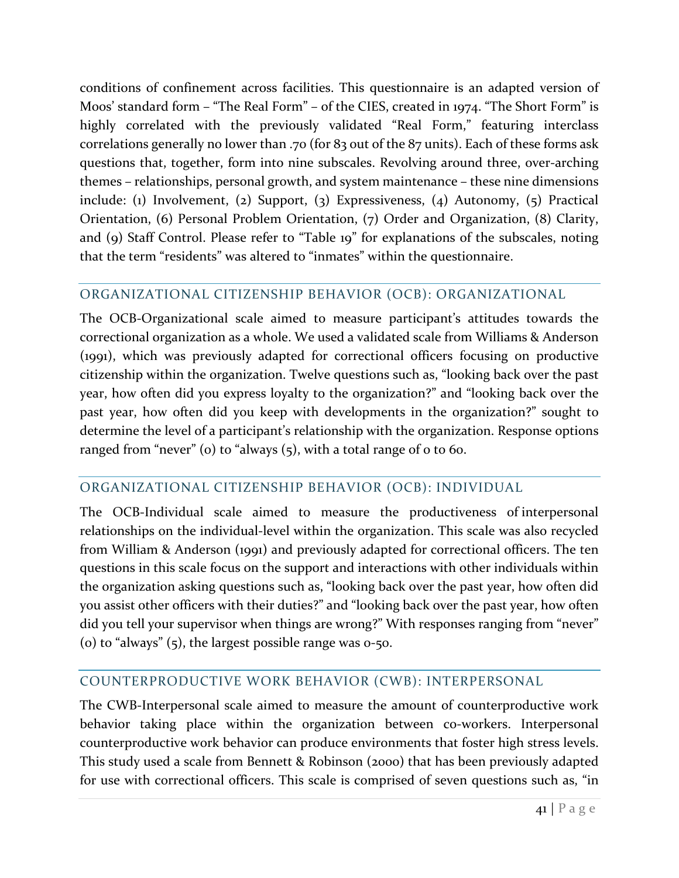conditions of confinement across facilities. This questionnaire is an adapted version of Moos' standard form – "The Real Form" – of the CIES, created in 1974. "The Short Form" is highly correlated with the previously validated "Real Form," featuring interclass correlations generally no lower than .70 (for 83 out of the 87 units). Each of these forms ask questions that, together, form into nine subscales. Revolving around three, over-arching themes – relationships, personal growth, and system maintenance – these nine dimensions include: (1) Involvement, (2) Support, (3) Expressiveness, (4) Autonomy, (5) Practical Orientation, (6) Personal Problem Orientation, (7) Order and Organization, (8) Clarity, and (9) Staff Control. Please refer to "Table 19" for explanations of the subscales, noting that the term "residents" was altered to "inmates" within the questionnaire.

## ORGANIZATIONAL CITIZENSHIP BEHAVIOR (OCB): ORGANIZATIONAL

The OCB-Organizational scale aimed to measure participant's attitudes towards the correctional organization as a whole. We used a validated scale from Williams & Anderson (1991), which was previously adapted for correctional officers focusing on productive citizenship within the organization. Twelve questions such as, "looking back over the past year, how often did you express loyalty to the organization?" and "looking back over the past year, how often did you keep with developments in the organization?" sought to determine the level of a participant's relationship with the organization. Response options ranged from "never" (0) to "always (5), with a total range of 0 to 60.

## ORGANIZATIONAL CITIZENSHIP BEHAVIOR (OCB): INDIVIDUAL

The OCB-Individual scale aimed to measure the productiveness of interpersonal relationships on the individual-level within the organization. This scale was also recycled from William & Anderson (1991) and previously adapted for correctional officers. The ten questions in this scale focus on the support and interactions with other individuals within the organization asking questions such as, "looking back over the past year, how often did you assist other officers with their duties?" and "looking back over the past year, how often did you tell your supervisor when things are wrong?" With responses ranging from "never" (0) to "always" (5), the largest possible range was 0-50.

## COUNTERPRODUCTIVE WORK BEHAVIOR (CWB): INTERPERSONAL

The CWB-Interpersonal scale aimed to measure the amount of counterproductive work behavior taking place within the organization between co-workers. Interpersonal counterproductive work behavior can produce environments that foster high stress levels. This study used a scale from Bennett & Robinson (2000) that has been previously adapted for use with correctional officers. This scale is comprised of seven questions such as, "in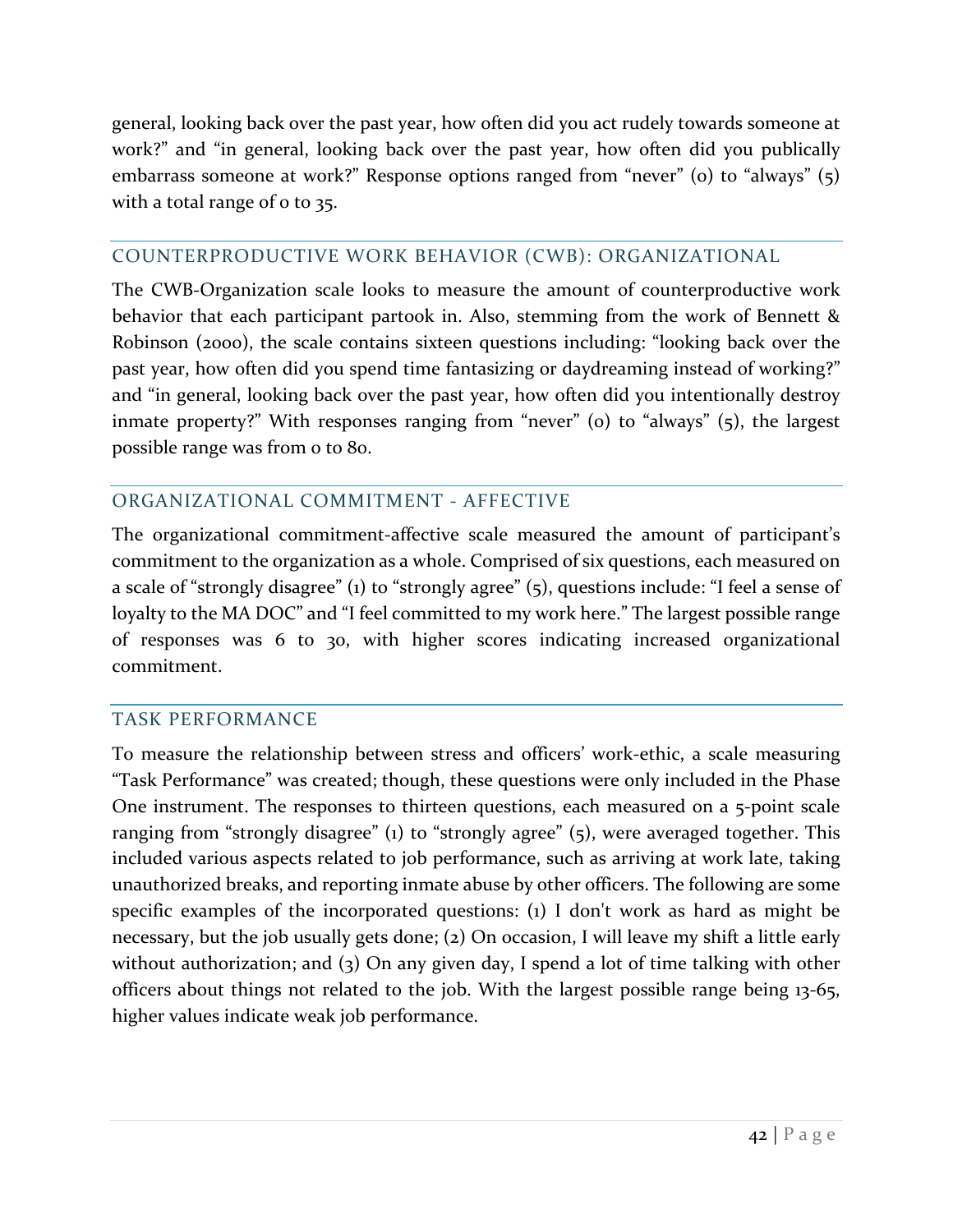general, looking back over the past year, how often did you act rudely towards someone at work?" and "in general, looking back over the past year, how often did you publically embarrass someone at work?" Response options ranged from "never" (0) to "always" (5) with a total range of 0 to 35.

## COUNTERPRODUCTIVE WORK BEHAVIOR (CWB): ORGANIZATIONAL

The CWB-Organization scale looks to measure the amount of counterproductive work behavior that each participant partook in. Also, stemming from the work of Bennett & Robinson (2000), the scale contains sixteen questions including: "looking back over the past year, how often did you spend time fantasizing or daydreaming instead of working?" and "in general, looking back over the past year, how often did you intentionally destroy inmate property?" With responses ranging from "never" (0) to "always" (5), the largest possible range was from 0 to 80.

## ORGANIZATIONAL COMMITMENT - AFFECTIVE

The organizational commitment-affective scale measured the amount of participant's commitment to the organization as a whole. Comprised of six questions, each measured on a scale of "strongly disagree" (1) to "strongly agree" (5), questions include: "I feel a sense of loyalty to the MA DOC" and "I feel committed to my work here." The largest possible range of responses was 6 to 30, with higher scores indicating increased organizational commitment.

## TASK PERFORMANCE

To measure the relationship between stress and officers' work-ethic, a scale measuring "Task Performance" was created; though, these questions were only included in the Phase One instrument. The responses to thirteen questions, each measured on a 5-point scale ranging from "strongly disagree" (1) to "strongly agree" (5), were averaged together. This included various aspects related to job performance, such as arriving at work late, taking unauthorized breaks, and reporting inmate abuse by other officers. The following are some specific examples of the incorporated questions: (1) I don't work as hard as might be necessary, but the job usually gets done; (2) On occasion, I will leave my shift a little early without authorization; and (3) On any given day, I spend a lot of time talking with other officers about things not related to the job. With the largest possible range being 13-65, higher values indicate weak job performance.